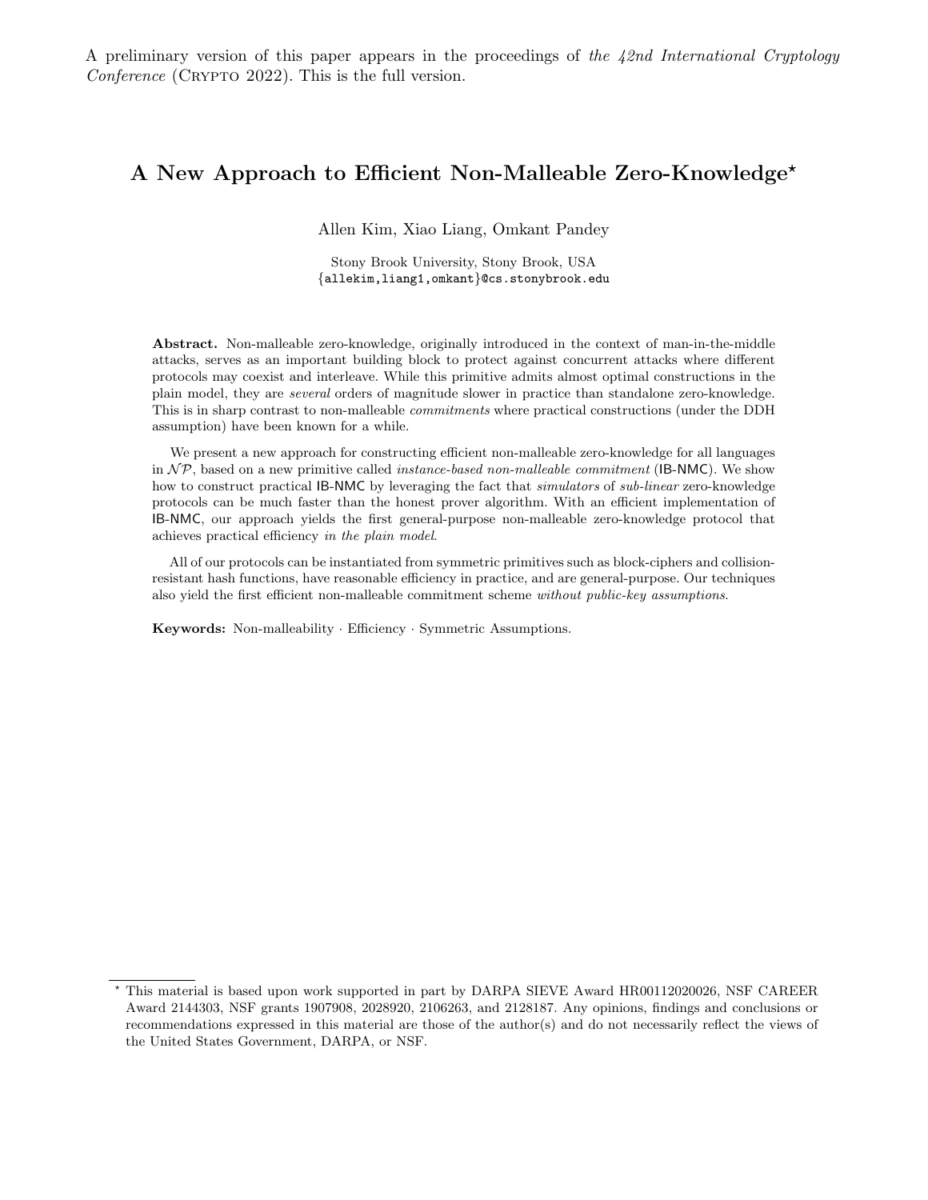A preliminary version of this paper appears in the proceedings of *the 42nd International Cryptology Conference* (CRYPTO 2022). This is the full version.

# A New Approach to Efficient Non-Malleable Zero-Knowledge*

Allen Kim, Xiao Liang, Omkant Pandey

Stony Brook University, Stony Brook, USA
{allekim,liang1,omkant}@cs.stonybrook.edu

**Abstract.** Non-malleable zero-knowledge, originally introduced in the context of man-in-the-middle attacks, serves as an important building block to protect against concurrent attacks where different protocols may coexist and interleave. While this primitive admits almost optimal constructions in the plain model, they are *several* orders of magnitude slower in practice than standalone zero-knowledge. This is in sharp contrast to non-malleable *commitments* where practical constructions (under the DDH assumption) have been known for a while.

We present a new approach for constructing efficient non-malleable zero-knowledge for all languages in $\mathcal{NP}$, based on a new primitive called *instance-based non-malleable commitment* (IB-NMC). We show how to construct practical IB-NMC by leveraging the fact that *simulators* of *sub-linear* zero-knowledge protocols can be much faster than the honest prover algorithm. With an efficient implementation of IB-NMC, our approach yields the first general-purpose non-malleable zero-knowledge protocol that achieves practical efficiency *in the plain model*.

All of our protocols can be instantiated from symmetric primitives such as block-ciphers and collision-resistant hash functions, have reasonable efficiency in practice, and are general-purpose. Our techniques also yield the first efficient non-malleable commitment scheme *without public-key assumptions*.

**Keywords:** Non-malleability · Efficiency · Symmetric Assumptions.

* This material is based upon work supported in part by DARPA SIEVE Award HR00112020026, NSF CAREER Award 2144303, NSF grants 1907908, 2028920, 2106263, and 2128187. Any opinions, findings and conclusions or recommendations expressed in this material are those of the author(s) and do not necessarily reflect the views of the United States Government, DARPA, or NSF.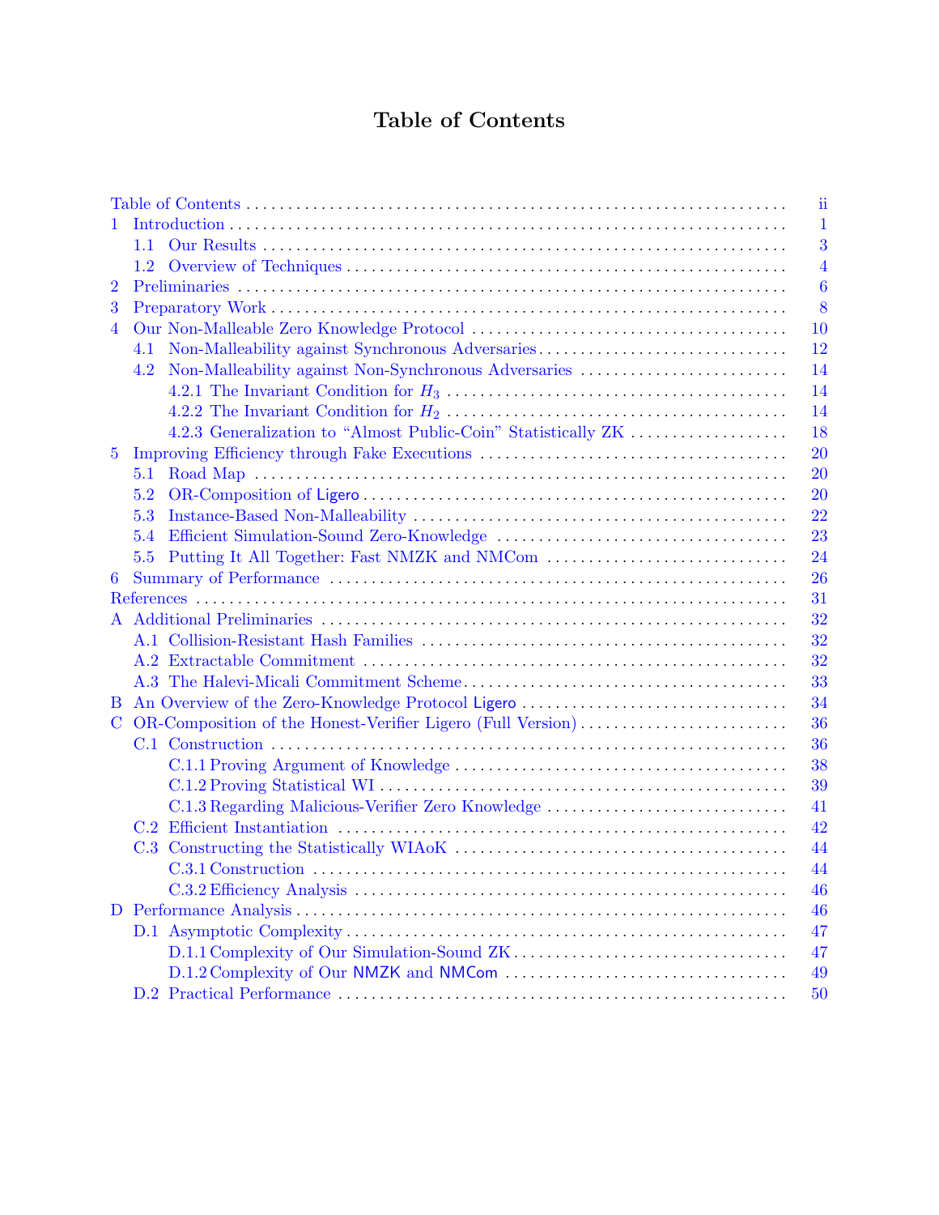# Table of Contents

Table of Contents . . . . . . . . . . ii

1 Introduction . . . . . . . . . . 1
  1.1 Our Results . . . . . . . . . . 3
  1.2 Overview of Techniques . . . . . . . . . . 4

2 Preliminaries . . . . . . . . . . 6

3 Preparatory Work . . . . . . . . . . 8

4 Our Non-Malleable Zero Knowledge Protocol . . . . . . . . . . 10
  4.1 Non-Malleability against Synchronous Adversaries . . . . . . . . . . 12
  4.2 Non-Malleability against Non-Synchronous Adversaries . . . . . . . . . . 14
    4.2.1 The Invariant Condition for $H_3$ . . . . . . . . . . 14
    4.2.2 The Invariant Condition for $H_2$ . . . . . . . . . . 14
    4.2.3 Generalization to "Almost Public-Coin" Statistically ZK . . . . . . . . . . 18

5 Improving Efficiency through Fake Executions . . . . . . . . . . 20
  5.1 Road Map . . . . . . . . . . 20
  5.2 OR-Composition of Ligero . . . . . . . . . . 20
  5.3 Instance-Based Non-Malleability . . . . . . . . . . 22
  5.4 Efficient Simulation-Sound Zero-Knowledge . . . . . . . . . . 23
  5.5 Putting It All Together: Fast NMZK and NMCom . . . . . . . . . . 24

6 Summary of Performance . . . . . . . . . . 26

References . . . . . . . . . . 31

A Additional Preliminaries . . . . . . . . . . 32
  A.1 Collision-Resistant Hash Families . . . . . . . . . . 32
  A.2 Extractable Commitment . . . . . . . . . . 32
  A.3 The Halevi-Micali Commitment Scheme . . . . . . . . . . 33

B An Overview of the Zero-Knowledge Protocol Ligero . . . . . . . . . . 34

C OR-Composition of the Honest-Verifier Ligero (Full Version) . . . . . . . . . . 36
  C.1 Construction . . . . . . . . . . 36
    C.1.1 Proving Argument of Knowledge . . . . . . . . . . 38
    C.1.2 Proving Statistical WI . . . . . . . . . . 39
    C.1.3 Regarding Malicious-Verifier Zero Knowledge . . . . . . . . . . 41
  C.2 Efficient Instantiation . . . . . . . . . . 42
  C.3 Constructing the Statistically WIAoK . . . . . . . . . . 44
    C.3.1 Construction . . . . . . . . . . 44
    C.3.2 Efficiency Analysis . . . . . . . . . . 46

D Performance Analysis . . . . . . . . . . 46
  D.1 Asymptotic Complexity . . . . . . . . . . 47
    D.1.1 Complexity of Our Simulation-Sound ZK . . . . . . . . . . 47
    D.1.2 Complexity of Our NMZK and NMCom . . . . . . . . . . 49
  D.2 Practical Performance . . . . . . . . . . 50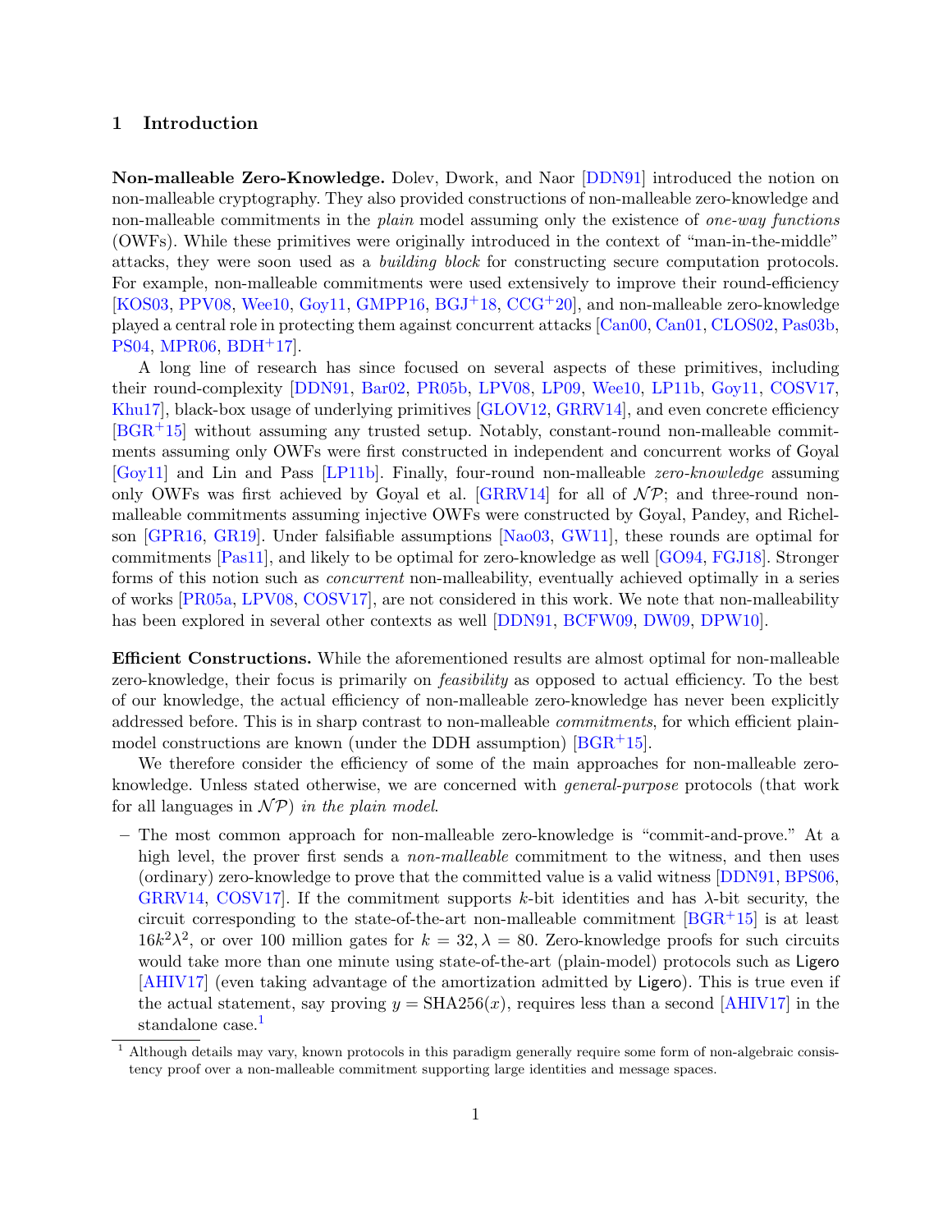# 1 Introduction

**Non-malleable Zero-Knowledge.** Dolev, Dwork, and Naor [DDN91] introduced the notion on non-malleable cryptography. They also provided constructions of non-malleable zero-knowledge and non-malleable commitments in the *plain* model assuming only the existence of *one-way functions* (OWFs). While these primitives were originally introduced in the context of "man-in-the-middle" attacks, they were soon used as a *building block* for constructing secure computation protocols. For example, non-malleable commitments were used extensively to improve their round-efficiency [KOS03, PPV08, Wee10, Goy11, GMPP16, BGJ+18, CCG+20], and non-malleable zero-knowledge played a central role in protecting them against concurrent attacks [Can00, Can01, CLOS02, Pas03b, PS04, MPR06, BDH+17].

A long line of research has since focused on several aspects of these primitives, including their round-complexity [DDN91, Bar02, PR05b, LPV08, LP09, Wee10, LP11b, Goy11, COSV17, Khu17], black-box usage of underlying primitives [GLOV12, GRRV14], and even concrete efficiency [BGR+15] without assuming any trusted setup. Notably, constant-round non-malleable commitments assuming only OWFs were first constructed in independent and concurrent works of Goyal [Goy11] and Lin and Pass [LP11b]. Finally, four-round non-malleable *zero-knowledge* assuming only OWFs was first achieved by Goyal et al. [GRRV14] for all of $\mathcal{NP}$; and three-round non-malleable commitments assuming injective OWFs were constructed by Goyal, Pandey, and Richelson [GPR16, GR19]. Under falsifiable assumptions [Nao03, GW11], these rounds are optimal for commitments [Pas11], and likely to be optimal for zero-knowledge as well [GO94, FGJ18]. Stronger forms of this notion such as *concurrent* non-malleability, eventually achieved optimally in a series of works [PR05a, LPV08, COSV17], are not considered in this work. We note that non-malleability has been explored in several other contexts as well [DDN91, BCFW09, DW09, DPW10].

**Efficient Constructions.** While the aforementioned results are almost optimal for non-malleable zero-knowledge, their focus is primarily on *feasibility* as opposed to actual efficiency. To the best of our knowledge, the actual efficiency of non-malleable zero-knowledge has never been explicitly addressed before. This is in sharp contrast to non-malleable *commitments*, for which efficient plain-model constructions are known (under the DDH assumption) [BGR+15].

We therefore consider the efficiency of some of the main approaches for non-malleable zero-knowledge. Unless stated otherwise, we are concerned with *general-purpose* protocols (that work for all languages in $\mathcal{NP}$) *in the plain model*.

– The most common approach for non-malleable zero-knowledge is "commit-and-prove." At a high level, the prover first sends a *non-malleable* commitment to the witness, and then uses (ordinary) zero-knowledge to prove that the committed value is a valid witness [DDN91, BPS06, GRRV14, COSV17]. If the commitment supports $k$-bit identities and has $\lambda$-bit security, the circuit corresponding to the state-of-the-art non-malleable commitment [BGR+15] is at least $16k^2\lambda^2$, or over 100 million gates for $k = 32, \lambda = 80$. Zero-knowledge proofs for such circuits would take more than one minute using state-of-the-art (plain-model) protocols such as Ligero [AHIV17] (even taking advantage of the amortization admitted by Ligero). This is true even if the actual statement, say proving $y = \text{SHA256}(x)$, requires less than a second [AHIV17] in the standalone case.[1]

[1] Although details may vary, known protocols in this paradigm generally require some form of non-algebraic consistency proof over a non-malleable commitment supporting large identities and message spaces.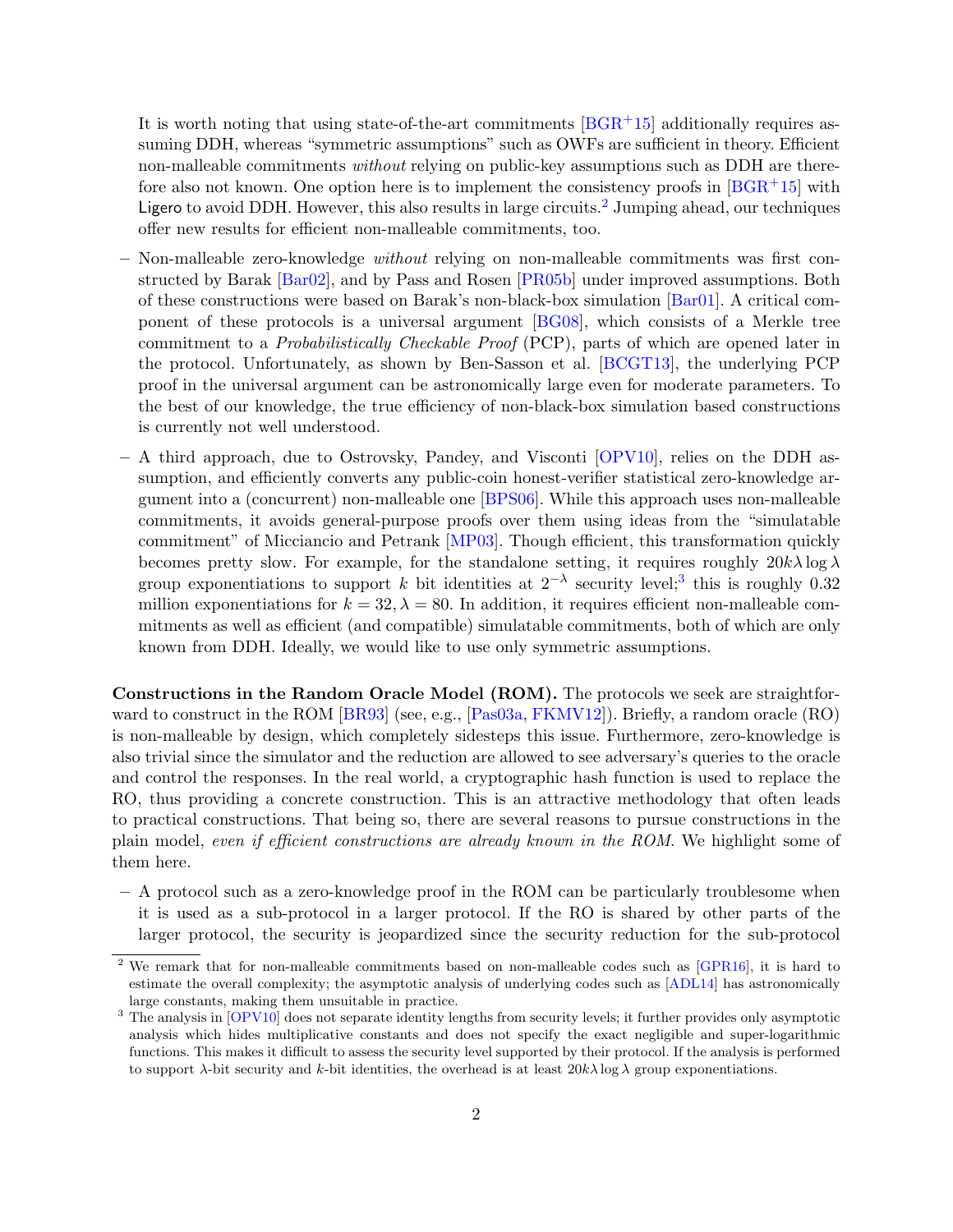It is worth noting that using state-of-the-art commitments [BGR+15] additionally requires assuming DDH, whereas "symmetric assumptions" such as OWFs are sufficient in theory. Efficient non-malleable commitments *without* relying on public-key assumptions such as DDH are therefore also not known. One option here is to implement the consistency proofs in [BGR+15] with Ligero to avoid DDH. However, this also results in large circuits.[2] Jumping ahead, our techniques offer new results for efficient non-malleable commitments, too.

- Non-malleable zero-knowledge *without* relying on non-malleable commitments was first constructed by Barak [Bar02], and by Pass and Rosen [PR05b] under improved assumptions. Both of these constructions were based on Barak's non-black-box simulation [Bar01]. A critical component of these protocols is a universal argument [BG08], which consists of a Merkle tree commitment to a *Probabilistically Checkable Proof* (PCP), parts of which are opened later in the protocol. Unfortunately, as shown by Ben-Sasson et al. [BCGT13], the underlying PCP proof in the universal argument can be astronomically large even for moderate parameters. To the best of our knowledge, the true efficiency of non-black-box simulation based constructions is currently not well understood.
- A third approach, due to Ostrovsky, Pandey, and Visconti [OPV10], relies on the DDH assumption, and efficiently converts any public-coin honest-verifier statistical zero-knowledge argument into a (concurrent) non-malleable one [BPS06]. While this approach uses non-malleable commitments, it avoids general-purpose proofs over them using ideas from the "simulatable commitment" of Micciancio and Petrank [MP03]. Though efficient, this transformation quickly becomes pretty slow. For example, for the standalone setting, it requires roughly $20k\lambda \log \lambda$ group exponentiations to support $k$ bit identities at $2^{-\lambda}$ security level;[3] this is roughly 0.32 million exponentiations for $k = 32, \lambda = 80$. In addition, it requires efficient non-malleable commitments as well as efficient (and compatible) simulatable commitments, both of which are only known from DDH. Ideally, we would like to use only symmetric assumptions.

**Constructions in the Random Oracle Model (ROM).** The protocols we seek are straightforward to construct in the ROM [BR93] (see, e.g., [Pas03a, FKMV12]). Briefly, a random oracle (RO) is non-malleable by design, which completely sidesteps this issue. Furthermore, zero-knowledge is also trivial since the simulator and the reduction are allowed to see adversary's queries to the oracle and control the responses. In the real world, a cryptographic hash function is used to replace the RO, thus providing a concrete construction. This is an attractive methodology that often leads to practical constructions. That being so, there are several reasons to pursue constructions in the plain model, *even if efficient constructions are already known in the ROM*. We highlight some of them here.

- A protocol such as a zero-knowledge proof in the ROM can be particularly troublesome when it is used as a sub-protocol in a larger protocol. If the RO is shared by other parts of the larger protocol, the security is jeopardized since the security reduction for the sub-protocol

[2] We remark that for non-malleable commitments based on non-malleable codes such as [GPR16], it is hard to estimate the overall complexity; the asymptotic analysis of underlying codes such as [ADL14] has astronomically large constants, making them unsuitable in practice.

[3] The analysis in [OPV10] does not separate identity lengths from security levels; it further provides only asymptotic analysis which hides multiplicative constants and does not specify the exact negligible and super-logarithmic functions. This makes it difficult to assess the security level supported by their protocol. If the analysis is performed to support $\lambda$-bit security and $k$-bit identities, the overhead is at least $20k\lambda \log \lambda$ group exponentiations.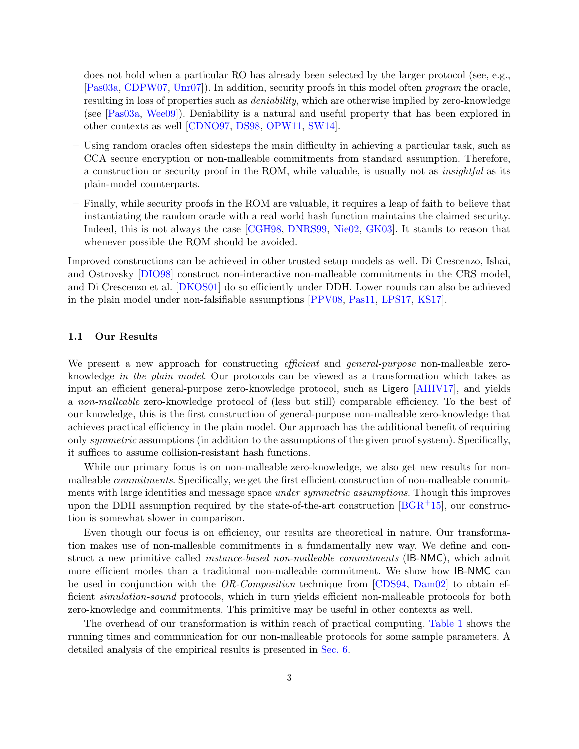does not hold when a particular RO has already been selected by the larger protocol (see, e.g., [Pas03a, CDPW07, Unr07]). In addition, security proofs in this model often *program* the oracle, resulting in loss of properties such as *deniability*, which are otherwise implied by zero-knowledge (see [Pas03a, Wee09]). Deniability is a natural and useful property that has been explored in other contexts as well [CDNO97, DS98, OPW11, SW14].

– Using random oracles often sidesteps the main difficulty in achieving a particular task, such as CCA secure encryption or non-malleable commitments from standard assumption. Therefore, a construction or security proof in the ROM, while valuable, is usually not as *insightful* as its plain-model counterparts.

– Finally, while security proofs in the ROM are valuable, it requires a leap of faith to believe that instantiating the random oracle with a real world hash function maintains the claimed security. Indeed, this is not always the case [CGH98, DNRS99, Nie02, GK03]. It stands to reason that whenever possible the ROM should be avoided.

Improved constructions can be achieved in other trusted setup models as well. Di Crescenzo, Ishai, and Ostrovsky [DIO98] construct non-interactive non-malleable commitments in the CRS model, and Di Crescenzo et al. [DKOS01] do so efficiently under DDH. Lower rounds can also be achieved in the plain model under non-falsifiable assumptions [PPV08, Pas11, LPS17, KS17].

## 1.1 Our Results

We present a new approach for constructing *efficient* and *general-purpose* non-malleable zero-knowledge *in the plain model*. Our protocols can be viewed as a transformation which takes as input an efficient general-purpose zero-knowledge protocol, such as Ligero [AHIV17], and yields a *non-malleable* zero-knowledge protocol of (less but still) comparable efficiency. To the best of our knowledge, this is the first construction of general-purpose non-malleable zero-knowledge that achieves practical efficiency in the plain model. Our approach has the additional benefit of requiring only *symmetric* assumptions (in addition to the assumptions of the given proof system). Specifically, it suffices to assume collision-resistant hash functions.

While our primary focus is on non-malleable zero-knowledge, we also get new results for non-malleable *commitments*. Specifically, we get the first efficient construction of non-malleable commitments with large identities and message space *under symmetric assumptions*. Though this improves upon the DDH assumption required by the state-of-the-art construction [BGR+15], our construction is somewhat slower in comparison.

Even though our focus is on efficiency, our results are theoretical in nature. Our transformation makes use of non-malleable commitments in a fundamentally new way. We define and construct a new primitive called *instance-based non-malleable commitments* (IB-NMC), which admit more efficient modes than a traditional non-malleable commitment. We show how IB-NMC can be used in conjunction with the *OR-Composition* technique from [CDS94, Dam02] to obtain efficient *simulation-sound* protocols, which in turn yields efficient non-malleable protocols for both zero-knowledge and commitments. This primitive may be useful in other contexts as well.

The overhead of our transformation is within reach of practical computing. Table 1 shows the running times and communication for our non-malleable protocols for some sample parameters. A detailed analysis of the empirical results is presented in Sec. 6.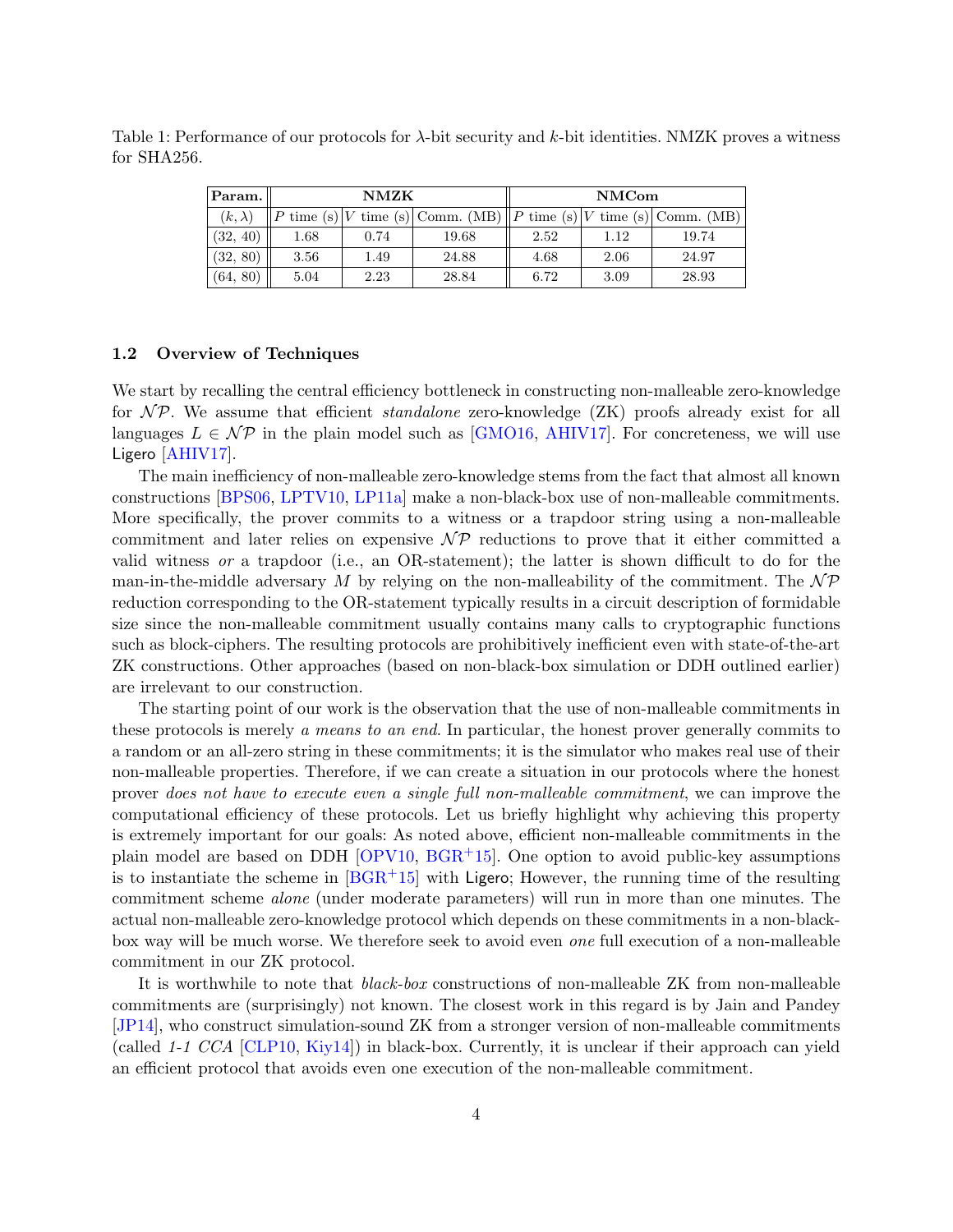Table 1: Performance of our protocols for $\lambda$-bit security and $k$-bit identities. NMZK proves a witness for SHA256.

| **Param.** | **NMZK** | | | **NMCom** | | |
|---|---|---|---|---|---|---|
| $(k, \lambda)$ | $P$ time (s) | $V$ time (s) | Comm. (MB) | $P$ time (s) | $V$ time (s) | Comm. (MB) |
| (32, 40) | 1.68 | 0.74 | 19.68 | 2.52 | 1.12 | 19.74 |
| (32, 80) | 3.56 | 1.49 | 24.88 | 4.68 | 2.06 | 24.97 |
| (64, 80) | 5.04 | 2.23 | 28.84 | 6.72 | 3.09 | 28.93 |

### 1.2 Overview of Techniques

We start by recalling the central efficiency bottleneck in constructing non-malleable zero-knowledge for $\mathcal{NP}$. We assume that efficient *standalone* zero-knowledge (ZK) proofs already exist for all languages $L \in \mathcal{NP}$ in the plain model such as [GMO16, AHIV17]. For concreteness, we will use Ligero [AHIV17].

The main inefficiency of non-malleable zero-knowledge stems from the fact that almost all known constructions [BPS06, LPTV10, LP11a] make a non-black-box use of non-malleable commitments. More specifically, the prover commits to a witness or a trapdoor string using a non-malleable commitment and later relies on expensive $\mathcal{NP}$ reductions to prove that it either committed a valid witness *or* a trapdoor (i.e., an OR-statement); the latter is shown difficult to do for the man-in-the-middle adversary $M$ by relying on the non-malleability of the commitment. The $\mathcal{NP}$ reduction corresponding to the OR-statement typically results in a circuit description of formidable size since the non-malleable commitment usually contains many calls to cryptographic functions such as block-ciphers. The resulting protocols are prohibitively inefficient even with state-of-the-art ZK constructions. Other approaches (based on non-black-box simulation or DDH outlined earlier) are irrelevant to our construction.

The starting point of our work is the observation that the use of non-malleable commitments in these protocols is merely *a means to an end*. In particular, the honest prover generally commits to a random or an all-zero string in these commitments; it is the simulator who makes real use of their non-malleable properties. Therefore, if we can create a situation in our protocols where the honest prover *does not have to execute even a single full non-malleable commitment*, we can improve the computational efficiency of these protocols. Let us briefly highlight why achieving this property is extremely important for our goals: As noted above, efficient non-malleable commitments in the plain model are based on DDH [OPV10, BGR+15]. One option to avoid public-key assumptions is to instantiate the scheme in [BGR+15] with Ligero; However, the running time of the resulting commitment scheme *alone* (under moderate parameters) will run in more than one minutes. The actual non-malleable zero-knowledge protocol which depends on these commitments in a non-black-box way will be much worse. We therefore seek to avoid even *one* full execution of a non-malleable commitment in our ZK protocol.

It is worthwhile to note that *black-box* constructions of non-malleable ZK from non-malleable commitments are (surprisingly) not known. The closest work in this regard is by Jain and Pandey [JP14], who construct simulation-sound ZK from a stronger version of non-malleable commitments (called *1-1 CCA* [CLP10, Kiy14]) in black-box. Currently, it is unclear if their approach can yield an efficient protocol that avoids even one execution of the non-malleable commitment.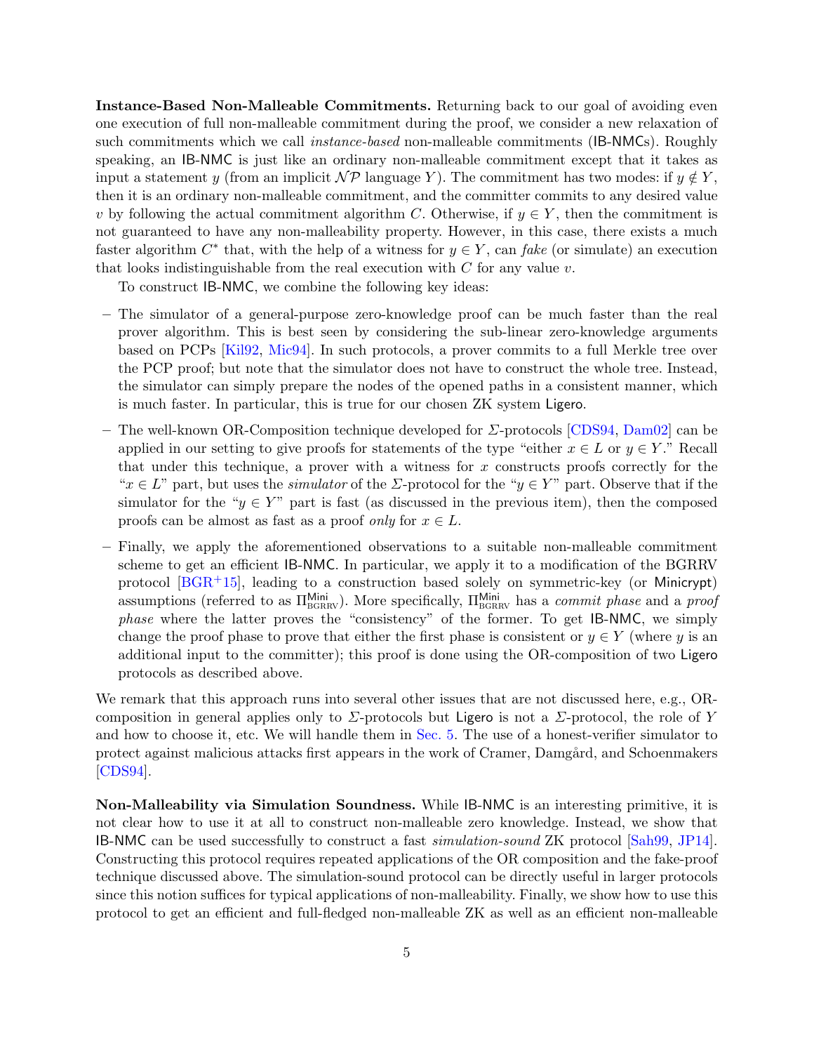**Instance-Based Non-Malleable Commitments.** Returning back to our goal of avoiding even one execution of full non-malleable commitment during the proof, we consider a new relaxation of such commitments which we call *instance-based* non-malleable commitments (IB-NMCs). Roughly speaking, an IB-NMC is just like an ordinary non-malleable commitment except that it takes as input a statement $y$ (from an implicit $\mathcal{NP}$ language $Y$). The commitment has two modes: if $y \notin Y$, then it is an ordinary non-malleable commitment, and the committer commits to any desired value $v$ by following the actual commitment algorithm $C$. Otherwise, if $y \in Y$, then the commitment is not guaranteed to have any non-malleability property. However, in this case, there exists a much faster algorithm $C^*$ that, with the help of a witness for $y \in Y$, can *fake* (or simulate) an execution that looks indistinguishable from the real execution with $C$ for any value $v$.

To construct IB-NMC, we combine the following key ideas:

- The simulator of a general-purpose zero-knowledge proof can be much faster than the real prover algorithm. This is best seen by considering the sub-linear zero-knowledge arguments based on PCPs [Kil92, Mic94]. In such protocols, a prover commits to a full Merkle tree over the PCP proof; but note that the simulator does not have to construct the whole tree. Instead, the simulator can simply prepare the nodes of the opened paths in a consistent manner, which is much faster. In particular, this is true for our chosen ZK system Ligero.
- The well-known OR-Composition technique developed for $\Sigma$-protocols [CDS94, Dam02] can be applied in our setting to give proofs for statements of the type "either $x \in L$ or $y \in Y$." Recall that under this technique, a prover with a witness for $x$ constructs proofs correctly for the "$x \in L$" part, but uses the *simulator* of the $\Sigma$-protocol for the "$y \in Y$" part. Observe that if the simulator for the "$y \in Y$" part is fast (as discussed in the previous item), then the composed proofs can be almost as fast as a proof *only* for $x \in L$.
- Finally, we apply the aforementioned observations to a suitable non-malleable commitment scheme to get an efficient IB-NMC. In particular, we apply it to a modification of the BGRRV protocol [BGR+15], leading to a construction based solely on symmetric-key (or Minicrypt) assumptions (referred to as $\Pi^{\mathsf{Mini}}_{\text{BGRRV}}$). More specifically, $\Pi^{\mathsf{Mini}}_{\text{BGRRV}}$ has a *commit phase* and a *proof phase* where the latter proves the "consistency" of the former. To get IB-NMC, we simply change the proof phase to prove that either the first phase is consistent or $y \in Y$ (where $y$ is an additional input to the committer); this proof is done using the OR-composition of two Ligero protocols as described above.

We remark that this approach runs into several other issues that are not discussed here, e.g., OR-composition in general applies only to $\Sigma$-protocols but Ligero is not a $\Sigma$-protocol, the role of $Y$ and how to choose it, etc. We will handle them in Sec. 5. The use of a honest-verifier simulator to protect against malicious attacks first appears in the work of Cramer, Damgård, and Schoenmakers [CDS94].

**Non-Malleability via Simulation Soundness.** While IB-NMC is an interesting primitive, it is not clear how to use it at all to construct non-malleable zero knowledge. Instead, we show that IB-NMC can be used successfully to construct a fast *simulation-sound* ZK protocol [Sah99, JP14]. Constructing this protocol requires repeated applications of the OR composition and the fake-proof technique discussed above. The simulation-sound protocol can be directly useful in larger protocols since this notion suffices for typical applications of non-malleability. Finally, we show how to use this protocol to get an efficient and full-fledged non-malleable ZK as well as an efficient non-malleable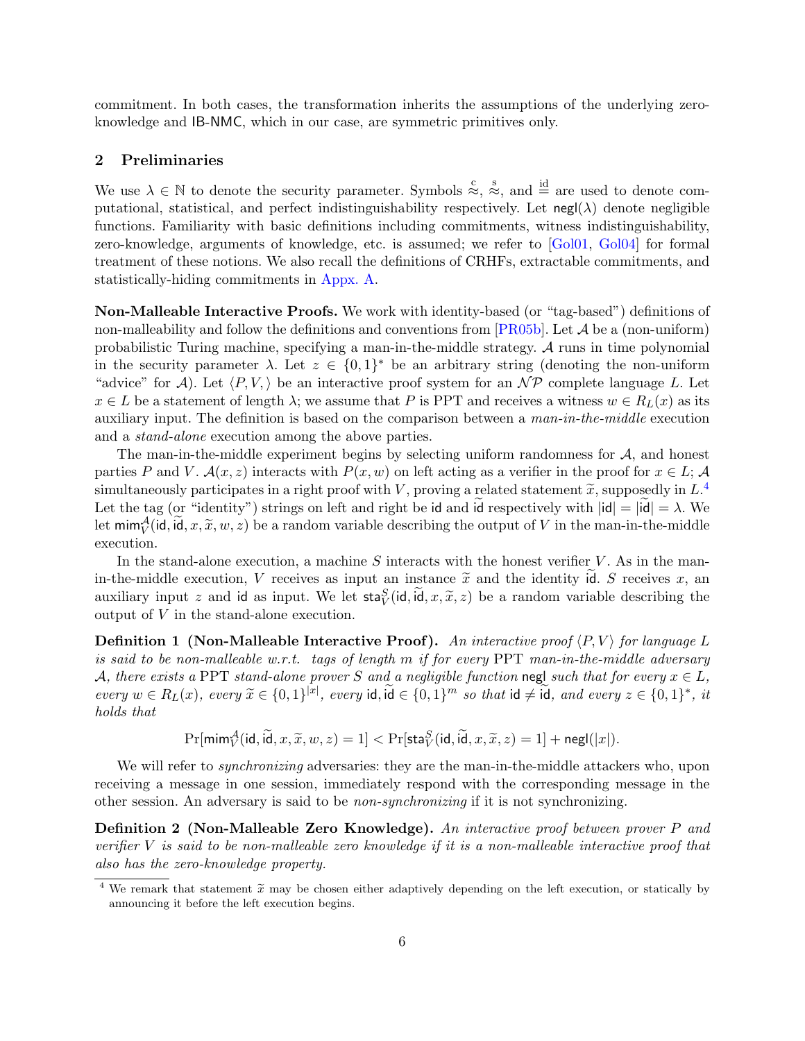commitment. In both cases, the transformation inherits the assumptions of the underlying zero-knowledge and IB-NMC, which in our case, are symmetric primitives only.

## 2 Preliminaries

We use $\lambda \in \mathbb{N}$ to denote the security parameter. Symbols $\overset{c}{\approx}$, $\overset{s}{\approx}$, and $\overset{\text{id}}{=}$ are used to denote computational, statistical, and perfect indistinguishability respectively. Let $\mathsf{negl}(\lambda)$ denote negligible functions. Familiarity with basic definitions including commitments, witness indistinguishability, zero-knowledge, arguments of knowledge, etc. is assumed; we refer to [Gol01, Gol04] for formal treatment of these notions. We also recall the definitions of CRHFs, extractable commitments, and statistically-hiding commitments in Appx. A.

**Non-Malleable Interactive Proofs.** We work with identity-based (or "tag-based") definitions of non-malleability and follow the definitions and conventions from [PR05b]. Let $\mathcal{A}$ be a (non-uniform) probabilistic Turing machine, specifying a man-in-the-middle strategy. $\mathcal{A}$ runs in time polynomial in the security parameter $\lambda$. Let $z \in \{0,1\}^*$ be an arbitrary string (denoting the non-uniform "advice" for $\mathcal{A}$). Let $\langle P, V, \rangle$ be an interactive proof system for an $\mathcal{NP}$ complete language $L$. Let $x \in L$ be a statement of length $\lambda$; we assume that $P$ is PPT and receives a witness $w \in R_L(x)$ as its auxiliary input. The definition is based on the comparison between a *man-in-the-middle* execution and a *stand-alone* execution among the above parties.

The man-in-the-middle experiment begins by selecting uniform randomness for $\mathcal{A}$, and honest parties $P$ and $V$. $\mathcal{A}(x, z)$ interacts with $P(x, w)$ on left acting as a verifier in the proof for $x \in L$; $\mathcal{A}$ simultaneously participates in a right proof with $V$, proving a related statement $\widetilde{x}$, supposedly in $L$.[4] Let the tag (or "identity") strings on left and right be $\mathsf{id}$ and $\widetilde{\mathsf{id}}$ respectively with $|\mathsf{id}| = |\widetilde{\mathsf{id}}| = \lambda$. We let $\mathsf{mim}_V^{\mathcal{A}}(\mathsf{id}, \widetilde{\mathsf{id}}, x, \widetilde{x}, w, z)$ be a random variable describing the output of $V$ in the man-in-the-middle execution.

In the stand-alone execution, a machine $S$ interacts with the honest verifier $V$. As in the man-in-the-middle execution, $V$ receives as input an instance $\widetilde{x}$ and the identity $\widetilde{\mathsf{id}}$. $S$ receives $x$, an auxiliary input $z$ and $\mathsf{id}$ as input. We let $\mathsf{sta}_V^S(\mathsf{id}, \widetilde{\mathsf{id}}, x, \widetilde{x}, z)$ be a random variable describing the output of $V$ in the stand-alone execution.

**Definition 1 (Non-Malleable Interactive Proof).** *An interactive proof $\langle P, V \rangle$ for language $L$ is said to be non-malleable w.r.t. tags of length $m$ if for every* PPT *man-in-the-middle adversary $\mathcal{A}$, there exists a* PPT *stand-alone prover $S$ and a negligible function* $\mathsf{negl}$ *such that for every $x \in L$, every $w \in R_L(x)$, every $\widetilde{x} \in \{0,1\}^{|x|}$, every $\mathsf{id}, \widetilde{\mathsf{id}} \in \{0,1\}^m$ so that $\mathsf{id} \neq \widetilde{\mathsf{id}}$, and every $z \in \{0,1\}^*$, it holds that*

$$\Pr[\mathsf{mim}_V^{\mathcal{A}}(\mathsf{id}, \widetilde{\mathsf{id}}, x, \widetilde{x}, w, z) = 1] < \Pr[\mathsf{sta}_V^S(\mathsf{id}, \widetilde{\mathsf{id}}, x, \widetilde{x}, z) = 1] + \mathsf{negl}(|x|).$$

We will refer to *synchronizing* adversaries: they are the man-in-the-middle attackers who, upon receiving a message in one session, immediately respond with the corresponding message in the other session. An adversary is said to be *non-synchronizing* if it is not synchronizing.

**Definition 2 (Non-Malleable Zero Knowledge).** *An interactive proof between prover $P$ and verifier $V$ is said to be non-malleable zero knowledge if it is a non-malleable interactive proof that also has the zero-knowledge property.*

---

[4] We remark that statement $\widetilde{x}$ may be chosen either adaptively depending on the left execution, or statically by announcing it before the left execution begins.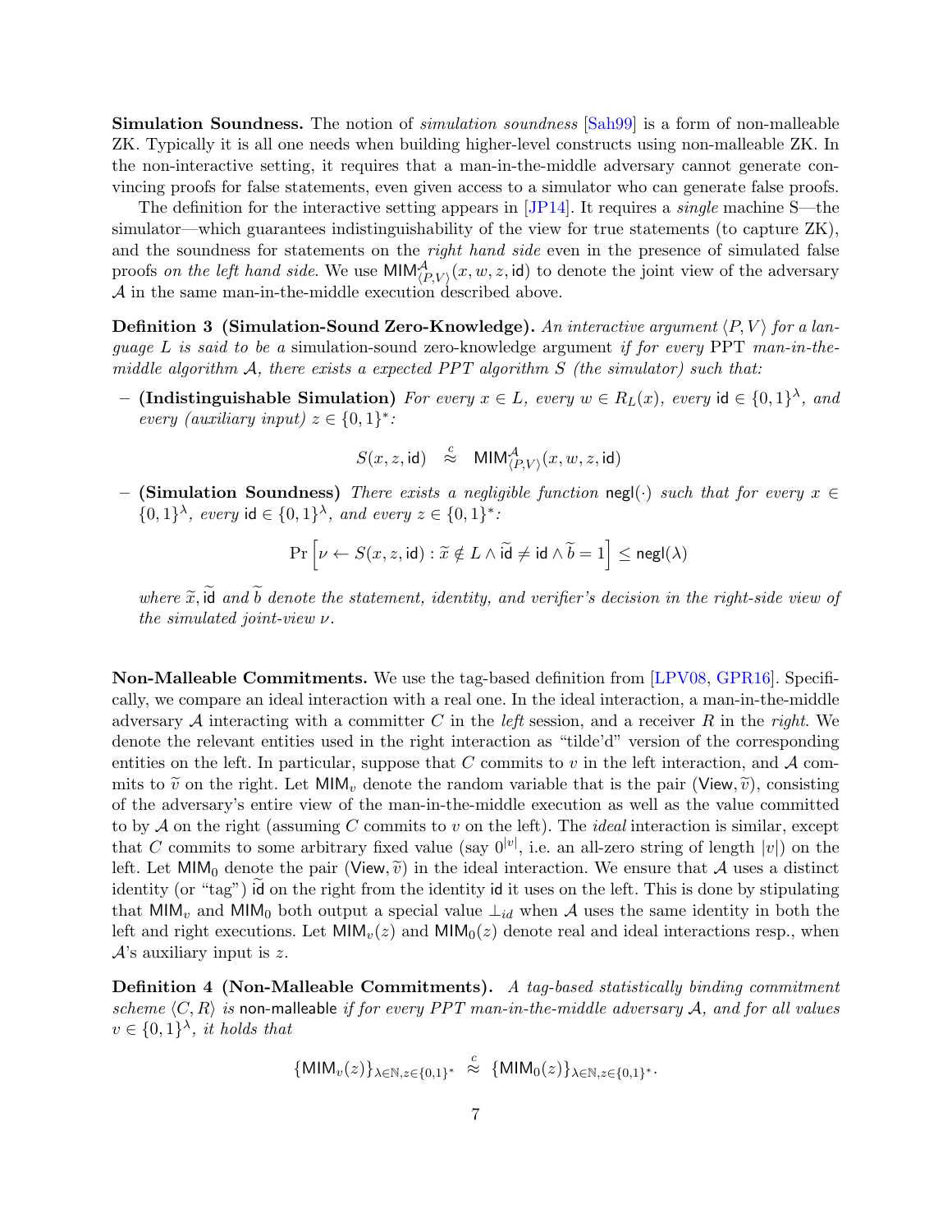**Simulation Soundness.** The notion of *simulation soundness* [Sah99] is a form of non-malleable ZK. Typically it is all one needs when building higher-level constructs using non-malleable ZK. In the non-interactive setting, it requires that a man-in-the-middle adversary cannot generate convincing proofs for false statements, even given access to a simulator who can generate false proofs.

The definition for the interactive setting appears in [JP14]. It requires a *single* machine S—the simulator—which guarantees indistinguishability of the view for true statements (to capture ZK), and the soundness for statements on the *right hand side* even in the presence of simulated false proofs *on the left hand side*. We use $\mathsf{MIM}^{\mathcal{A}}_{\langle P,V\rangle}(x, w, z, \mathsf{id})$ to denote the joint view of the adversary $\mathcal{A}$ in the same man-in-the-middle execution described above.

**Definition 3 (Simulation-Sound Zero-Knowledge).** *An interactive argument $\langle P, V\rangle$ for a language $L$ is said to be a* simulation-sound zero-knowledge argument *if for every* PPT *man-in-the-middle algorithm $\mathcal{A}$, there exists a expected PPT algorithm $S$ (the simulator) such that:*

– **(Indistinguishable Simulation)** *For every $x \in L$, every $w \in R_L(x)$, every $\mathsf{id} \in \{0,1\}^\lambda$, and every (auxiliary input) $z \in \{0,1\}^*$:*

$$S(x, z, \mathsf{id}) \overset{c}{\approx} \mathsf{MIM}^{\mathcal{A}}_{\langle P,V\rangle}(x, w, z, \mathsf{id})$$

– **(Simulation Soundness)** *There exists a negligible function $\mathsf{negl}(\cdot)$ such that for every $x \in \{0,1\}^\lambda$, every $\mathsf{id} \in \{0,1\}^\lambda$, and every $z \in \{0,1\}^*$:*

$$\Pr\left[\nu \leftarrow S(x, z, \mathsf{id}) : \widetilde{x} \notin L \wedge \widetilde{\mathsf{id}} \neq \mathsf{id} \wedge \widetilde{b} = 1\right] \leq \mathsf{negl}(\lambda)$$

*where $\widetilde{x}, \widetilde{\mathsf{id}}$ and $\widetilde{b}$ denote the statement, identity, and verifier's decision in the right-side view of the simulated joint-view $\nu$.*

**Non-Malleable Commitments.** We use the tag-based definition from [LPV08, GPR16]. Specifically, we compare an ideal interaction with a real one. In the ideal interaction, a man-in-the-middle adversary $\mathcal{A}$ interacting with a committer $C$ in the *left* session, and a receiver $R$ in the *right*. We denote the relevant entities used in the right interaction as "tilde'd" version of the corresponding entities on the left. In particular, suppose that $C$ commits to $v$ in the left interaction, and $\mathcal{A}$ commits to $\widetilde{v}$ on the right. Let $\mathsf{MIM}_v$ denote the random variable that is the pair $(\mathsf{View}, \widetilde{v})$, consisting of the adversary's entire view of the man-in-the-middle execution as well as the value committed to by $\mathcal{A}$ on the right (assuming $C$ commits to $v$ on the left). The *ideal* interaction is similar, except that $C$ commits to some arbitrary fixed value (say $0^{|v|}$, i.e. an all-zero string of length $|v|$) on the left. Let $\mathsf{MIM}_0$ denote the pair $(\mathsf{View}, \widetilde{v})$ in the ideal interaction. We ensure that $\mathcal{A}$ uses a distinct identity (or "tag") $\widetilde{\mathsf{id}}$ on the right from the identity $\mathsf{id}$ it uses on the left. This is done by stipulating that $\mathsf{MIM}_v$ and $\mathsf{MIM}_0$ both output a special value $\perp_{id}$ when $\mathcal{A}$ uses the same identity in both the left and right executions. Let $\mathsf{MIM}_v(z)$ and $\mathsf{MIM}_0(z)$ denote real and ideal interactions resp., when $\mathcal{A}$'s auxiliary input is $z$.

**Definition 4 (Non-Malleable Commitments).** *A tag-based statistically binding commitment scheme $\langle C, R\rangle$ is* non-malleable *if for every PPT man-in-the-middle adversary $\mathcal{A}$, and for all values $v \in \{0,1\}^\lambda$, it holds that*

$$\{\mathsf{MIM}_v(z)\}_{\lambda\in\mathbb{N}, z\in\{0,1\}^*} \overset{c}{\approx} \{\mathsf{MIM}_0(z)\}_{\lambda\in\mathbb{N}, z\in\{0,1\}^*}.$$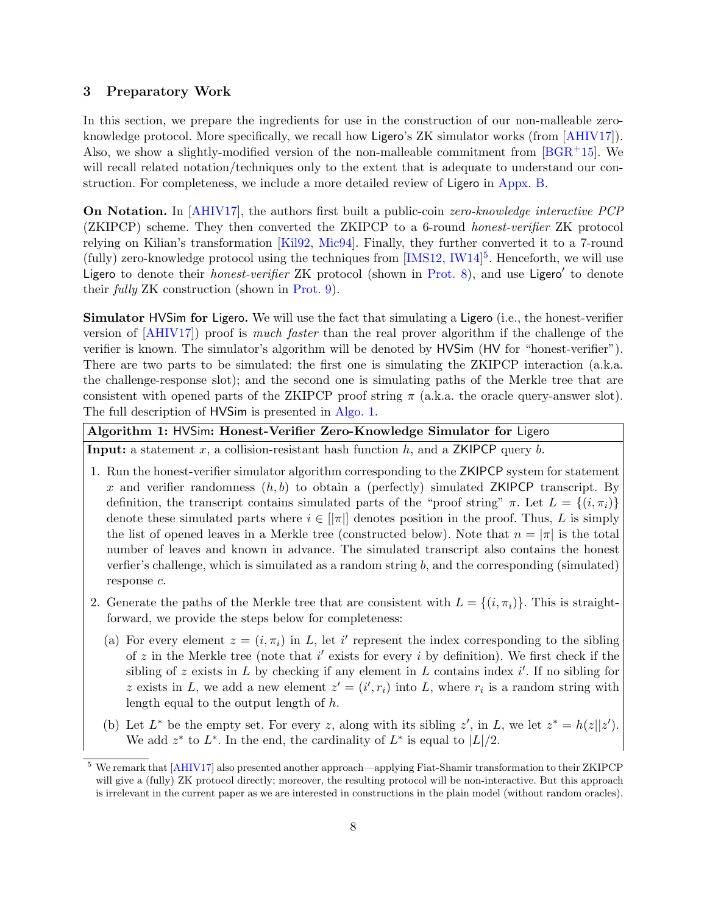## 3 Preparatory Work

In this section, we prepare the ingredients for use in the construction of our non-malleable zero-knowledge protocol. More specifically, we recall how Ligero's ZK simulator works (from [AHIV17]). Also, we show a slightly-modified version of the non-malleable commitment from [BGR+15]. We will recall related notation/techniques only to the extent that is adequate to understand our construction. For completeness, we include a more detailed review of Ligero in Appx. B.

**On Notation.** In [AHIV17], the authors first built a public-coin *zero-knowledge interactive PCP* (ZKIPCP) scheme. They then converted the ZKIPCP to a 6-round *honest-verifier* ZK protocol relying on Kilian's transformation [Kil92, Mic94]. Finally, they further converted it to a 7-round (fully) zero-knowledge protocol using the techniques from [IMS12, IW14][5]. Henceforth, we will use Ligero to denote their *honest-verifier* ZK protocol (shown in Prot. 8), and use Ligero′ to denote their *fully* ZK construction (shown in Prot. 9).

**Simulator HVSim for Ligero.** We will use the fact that simulating a Ligero (i.e., the honest-verifier version of [AHIV17]) proof is *much faster* than the real prover algorithm if the challenge of the verifier is known. The simulator's algorithm will be denoted by HVSim (HV for "honest-verifier"). There are two parts to be simulated: the first one is simulating the ZKIPCP interaction (a.k.a. the challenge-response slot); and the second one is simulating paths of the Merkle tree that are consistent with opened parts of the ZKIPCP proof string $\pi$ (a.k.a. the oracle query-answer slot). The full description of HVSim is presented in Algo. 1.

---

**Algorithm 1: HVSim: Honest-Verifier Zero-Knowledge Simulator for Ligero**

**Input:** a statement $x$, a collision-resistant hash function $h$, and a ZKIPCP query $b$.

1. Run the honest-verifier simulator algorithm corresponding to the ZKIPCP system for statement $x$ and verifier randomness $(h, b)$ to obtain a (perfectly) simulated ZKIPCP transcript. By definition, the transcript contains simulated parts of the "proof string" $\pi$. Let $L = \{(i, \pi_i)\}$ denote these simulated parts where $i \in [|\pi|]$ denotes position in the proof. Thus, $L$ is simply the list of opened leaves in a Merkle tree (constructed below). Note that $n = |\pi|$ is the total number of leaves and known in advance. The simulated transcript also contains the honest verfier's challenge, which is simuilated as a random string $b$, and the corresponding (simulated) response $c$.
2. Generate the paths of the Merkle tree that are consistent with $L = \{(i, \pi_i)\}$. This is straightforward, we provide the steps below for completeness:
   (a) For every element $z = (i, \pi_i)$ in $L$, let $i'$ represent the index corresponding to the sibling of $z$ in the Merkle tree (note that $i'$ exists for every $i$ by definition). We first check if the sibling of $z$ exists in $L$ by checking if any element in $L$ contains index $i'$. If no sibling for $z$ exists in $L$, we add a new element $z' = (i', r_i)$ into $L$, where $r_i$ is a random string with length equal to the output length of $h$.
   (b) Let $L^*$ be the empty set. For every $z$, along with its sibling $z'$, in $L$, we let $z^* = h(z\|z')$. We add $z^*$ to $L^*$. In the end, the cardinality of $L^*$ is equal to $|L|/2$.

---

[5] We remark that [AHIV17] also presented another approach—applying Fiat-Shamir transformation to their ZKIPCP will give a (fully) ZK protocol directly; moreover, the resulting protocol will be non-interactive. But this approach is irrelevant in the current paper as we are interested in constructions in the plain model (without random oracles).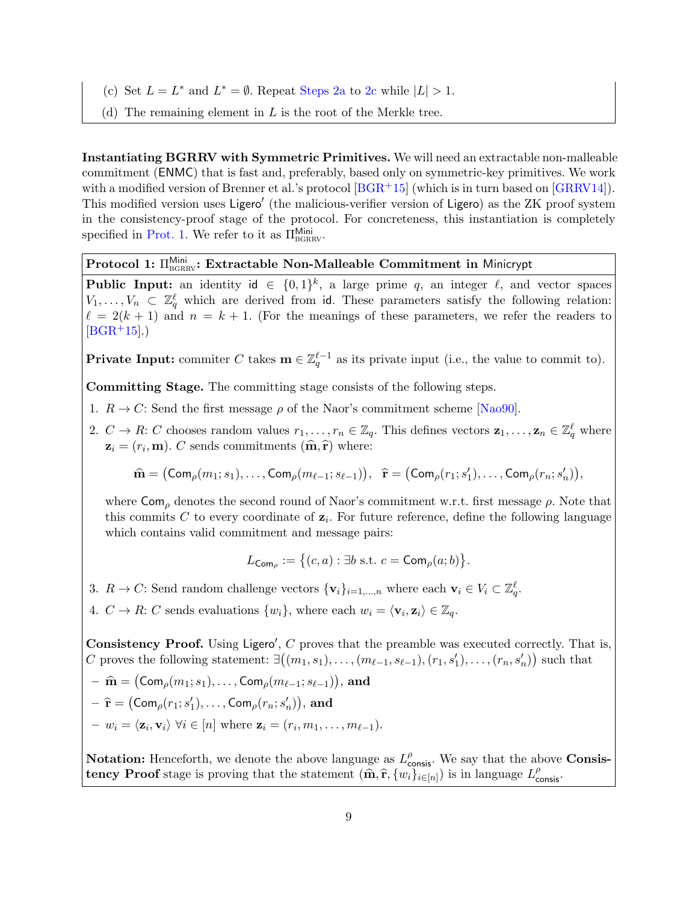(c) Set $L = L^*$ and $L^* = \emptyset$. Repeat Steps 2a to 2c while $|L| > 1$.

(d) The remaining element in $L$ is the root of the Merkle tree.

**Instantiating BGRRV with Symmetric Primitives.** We will need an extractable non-malleable commitment (ENMC) that is fast and, preferably, based only on symmetric-key primitives. We work with a modified version of Brenner et al.'s protocol [BGR+15] (which is in turn based on [GRRV14]). This modified version uses Ligero′ (the malicious-verifier version of Ligero) as the ZK proof system in the consistency-proof stage of the protocol. For concreteness, this instantiation is completely specified in Prot. 1. We refer to it as $\Pi^{\mathsf{Mini}}_{\mathrm{BGRRV}}$.

**Protocol 1: $\Pi^{\mathsf{Mini}}_{\mathrm{BGRRV}}$: Extractable Non-Malleable Commitment in Minicrypt**

**Public Input:** an identity $\mathsf{id} \in \{0,1\}^k$, a large prime $q$, an integer $\ell$, and vector spaces $V_1, \ldots, V_n \subset \mathbb{Z}_q^\ell$ which are derived from $\mathsf{id}$. These parameters satisfy the following relation: $\ell = 2(k+1)$ and $n = k+1$. (For the meanings of these parameters, we refer the readers to [BGR+15].)

**Private Input:** commiter $C$ takes $\mathbf{m} \in \mathbb{Z}_q^{\ell-1}$ as its private input (i.e., the value to commit to).

**Committing Stage.** The committing stage consists of the following steps.

1. $R \rightarrow C$: Send the first message $\rho$ of the Naor's commitment scheme [Nao90].
2. $C \rightarrow R$: $C$ chooses random values $r_1, \ldots, r_n \in \mathbb{Z}_q$. This defines vectors $\mathbf{z}_1, \ldots, \mathbf{z}_n \in \mathbb{Z}_q^\ell$ where $\mathbf{z}_i = (r_i, \mathbf{m})$. $C$ sends commitments $(\widehat{\mathbf{m}}, \widehat{\mathbf{r}})$ where:

$$\widehat{\mathbf{m}} = \big(\mathsf{Com}_\rho(m_1; s_1), \ldots, \mathsf{Com}_\rho(m_{\ell-1}; s_{\ell-1})\big), \quad \widehat{\mathbf{r}} = \big(\mathsf{Com}_\rho(r_1; s'_1), \ldots, \mathsf{Com}_\rho(r_n; s'_n)\big),$$

   where $\mathsf{Com}_\rho$ denotes the second round of Naor's commitment w.r.t. first message $\rho$. Note that this commits $C$ to every coordinate of $\mathbf{z}_i$. For future reference, define the following language which contains valid commitment and message pairs:

$$L_{\mathsf{Com}_\rho} := \big\{(c, a) : \exists b \text{ s.t. } c = \mathsf{Com}_\rho(a; b)\big\}.$$

3. $R \rightarrow C$: Send random challenge vectors $\{\mathbf{v}_i\}_{i=1,\ldots,n}$ where each $\mathbf{v}_i \in V_i \subset \mathbb{Z}_q^\ell$.
4. $C \rightarrow R$: $C$ sends evaluations $\{w_i\}$, where each $w_i = \langle \mathbf{v}_i, \mathbf{z}_i \rangle \in \mathbb{Z}_q$.

**Consistency Proof.** Using Ligero′, $C$ proves that the preamble was executed correctly. That is, $C$ proves the following statement: $\exists\big((m_1, s_1), \ldots, (m_{\ell-1}, s_{\ell-1}), (r_1, s'_1), \ldots, (r_n, s'_n)\big)$ such that

- $\widehat{\mathbf{m}} = \big(\mathsf{Com}_\rho(m_1; s_1), \ldots, \mathsf{Com}_\rho(m_{\ell-1}; s_{\ell-1})\big)$, **and**
- $\widehat{\mathbf{r}} = \big(\mathsf{Com}_\rho(r_1; s'_1), \ldots, \mathsf{Com}_\rho(r_n; s'_n)\big)$, **and**
- $w_i = \langle \mathbf{z}_i, \mathbf{v}_i \rangle$ $\forall i \in [n]$ where $\mathbf{z}_i = (r_i, m_1, \ldots, m_{\ell-1})$.

**Notation:** Henceforth, we denote the above language as $L^\rho_{\mathsf{consis}}$. We say that the above **Consistency Proof** stage is proving that the statement $(\widehat{\mathbf{m}}, \widehat{\mathbf{r}}, \{w_i\}_{i\in[n]})$ is in language $L^\rho_{\mathsf{consis}}$.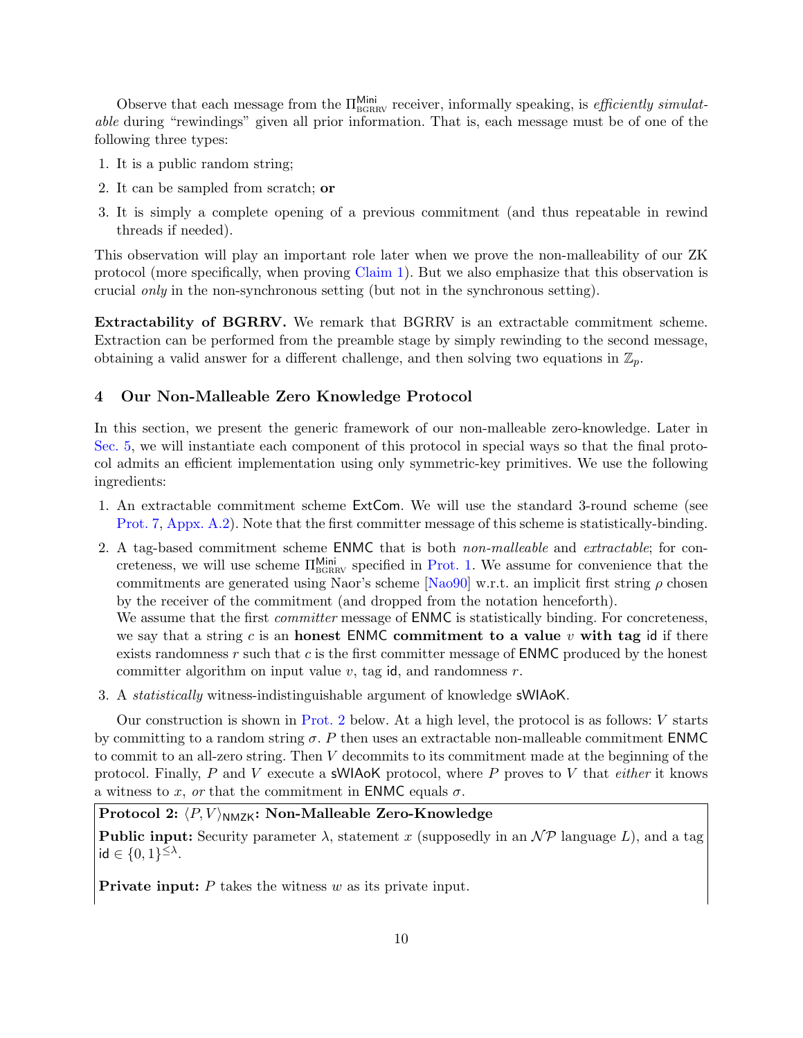Observe that each message from the $\Pi^{\mathsf{Mini}}_{\text{BGRRV}}$ receiver, informally speaking, is *efficiently simulatable* during "rewindings" given all prior information. That is, each message must be of one of the following three types:

1. It is a public random string;
2. It can be sampled from scratch; **or**
3. It is simply a complete opening of a previous commitment (and thus repeatable in rewind threads if needed).

This observation will play an important role later when we prove the non-malleability of our ZK protocol (more specifically, when proving Claim 1). But we also emphasize that this observation is crucial *only* in the non-synchronous setting (but not in the synchronous setting).

**Extractability of BGRRV.** We remark that BGRRV is an extractable commitment scheme. Extraction can be performed from the preamble stage by simply rewinding to the second message, obtaining a valid answer for a different challenge, and then solving two equations in $\mathbb{Z}_p$.

## 4 Our Non-Malleable Zero Knowledge Protocol

In this section, we present the generic framework of our non-malleable zero-knowledge. Later in Sec. 5, we will instantiate each component of this protocol in special ways so that the final protocol admits an efficient implementation using only symmetric-key primitives. We use the following ingredients:

1. An extractable commitment scheme $\mathsf{ExtCom}$. We will use the standard 3-round scheme (see Prot. 7, Appx. A.2). Note that the first committer message of this scheme is statistically-binding.
2. A tag-based commitment scheme $\mathsf{ENMC}$ that is both *non-malleable* and *extractable*; for concreteness, we will use scheme $\Pi^{\mathsf{Mini}}_{\text{BGRRV}}$ specified in Prot. 1. We assume for convenience that the commitments are generated using Naor's scheme [Nao90] w.r.t. an implicit first string $\rho$ chosen by the receiver of the commitment (and dropped from the notation henceforth).
   We assume that the first *committer* message of $\mathsf{ENMC}$ is statistically binding. For concreteness, we say that a string $c$ is an **honest $\mathsf{ENMC}$ commitment to a value $v$ with tag $\mathsf{id}$** if there exists randomness $r$ such that $c$ is the first committer message of $\mathsf{ENMC}$ produced by the honest committer algorithm on input value $v$, tag $\mathsf{id}$, and randomness $r$.
3. A *statistically* witness-indistinguishable argument of knowledge $\mathsf{sWIAoK}$.

Our construction is shown in Prot. 2 below. At a high level, the protocol is as follows: $V$ starts by committing to a random string $\sigma$. $P$ then uses an extractable non-malleable commitment $\mathsf{ENMC}$ to commit to an all-zero string. Then $V$ decommits to its commitment made at the beginning of the protocol. Finally, $P$ and $V$ execute a $\mathsf{sWIAoK}$ protocol, where $P$ proves to $V$ that *either* it knows a witness to $x$, *or* that the commitment in $\mathsf{ENMC}$ equals $\sigma$.

**Protocol 2: $\langle P, V\rangle_{\mathsf{NMZK}}$: Non-Malleable Zero-Knowledge**

**Public input:** Security parameter $\lambda$, statement $x$ (supposedly in an $\mathcal{NP}$ language $L$), and a tag $\mathsf{id} \in \{0,1\}^{\leq \lambda}$.

**Private input:** $P$ takes the witness $w$ as its private input.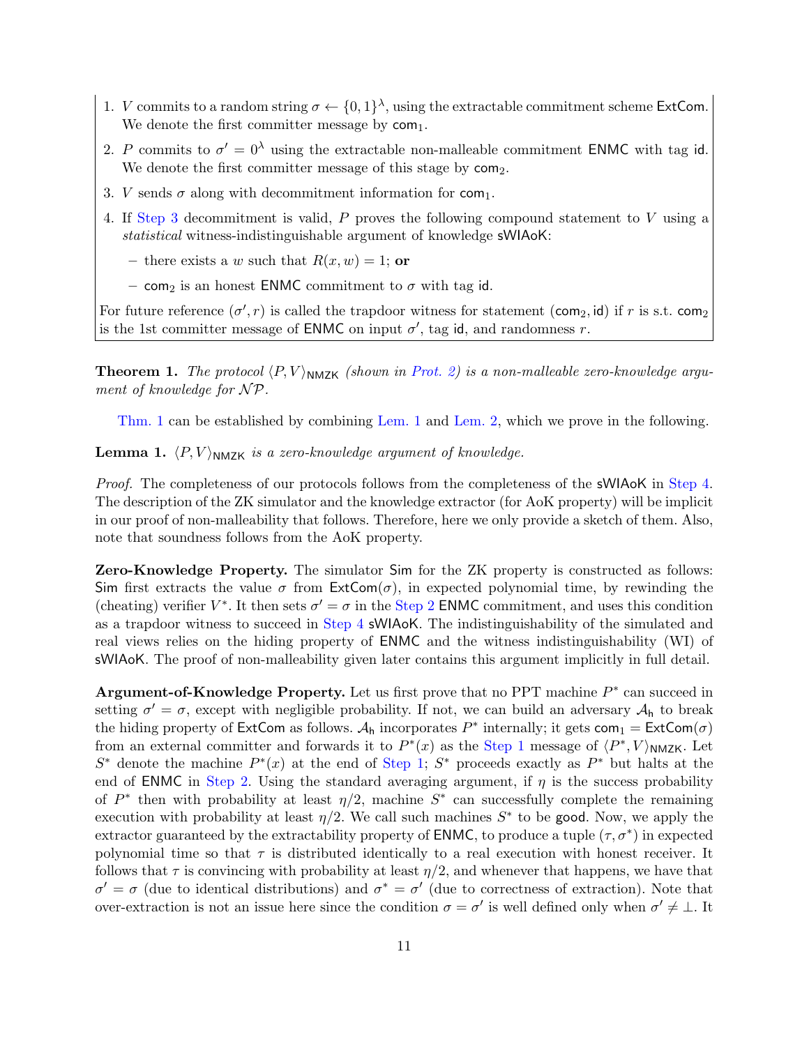1. $V$ commits to a random string $\sigma \leftarrow \{0,1\}^\lambda$, using the extractable commitment scheme $\mathsf{ExtCom}$. We denote the first committer message by $\mathsf{com}_1$.
2. $P$ commits to $\sigma' = 0^\lambda$ using the extractable non-malleable commitment $\mathsf{ENMC}$ with tag $\mathsf{id}$. We denote the first committer message of this stage by $\mathsf{com}_2$.
3. $V$ sends $\sigma$ along with decommitment information for $\mathsf{com}_1$.
4. If Step 3 decommitment is valid, $P$ proves the following compound statement to $V$ using a *statistical* witness-indistinguishable argument of knowledge $\mathsf{sWIAoK}$:
   - there exists a $w$ such that $R(x, w) = 1$; **or**
   - $\mathsf{com}_2$ is an honest $\mathsf{ENMC}$ commitment to $\sigma$ with tag $\mathsf{id}$.

For future reference $(\sigma', r)$ is called the trapdoor witness for statement $(\mathsf{com}_2, \mathsf{id})$ if $r$ is s.t. $\mathsf{com}_2$ is the 1st committer message of $\mathsf{ENMC}$ on input $\sigma'$, tag $\mathsf{id}$, and randomness $r$.

**Theorem 1.** *The protocol $\langle P, V\rangle_{\mathsf{NMZK}}$ (shown in Prot. 2) is a non-malleable zero-knowledge argument of knowledge for $\mathcal{NP}$.*

Thm. 1 can be established by combining Lem. 1 and Lem. 2, which we prove in the following.

**Lemma 1.** *$\langle P, V\rangle_{\mathsf{NMZK}}$ is a zero-knowledge argument of knowledge.*

*Proof.* The completeness of our protocols follows from the completeness of the $\mathsf{sWIAoK}$ in Step 4. The description of the ZK simulator and the knowledge extractor (for AoK property) will be implicit in our proof of non-malleability that follows. Therefore, here we only provide a sketch of them. Also, note that soundness follows from the AoK property.

**Zero-Knowledge Property.** The simulator $\mathsf{Sim}$ for the ZK property is constructed as follows: $\mathsf{Sim}$ first extracts the value $\sigma$ from $\mathsf{ExtCom}(\sigma)$, in expected polynomial time, by rewinding the (cheating) verifier $V^*$. It then sets $\sigma' = \sigma$ in the Step 2 $\mathsf{ENMC}$ commitment, and uses this condition as a trapdoor witness to succeed in Step 4 $\mathsf{sWIAoK}$. The indistinguishability of the simulated and real views relies on the hiding property of $\mathsf{ENMC}$ and the witness indistinguishability (WI) of $\mathsf{sWIAoK}$. The proof of non-malleability given later contains this argument implicitly in full detail.

**Argument-of-Knowledge Property.** Let us first prove that no PPT machine $P^*$ can succeed in setting $\sigma' = \sigma$, except with negligible probability. If not, we can build an adversary $\mathcal{A}_{\mathsf{h}}$ to break the hiding property of $\mathsf{ExtCom}$ as follows. $\mathcal{A}_{\mathsf{h}}$ incorporates $P^*$ internally; it gets $\mathsf{com}_1 = \mathsf{ExtCom}(\sigma)$ from an external committer and forwards it to $P^*(x)$ as the Step 1 message of $\langle P^*, V\rangle_{\mathsf{NMZK}}$. Let $S^*$ denote the machine $P^*(x)$ at the end of Step 1; $S^*$ proceeds exactly as $P^*$ but halts at the end of $\mathsf{ENMC}$ in Step 2. Using the standard averaging argument, if $\eta$ is the success probability of $P^*$ then with probability at least $\eta/2$, machine $S^*$ can successfully complete the remaining execution with probability at least $\eta/2$. We call such machines $S^*$ to be $\mathsf{good}$. Now, we apply the extractor guaranteed by the extractability property of $\mathsf{ENMC}$, to produce a tuple $(\tau, \sigma^*)$ in expected polynomial time so that $\tau$ is distributed identically to a real execution with honest receiver. It follows that $\tau$ is convincing with probability at least $\eta/2$, and whenever that happens, we have that $\sigma' = \sigma$ (due to identical distributions) and $\sigma^* = \sigma'$ (due to correctness of extraction). Note that over-extraction is not an issue here since the condition $\sigma = \sigma'$ is well defined only when $\sigma' \neq \bot$. It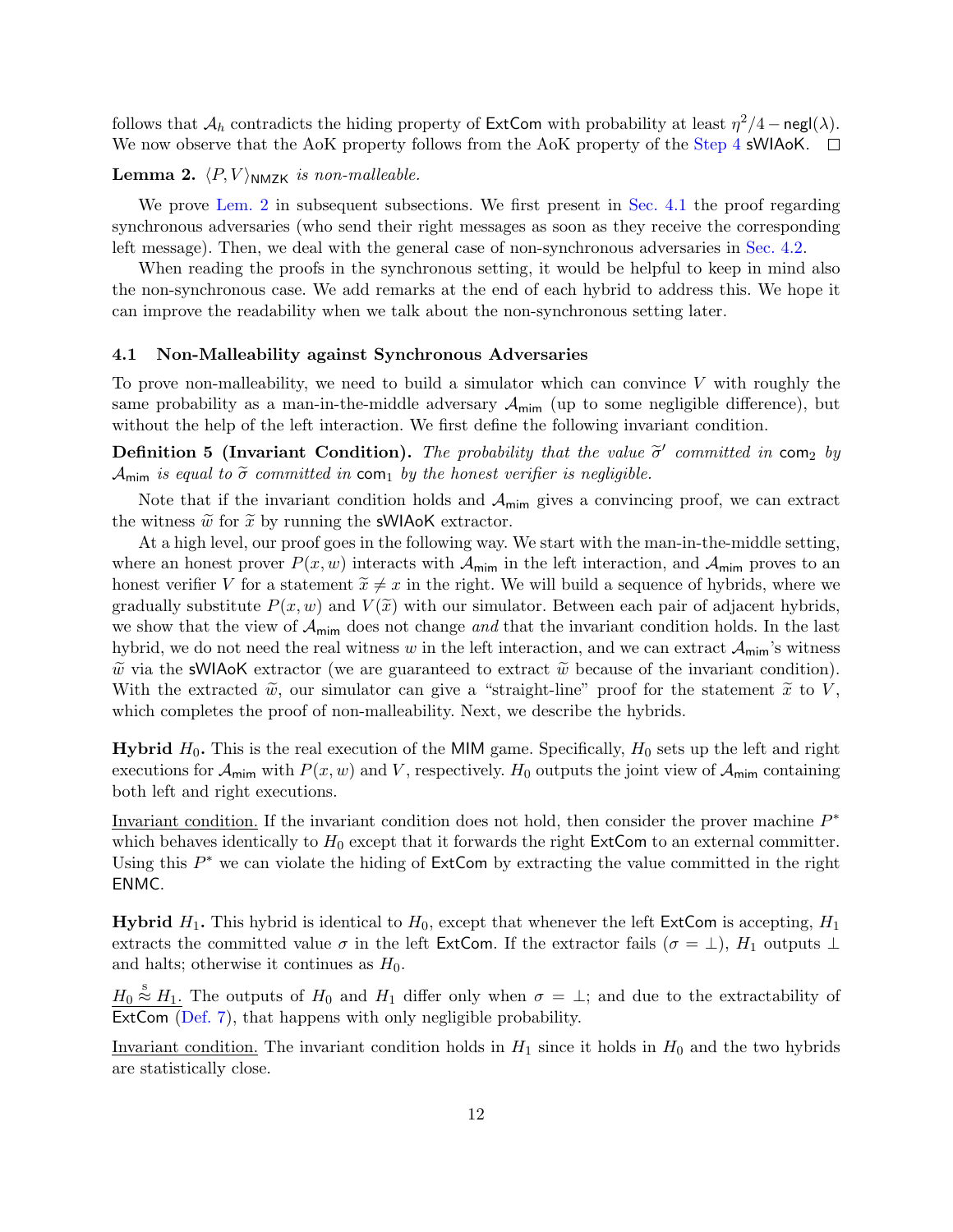follows that $\mathcal{A}_h$ contradicts the hiding property of $\mathsf{ExtCom}$ with probability at least $\eta^2/4 - \mathsf{negl}(\lambda)$. We now observe that the AoK property follows from the AoK property of the Step 4 $\mathsf{sWIAoK}$. □

**Lemma 2.** *$\langle P, V \rangle_{\mathsf{NMZK}}$ is non-malleable.*

We prove Lem. 2 in subsequent subsections. We first present in Sec. 4.1 the proof regarding synchronous adversaries (who send their right messages as soon as they receive the corresponding left message). Then, we deal with the general case of non-synchronous adversaries in Sec. 4.2.

When reading the proofs in the synchronous setting, it would be helpful to keep in mind also the non-synchronous case. We add remarks at the end of each hybrid to address this. We hope it can improve the readability when we talk about the non-synchronous setting later.

### 4.1 Non-Malleability against Synchronous Adversaries

To prove non-malleability, we need to build a simulator which can convince $V$ with roughly the same probability as a man-in-the-middle adversary $\mathcal{A}_{\mathsf{mim}}$ (up to some negligible difference), but without the help of the left interaction. We first define the following invariant condition.

**Definition 5 (Invariant Condition).** *The probability that the value $\widetilde{\sigma}'$ committed in $\mathsf{com}_2$ by $\mathcal{A}_{\mathsf{mim}}$ is equal to $\widetilde{\sigma}$ committed in $\mathsf{com}_1$ by the honest verifier is negligible.*

Note that if the invariant condition holds and $\mathcal{A}_{\mathsf{mim}}$ gives a convincing proof, we can extract the witness $\widetilde{w}$ for $\widetilde{x}$ by running the $\mathsf{sWIAoK}$ extractor.

At a high level, our proof goes in the following way. We start with the man-in-the-middle setting, where an honest prover $P(x, w)$ interacts with $\mathcal{A}_{\mathsf{mim}}$ in the left interaction, and $\mathcal{A}_{\mathsf{mim}}$ proves to an honest verifier $V$ for a statement $\widetilde{x} \neq x$ in the right. We will build a sequence of hybrids, where we gradually substitute $P(x, w)$ and $V(\widetilde{x})$ with our simulator. Between each pair of adjacent hybrids, we show that the view of $\mathcal{A}_{\mathsf{mim}}$ does not change *and* that the invariant condition holds. In the last hybrid, we do not need the real witness $w$ in the left interaction, and we can extract $\mathcal{A}_{\mathsf{mim}}$'s witness $\widetilde{w}$ via the $\mathsf{sWIAoK}$ extractor (we are guaranteed to extract $\widetilde{w}$ because of the invariant condition). With the extracted $\widetilde{w}$, our simulator can give a "straight-line" proof for the statement $\widetilde{x}$ to $V$, which completes the proof of non-malleability. Next, we describe the hybrids.

**Hybrid $H_0$.** This is the real execution of the MIM game. Specifically, $H_0$ sets up the left and right executions for $\mathcal{A}_{\mathsf{mim}}$ with $P(x, w)$ and $V$, respectively. $H_0$ outputs the joint view of $\mathcal{A}_{\mathsf{mim}}$ containing both left and right executions.

Invariant condition. If the invariant condition does not hold, then consider the prover machine $P^*$ which behaves identically to $H_0$ except that it forwards the right $\mathsf{ExtCom}$ to an external committer. Using this $P^*$ we can violate the hiding of $\mathsf{ExtCom}$ by extracting the value committed in the right $\mathsf{ENMC}$.

**Hybrid $H_1$.** This hybrid is identical to $H_0$, except that whenever the left $\mathsf{ExtCom}$ is accepting, $H_1$ extracts the committed value $\sigma$ in the left $\mathsf{ExtCom}$. If the extractor fails ($\sigma = \bot$), $H_1$ outputs $\bot$ and halts; otherwise it continues as $H_0$.

$H_0 \overset{\text{s}}{\approx} H_1$. The outputs of $H_0$ and $H_1$ differ only when $\sigma = \bot$; and due to the extractability of $\mathsf{ExtCom}$ (Def. 7), that happens with only negligible probability.

Invariant condition. The invariant condition holds in $H_1$ since it holds in $H_0$ and the two hybrids are statistically close.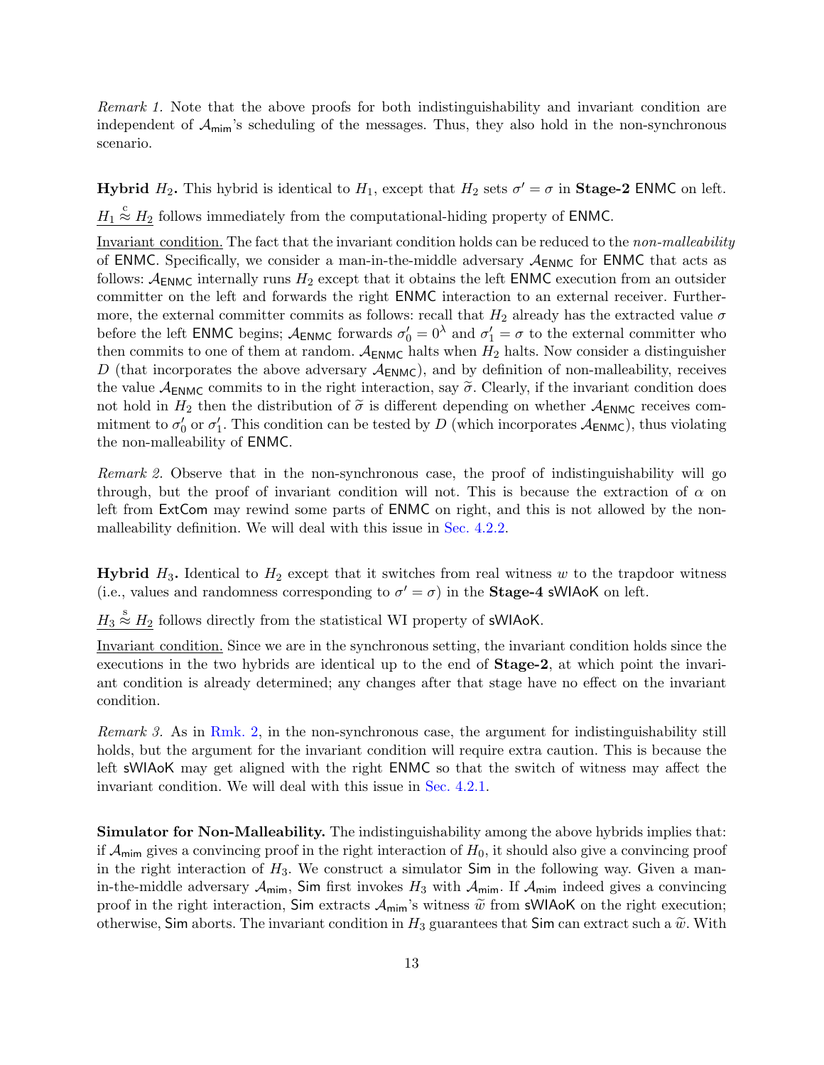*Remark 1.* Note that the above proofs for both indistinguishability and invariant condition are independent of $\mathcal{A}_{\mathsf{mim}}$'s scheduling of the messages. Thus, they also hold in the non-synchronous scenario.

**Hybrid $H_2$.** This hybrid is identical to $H_1$, except that $H_2$ sets $\sigma' = \sigma$ in **Stage-2** $\mathsf{ENMC}$ on left.

$H_1 \stackrel{\text{c}}{\approx} H_2$ follows immediately from the computational-hiding property of $\mathsf{ENMC}$.

Invariant condition. The fact that the invariant condition holds can be reduced to the *non-malleability* of $\mathsf{ENMC}$. Specifically, we consider a man-in-the-middle adversary $\mathcal{A}_{\mathsf{ENMC}}$ for $\mathsf{ENMC}$ that acts as follows: $\mathcal{A}_{\mathsf{ENMC}}$ internally runs $H_2$ except that it obtains the left $\mathsf{ENMC}$ execution from an outsider committer on the left and forwards the right $\mathsf{ENMC}$ interaction to an external receiver. Furthermore, the external committer commits as follows: recall that $H_2$ already has the extracted value $\sigma$ before the left $\mathsf{ENMC}$ begins; $\mathcal{A}_{\mathsf{ENMC}}$ forwards $\sigma'_0 = 0^\lambda$ and $\sigma'_1 = \sigma$ to the external committer who then commits to one of them at random. $\mathcal{A}_{\mathsf{ENMC}}$ halts when $H_2$ halts. Now consider a distinguisher $D$ (that incorporates the above adversary $\mathcal{A}_{\mathsf{ENMC}}$), and by definition of non-malleability, receives the value $\mathcal{A}_{\mathsf{ENMC}}$ commits to in the right interaction, say $\widetilde{\sigma}$. Clearly, if the invariant condition does not hold in $H_2$ then the distribution of $\widetilde{\sigma}$ is different depending on whether $\mathcal{A}_{\mathsf{ENMC}}$ receives commitment to $\sigma'_0$ or $\sigma'_1$. This condition can be tested by $D$ (which incorporates $\mathcal{A}_{\mathsf{ENMC}}$), thus violating the non-malleability of $\mathsf{ENMC}$.

*Remark 2.* Observe that in the non-synchronous case, the proof of indistinguishability will go through, but the proof of invariant condition will not. This is because the extraction of $\alpha$ on left from $\mathsf{ExtCom}$ may rewind some parts of $\mathsf{ENMC}$ on right, and this is not allowed by the non-malleability definition. We will deal with this issue in Sec. 4.2.2.

**Hybrid $H_3$.** Identical to $H_2$ except that it switches from real witness $w$ to the trapdoor witness (i.e., values and randomness corresponding to $\sigma' = \sigma$) in the **Stage-4** $\mathsf{sWIAoK}$ on left.

$H_3 \stackrel{\text{s}}{\approx} H_2$ follows directly from the statistical WI property of $\mathsf{sWIAoK}$.

Invariant condition. Since we are in the synchronous setting, the invariant condition holds since the executions in the two hybrids are identical up to the end of **Stage-2**, at which point the invariant condition is already determined; any changes after that stage have no effect on the invariant condition.

*Remark 3.* As in Rmk. 2, in the non-synchronous case, the argument for indistinguishability still holds, but the argument for the invariant condition will require extra caution. This is because the left $\mathsf{sWIAoK}$ may get aligned with the right $\mathsf{ENMC}$ so that the switch of witness may affect the invariant condition. We will deal with this issue in Sec. 4.2.1.

**Simulator for Non-Malleability.** The indistinguishability among the above hybrids implies that: if $\mathcal{A}_{\mathsf{mim}}$ gives a convincing proof in the right interaction of $H_0$, it should also give a convincing proof in the right interaction of $H_3$. We construct a simulator $\mathsf{Sim}$ in the following way. Given a man-in-the-middle adversary $\mathcal{A}_{\mathsf{mim}}$, $\mathsf{Sim}$ first invokes $H_3$ with $\mathcal{A}_{\mathsf{mim}}$. If $\mathcal{A}_{\mathsf{mim}}$ indeed gives a convincing proof in the right interaction, $\mathsf{Sim}$ extracts $\mathcal{A}_{\mathsf{mim}}$'s witness $\widetilde{w}$ from $\mathsf{sWIAoK}$ on the right execution; otherwise, $\mathsf{Sim}$ aborts. The invariant condition in $H_3$ guarantees that $\mathsf{Sim}$ can extract such a $\widetilde{w}$. With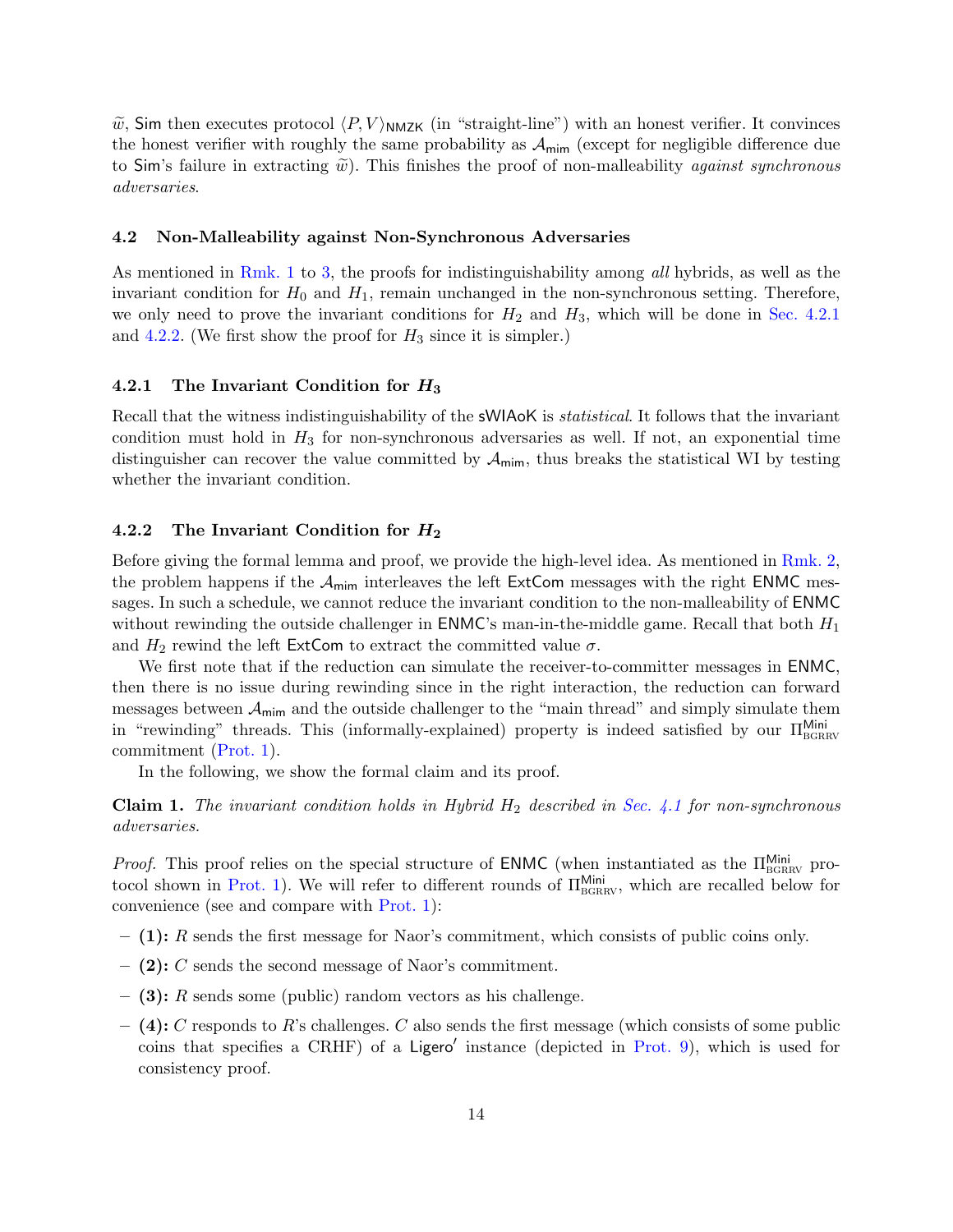$\widetilde{w}$, Sim then executes protocol $\langle P, V\rangle_{\mathsf{NMZK}}$ (in "straight-line") with an honest verifier. It convinces the honest verifier with roughly the same probability as $\mathcal{A}_{\mathsf{mim}}$ (except for negligible difference due to Sim's failure in extracting $\widetilde{w}$). This finishes the proof of non-malleability *against synchronous adversaries*.

### 4.2 Non-Malleability against Non-Synchronous Adversaries

As mentioned in Rmk. 1 to 3, the proofs for indistinguishability among *all* hybrids, as well as the invariant condition for $H_0$ and $H_1$, remain unchanged in the non-synchronous setting. Therefore, we only need to prove the invariant conditions for $H_2$ and $H_3$, which will be done in Sec. 4.2.1 and 4.2.2. (We first show the proof for $H_3$ since it is simpler.)

#### 4.2.1 The Invariant Condition for $H_3$

Recall that the witness indistinguishability of the sWIAoK is *statistical*. It follows that the invariant condition must hold in $H_3$ for non-synchronous adversaries as well. If not, an exponential time distinguisher can recover the value committed by $\mathcal{A}_{\mathsf{mim}}$, thus breaks the statistical WI by testing whether the invariant condition.

#### 4.2.2 The Invariant Condition for $H_2$

Before giving the formal lemma and proof, we provide the high-level idea. As mentioned in Rmk. 2, the problem happens if the $\mathcal{A}_{\mathsf{mim}}$ interleaves the left ExtCom messages with the right ENMC messages. In such a schedule, we cannot reduce the invariant condition to the non-malleability of ENMC without rewinding the outside challenger in ENMC's man-in-the-middle game. Recall that both $H_1$ and $H_2$ rewind the left ExtCom to extract the committed value $\sigma$.

We first note that if the reduction can simulate the receiver-to-committer messages in ENMC, then there is no issue during rewinding since in the right interaction, the reduction can forward messages between $\mathcal{A}_{\mathsf{mim}}$ and the outside challenger to the "main thread" and simply simulate them in "rewinding" threads. This (informally-explained) property is indeed satisfied by our $\Pi^{\mathsf{Mini}}_{\text{BGRRV}}$ commitment (Prot. 1).

In the following, we show the formal claim and its proof.

**Claim 1.** *The invariant condition holds in Hybrid $H_2$ described in Sec. 4.1 for non-synchronous adversaries.*

*Proof.* This proof relies on the special structure of ENMC (when instantiated as the $\Pi^{\mathsf{Mini}}_{\text{BGRRV}}$ protocol shown in Prot. 1). We will refer to different rounds of $\Pi^{\mathsf{Mini}}_{\text{BGRRV}}$, which are recalled below for convenience (see and compare with Prot. 1):

- **(1):** $R$ sends the first message for Naor's commitment, which consists of public coins only.
- **(2):** $C$ sends the second message of Naor's commitment.
- **(3):** $R$ sends some (public) random vectors as his challenge.
- **(4):** $C$ responds to $R$'s challenges. $C$ also sends the first message (which consists of some public coins that specifies a CRHF) of a $\mathsf{Ligero}'$ instance (depicted in Prot. 9), which is used for consistency proof.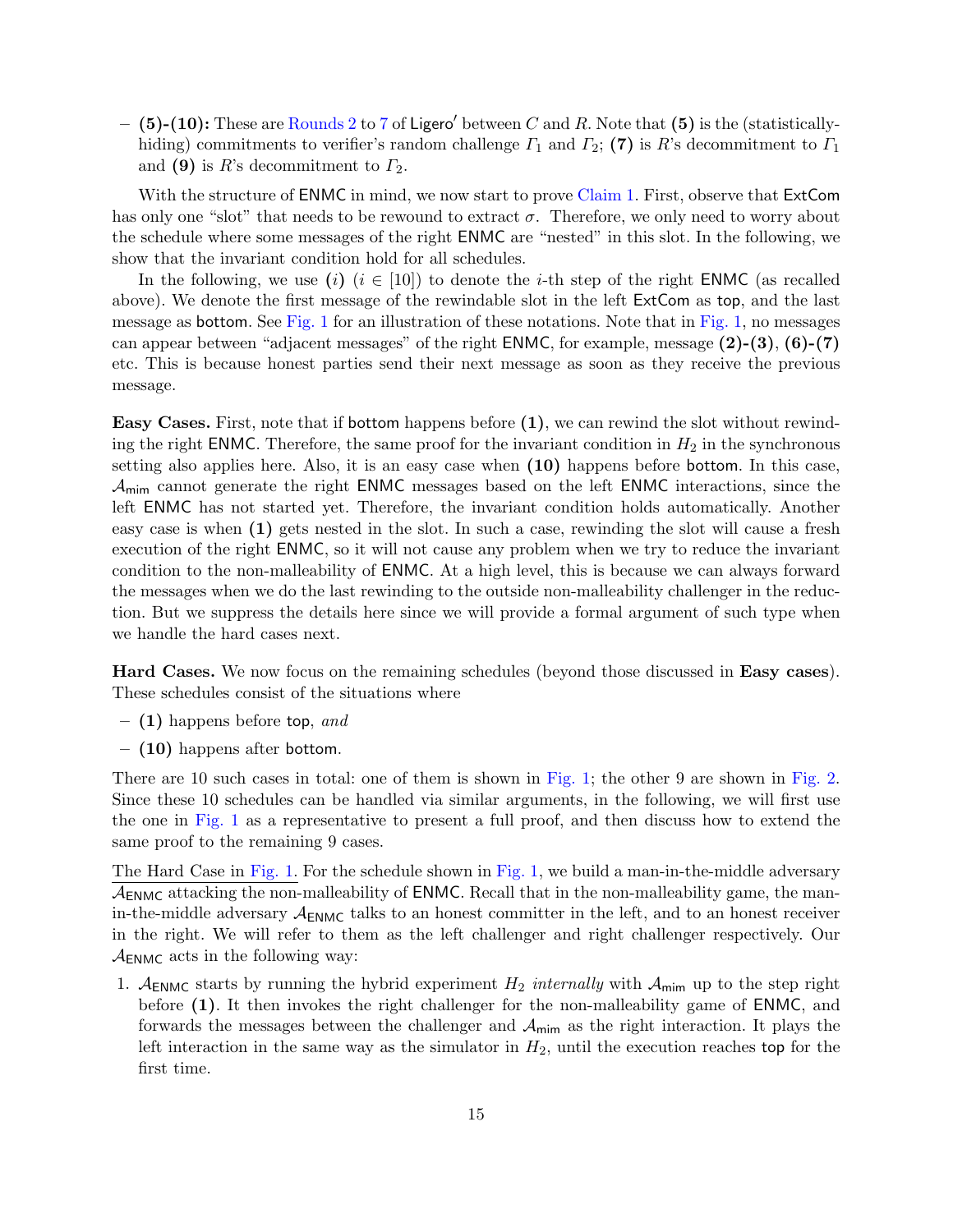– **(5)-(10):** These are Rounds 2 to 7 of $\mathsf{Ligero}'$ between $C$ and $R$. Note that **(5)** is the (statistically-hiding) commitments to verifier's random challenge $\mathit{\Gamma}_1$ and $\mathit{\Gamma}_2$; **(7)** is $R$'s decommitment to $\mathit{\Gamma}_1$ and **(9)** is $R$'s decommitment to $\mathit{\Gamma}_2$.

With the structure of $\mathsf{ENMC}$ in mind, we now start to prove Claim 1. First, observe that $\mathsf{ExtCom}$ has only one "slot" that needs to be rewound to extract $\sigma$. Therefore, we only need to worry about the schedule where some messages of the right $\mathsf{ENMC}$ are "nested" in this slot. In the following, we show that the invariant condition hold for all schedules.

In the following, we use *(i)* ($i \in [10]$) to denote the $i$-th step of the right $\mathsf{ENMC}$ (as recalled above). We denote the first message of the rewindable slot in the left $\mathsf{ExtCom}$ as $\mathsf{top}$, and the last message as $\mathsf{bottom}$. See Fig. 1 for an illustration of these notations. Note that in Fig. 1, no messages can appear between "adjacent messages" of the right $\mathsf{ENMC}$, for example, message **(2)-(3)**, **(6)-(7)** etc. This is because honest parties send their next message as soon as they receive the previous message.

**Easy Cases.** First, note that if $\mathsf{bottom}$ happens before **(1)**, we can rewind the slot without rewinding the right $\mathsf{ENMC}$. Therefore, the same proof for the invariant condition in $H_2$ in the synchronous setting also applies here. Also, it is an easy case when **(10)** happens before $\mathsf{bottom}$. In this case, $\mathcal{A}_{\mathsf{mim}}$ cannot generate the right $\mathsf{ENMC}$ messages based on the left $\mathsf{ENMC}$ interactions, since the left $\mathsf{ENMC}$ has not started yet. Therefore, the invariant condition holds automatically. Another easy case is when **(1)** gets nested in the slot. In such a case, rewinding the slot will cause a fresh execution of the right $\mathsf{ENMC}$, so it will not cause any problem when we try to reduce the invariant condition to the non-malleability of $\mathsf{ENMC}$. At a high level, this is because we can always forward the messages when we do the last rewinding to the outside non-malleability challenger in the reduction. But we suppress the details here since we will provide a formal argument of such type when we handle the hard cases next.

**Hard Cases.** We now focus on the remaining schedules (beyond those discussed in **Easy cases**). These schedules consist of the situations where

– **(1)** happens before $\mathsf{top}$, *and*

– **(10)** happens after $\mathsf{bottom}$.

There are 10 such cases in total: one of them is shown in Fig. 1; the other 9 are shown in Fig. 2. Since these 10 schedules can be handled via similar arguments, in the following, we will first use the one in Fig. 1 as a representative to present a full proof, and then discuss how to extend the same proof to the remaining 9 cases.

<u>The Hard Case in Fig. 1.</u> For the schedule shown in Fig. 1, we build a man-in-the-middle adversary $\mathcal{A}_{\mathsf{ENMC}}$ attacking the non-malleability of $\mathsf{ENMC}$. Recall that in the non-malleability game, the man-in-the-middle adversary $\mathcal{A}_{\mathsf{ENMC}}$ talks to an honest committer in the left, and to an honest receiver in the right. We will refer to them as the left challenger and right challenger respectively. Our $\mathcal{A}_{\mathsf{ENMC}}$ acts in the following way:

1. $\mathcal{A}_{\mathsf{ENMC}}$ starts by running the hybrid experiment $H_2$ *internally* with $\mathcal{A}_{\mathsf{mim}}$ up to the step right before **(1)**. It then invokes the right challenger for the non-malleability game of $\mathsf{ENMC}$, and forwards the messages between the challenger and $\mathcal{A}_{\mathsf{mim}}$ as the right interaction. It plays the left interaction in the same way as the simulator in $H_2$, until the execution reaches $\mathsf{top}$ for the first time.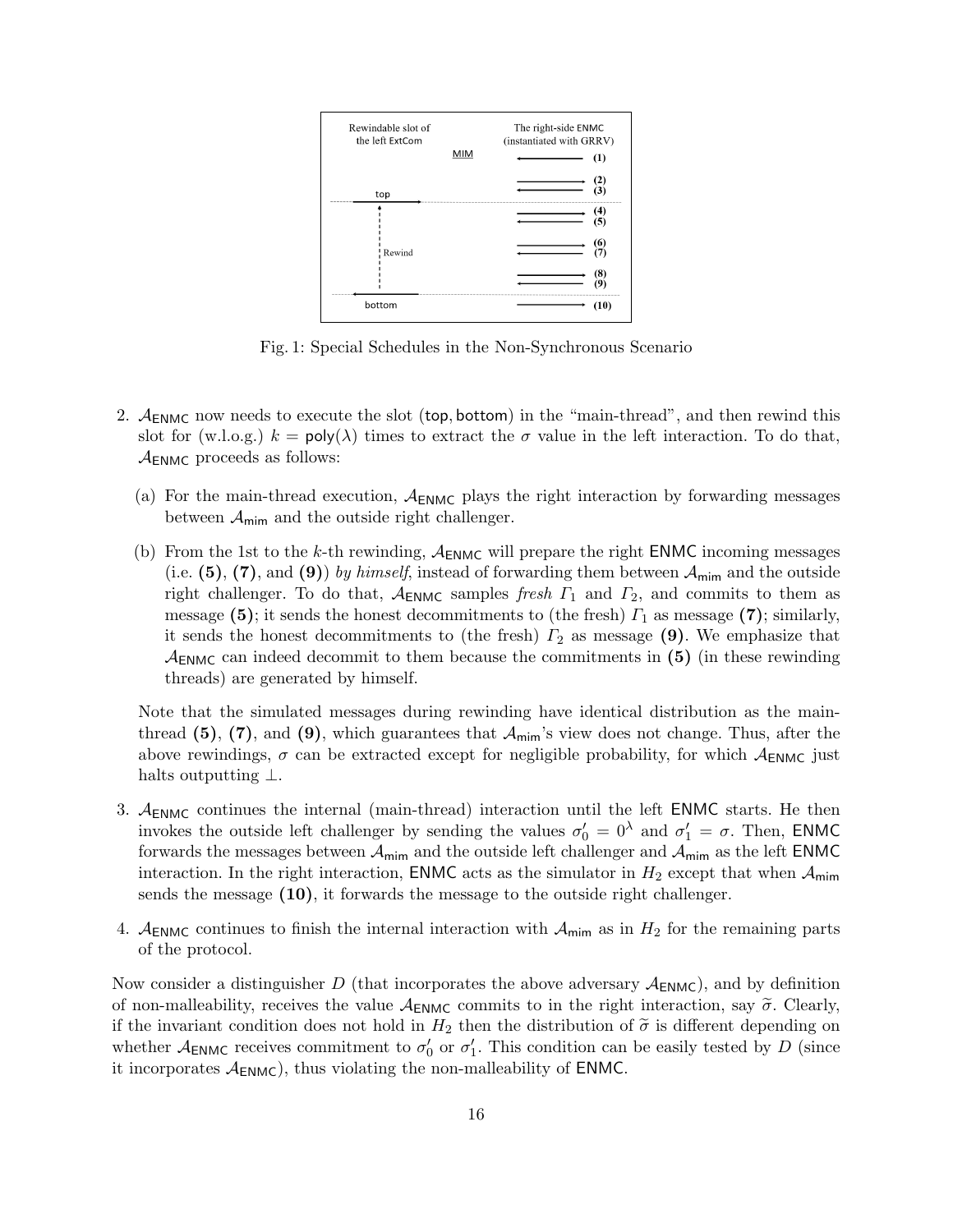Fig. 1: Special Schedules in the Non-Synchronous Scenario

2. $\mathcal{A}_{\mathsf{ENMC}}$ now needs to execute the slot ($\mathsf{top}, \mathsf{bottom}$) in the "main-thread", and then rewind this slot for (w.l.o.g.) $k = \mathsf{poly}(\lambda)$ times to extract the $\sigma$ value in the left interaction. To do that, $\mathcal{A}_{\mathsf{ENMC}}$ proceeds as follows:

   (a) For the main-thread execution, $\mathcal{A}_{\mathsf{ENMC}}$ plays the right interaction by forwarding messages between $\mathcal{A}_{\mathsf{mim}}$ and the outside right challenger.

   (b) From the 1st to the $k$-th rewinding, $\mathcal{A}_{\mathsf{ENMC}}$ will prepare the right $\mathsf{ENMC}$ incoming messages (i.e. **(5)**, **(7)**, and **(9)**) *by himself*, instead of forwarding them between $\mathcal{A}_{\mathsf{mim}}$ and the outside right challenger. To do that, $\mathcal{A}_{\mathsf{ENMC}}$ samples *fresh* $\Gamma_1$ and $\Gamma_2$, and commits to them as message **(5)**; it sends the honest decommitments to (the fresh) $\Gamma_1$ as message **(7)**; similarly, it sends the honest decommitments to (the fresh) $\Gamma_2$ as message **(9)**. We emphasize that $\mathcal{A}_{\mathsf{ENMC}}$ can indeed decommit to them because the commitments in **(5)** (in these rewinding threads) are generated by himself.

   Note that the simulated messages during rewinding have identical distribution as the main-thread **(5)**, **(7)**, and **(9)**, which guarantees that $\mathcal{A}_{\mathsf{mim}}$'s view does not change. Thus, after the above rewindings, $\sigma$ can be extracted except for negligible probability, for which $\mathcal{A}_{\mathsf{ENMC}}$ just halts outputting $\perp$.

3. $\mathcal{A}_{\mathsf{ENMC}}$ continues the internal (main-thread) interaction until the left $\mathsf{ENMC}$ starts. He then invokes the outside left challenger by sending the values $\sigma'_0 = 0^\lambda$ and $\sigma'_1 = \sigma$. Then, $\mathsf{ENMC}$ forwards the messages between $\mathcal{A}_{\mathsf{mim}}$ and the outside left challenger and $\mathcal{A}_{\mathsf{mim}}$ as the left $\mathsf{ENMC}$ interaction. In the right interaction, $\mathsf{ENMC}$ acts as the simulator in $H_2$ except that when $\mathcal{A}_{\mathsf{mim}}$ sends the message **(10)**, it forwards the message to the outside right challenger.

4. $\mathcal{A}_{\mathsf{ENMC}}$ continues to finish the internal interaction with $\mathcal{A}_{\mathsf{mim}}$ as in $H_2$ for the remaining parts of the protocol.

Now consider a distinguisher $D$ (that incorporates the above adversary $\mathcal{A}_{\mathsf{ENMC}}$), and by definition of non-malleability, receives the value $\mathcal{A}_{\mathsf{ENMC}}$ commits to in the right interaction, say $\widetilde{\sigma}$. Clearly, if the invariant condition does not hold in $H_2$ then the distribution of $\widetilde{\sigma}$ is different depending on whether $\mathcal{A}_{\mathsf{ENMC}}$ receives commitment to $\sigma'_0$ or $\sigma'_1$. This condition can be easily tested by $D$ (since it incorporates $\mathcal{A}_{\mathsf{ENMC}}$), thus violating the non-malleability of $\mathsf{ENMC}$.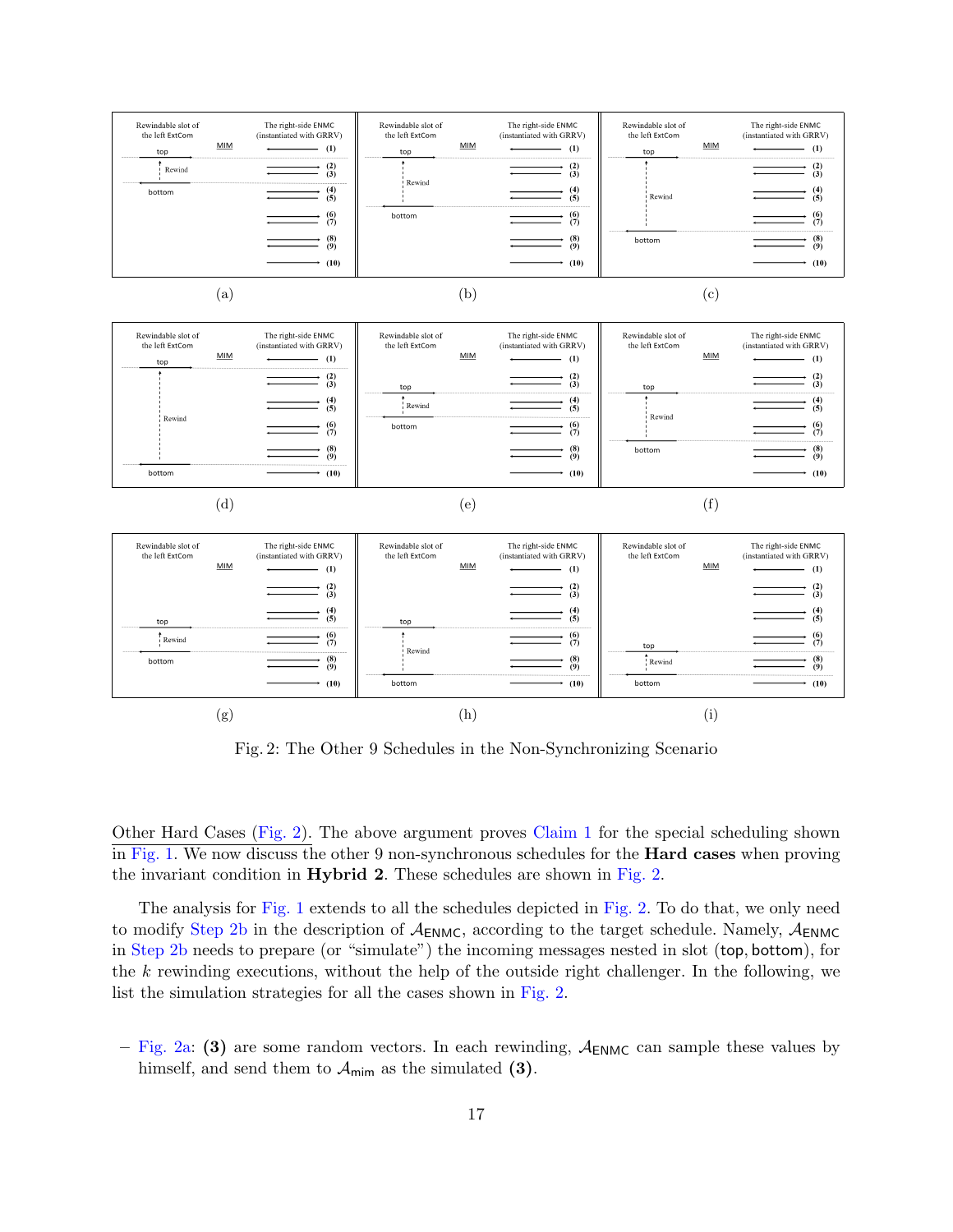Fig. 2: The Other 9 Schedules in the Non-Synchronizing Scenario

Other Hard Cases (Fig. 2). The above argument proves Claim 1 for the special scheduling shown in Fig. 1. We now discuss the other 9 non-synchronous schedules for the **Hard cases** when proving the invariant condition in **Hybrid 2**. These schedules are shown in Fig. 2.

The analysis for Fig. 1 extends to all the schedules depicted in Fig. 2. To do that, we only need to modify Step 2b in the description of $\mathcal{A}_{\mathsf{ENMC}}$, according to the target schedule. Namely, $\mathcal{A}_{\mathsf{ENMC}}$ in Step 2b needs to prepare (or "simulate") the incoming messages nested in slot ($\mathsf{top}, \mathsf{bottom}$), for the $k$ rewinding executions, without the help of the outside right challenger. In the following, we list the simulation strategies for all the cases shown in Fig. 2.

– Fig. 2a: **(3)** are some random vectors. In each rewinding, $\mathcal{A}_{\mathsf{ENMC}}$ can sample these values by himself, and send them to $\mathcal{A}_{\mathsf{mim}}$ as the simulated **(3)**.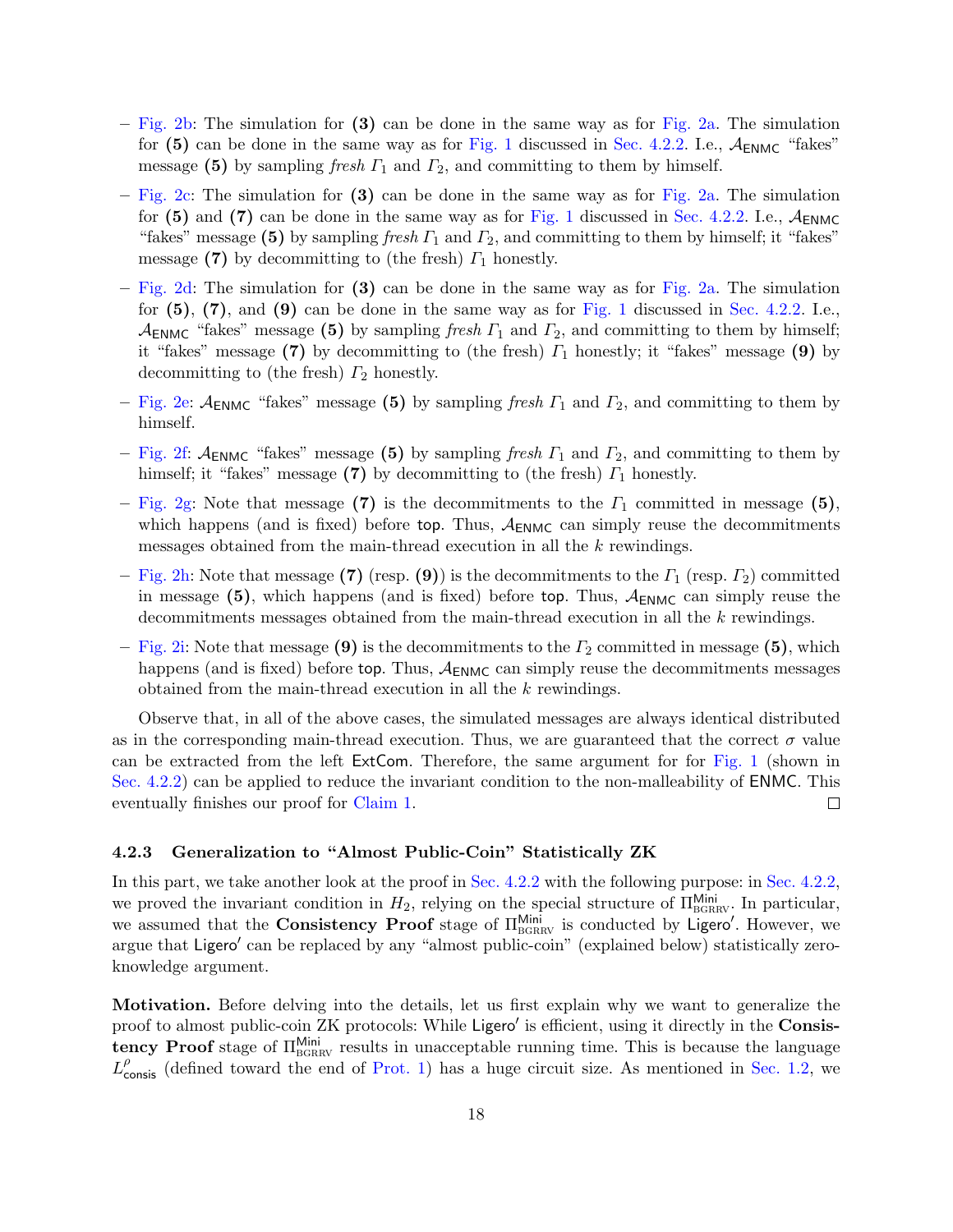– Fig. 2b: The simulation for **(3)** can be done in the same way as for Fig. 2a. The simulation for **(5)** can be done in the same way as for Fig. 1 discussed in Sec. 4.2.2. I.e., $\mathcal{A}_{\mathsf{ENMC}}$ "fakes" message **(5)** by sampling *fresh* $\Gamma_1$ and $\Gamma_2$, and committing to them by himself.

– Fig. 2c: The simulation for **(3)** can be done in the same way as for Fig. 2a. The simulation for **(5)** and **(7)** can be done in the same way as for Fig. 1 discussed in Sec. 4.2.2. I.e., $\mathcal{A}_{\mathsf{ENMC}}$ "fakes" message **(5)** by sampling *fresh* $\Gamma_1$ and $\Gamma_2$, and committing to them by himself; it "fakes" message **(7)** by decommitting to (the fresh) $\Gamma_1$ honestly.

– Fig. 2d: The simulation for **(3)** can be done in the same way as for Fig. 2a. The simulation for **(5)**, **(7)**, and **(9)** can be done in the same way as for Fig. 1 discussed in Sec. 4.2.2. I.e., $\mathcal{A}_{\mathsf{ENMC}}$ "fakes" message **(5)** by sampling *fresh* $\Gamma_1$ and $\Gamma_2$, and committing to them by himself; it "fakes" message **(7)** by decommitting to (the fresh) $\Gamma_1$ honestly; it "fakes" message **(9)** by decommitting to (the fresh) $\Gamma_2$ honestly.

– Fig. 2e: $\mathcal{A}_{\mathsf{ENMC}}$ "fakes" message **(5)** by sampling *fresh* $\Gamma_1$ and $\Gamma_2$, and committing to them by himself.

– Fig. 2f: $\mathcal{A}_{\mathsf{ENMC}}$ "fakes" message **(5)** by sampling *fresh* $\Gamma_1$ and $\Gamma_2$, and committing to them by himself; it "fakes" message **(7)** by decommitting to (the fresh) $\Gamma_1$ honestly.

– Fig. 2g: Note that message **(7)** is the decommitments to the $\Gamma_1$ committed in message **(5)**, which happens (and is fixed) before $\mathsf{top}$. Thus, $\mathcal{A}_{\mathsf{ENMC}}$ can simply reuse the decommitments messages obtained from the main-thread execution in all the $k$ rewindings.

– Fig. 2h: Note that message **(7)** (resp. **(9)**) is the decommitments to the $\Gamma_1$ (resp. $\Gamma_2$) committed in message **(5)**, which happens (and is fixed) before $\mathsf{top}$. Thus, $\mathcal{A}_{\mathsf{ENMC}}$ can simply reuse the decommitments messages obtained from the main-thread execution in all the $k$ rewindings.

– Fig. 2i: Note that message **(9)** is the decommitments to the $\Gamma_2$ committed in message **(5)**, which happens (and is fixed) before $\mathsf{top}$. Thus, $\mathcal{A}_{\mathsf{ENMC}}$ can simply reuse the decommitments messages obtained from the main-thread execution in all the $k$ rewindings.

Observe that, in all of the above cases, the simulated messages are always identical distributed as in the corresponding main-thread execution. Thus, we are guaranteed that the correct $\sigma$ value can be extracted from the left $\mathsf{ExtCom}$. Therefore, the same argument for for Fig. 1 (shown in Sec. 4.2.2) can be applied to reduce the invariant condition to the non-malleability of $\mathsf{ENMC}$. This eventually finishes our proof for Claim 1. □

### 4.2.3 Generalization to "Almost Public-Coin" Statistically ZK

In this part, we take another look at the proof in Sec. 4.2.2 with the following purpose: in Sec. 4.2.2, we proved the invariant condition in $H_2$, relying on the special structure of $\Pi^{\mathsf{Mini}}_{\mathrm{BGRRV}}$. In particular, we assumed that the **Consistency Proof** stage of $\Pi^{\mathsf{Mini}}_{\mathrm{BGRRV}}$ is conducted by $\mathsf{Ligero}'$. However, we argue that $\mathsf{Ligero}'$ can be replaced by any "almost public-coin" (explained below) statistically zero-knowledge argument.

**Motivation.** Before delving into the details, let us first explain why we want to generalize the proof to almost public-coin ZK protocols: While $\mathsf{Ligero}'$ is efficient, using it directly in the **Consistency Proof** stage of $\Pi^{\mathsf{Mini}}_{\mathrm{BGRRV}}$ results in unacceptable running time. This is because the language $L^{\rho}_{\mathsf{consis}}$ (defined toward the end of Prot. 1) has a huge circuit size. As mentioned in Sec. 1.2, we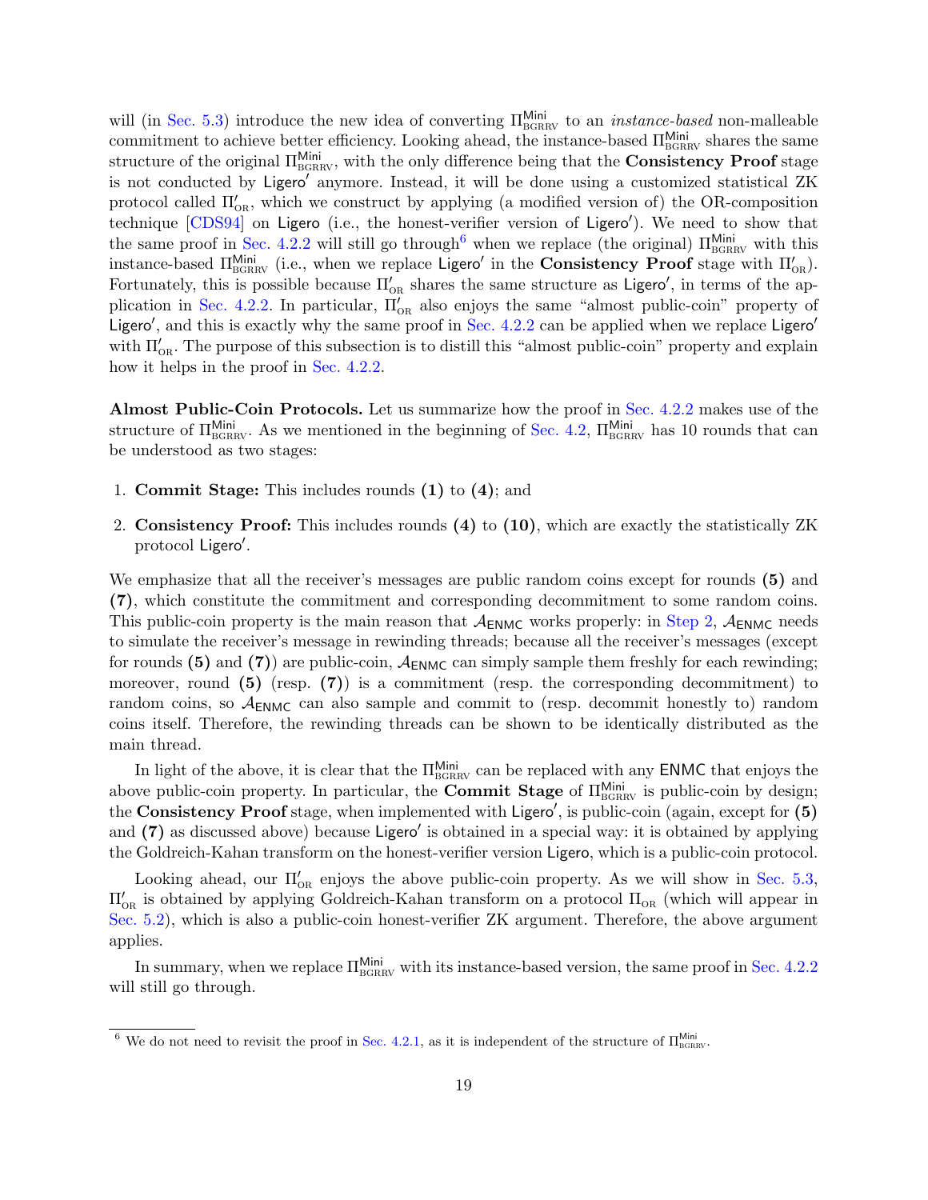will (in Sec. 5.3) introduce the new idea of converting $\Pi^{\mathsf{Mini}}_{\mathrm{BGRRV}}$ to an *instance-based* non-malleable commitment to achieve better efficiency. Looking ahead, the instance-based $\Pi^{\mathsf{Mini}}_{\mathrm{BGRRV}}$ shares the same structure of the original $\Pi^{\mathsf{Mini}}_{\mathrm{BGRRV}}$, with the only difference being that the **Consistency Proof** stage is not conducted by $\mathsf{Ligero}'$ anymore. Instead, it will be done using a customized statistical ZK protocol called $\Pi'_{\mathrm{OR}}$, which we construct by applying (a modified version of) the OR-composition technique [CDS94] on $\mathsf{Ligero}$ (i.e., the honest-verifier version of $\mathsf{Ligero}'$). We need to show that the same proof in Sec. 4.2.2 will still go through[6] when we replace (the original) $\Pi^{\mathsf{Mini}}_{\mathrm{BGRRV}}$ with this instance-based $\Pi^{\mathsf{Mini}}_{\mathrm{BGRRV}}$ (i.e., when we replace $\mathsf{Ligero}'$ in the **Consistency Proof** stage with $\Pi'_{\mathrm{OR}}$). Fortunately, this is possible because $\Pi'_{\mathrm{OR}}$ shares the same structure as $\mathsf{Ligero}'$, in terms of the application in Sec. 4.2.2. In particular, $\Pi'_{\mathrm{OR}}$ also enjoys the same "almost public-coin" property of $\mathsf{Ligero}'$, and this is exactly why the same proof in Sec. 4.2.2 can be applied when we replace $\mathsf{Ligero}'$ with $\Pi'_{\mathrm{OR}}$. The purpose of this subsection is to distill this "almost public-coin" property and explain how it helps in the proof in Sec. 4.2.2.

**Almost Public-Coin Protocols.** Let us summarize how the proof in Sec. 4.2.2 makes use of the structure of $\Pi^{\mathsf{Mini}}_{\mathrm{BGRRV}}$. As we mentioned in the beginning of Sec. 4.2, $\Pi^{\mathsf{Mini}}_{\mathrm{BGRRV}}$ has 10 rounds that can be understood as two stages:

1. **Commit Stage:** This includes rounds **(1)** to **(4)**; and
2. **Consistency Proof:** This includes rounds **(4)** to **(10)**, which are exactly the statistically ZK protocol $\mathsf{Ligero}'$.

We emphasize that all the receiver's messages are public random coins except for rounds **(5)** and **(7)**, which constitute the commitment and corresponding decommitment to some random coins. This public-coin property is the main reason that $\mathcal{A}_{\mathsf{ENMC}}$ works properly: in Step 2, $\mathcal{A}_{\mathsf{ENMC}}$ needs to simulate the receiver's message in rewinding threads; because all the receiver's messages (except for rounds **(5)** and **(7)**) are public-coin, $\mathcal{A}_{\mathsf{ENMC}}$ can simply sample them freshly for each rewinding; moreover, round **(5)** (resp. **(7)**) is a commitment (resp. the corresponding decommitment) to random coins, so $\mathcal{A}_{\mathsf{ENMC}}$ can also sample and commit to (resp. decommit honestly to) random coins itself. Therefore, the rewinding threads can be shown to be identically distributed as the main thread.

In light of the above, it is clear that the $\Pi^{\mathsf{Mini}}_{\mathrm{BGRRV}}$ can be replaced with any $\mathsf{ENMC}$ that enjoys the above public-coin property. In particular, the **Commit Stage** of $\Pi^{\mathsf{Mini}}_{\mathrm{BGRRV}}$ is public-coin by design; the **Consistency Proof** stage, when implemented with $\mathsf{Ligero}'$, is public-coin (again, except for **(5)** and **(7)** as discussed above) because $\mathsf{Ligero}'$ is obtained in a special way: it is obtained by applying the Goldreich-Kahan transform on the honest-verifier version $\mathsf{Ligero}$, which is a public-coin protocol.

Looking ahead, our $\Pi'_{\mathrm{OR}}$ enjoys the above public-coin property. As we will show in Sec. 5.3, $\Pi'_{\mathrm{OR}}$ is obtained by applying Goldreich-Kahan transform on a protocol $\Pi_{\mathrm{OR}}$ (which will appear in Sec. 5.2), which is also a public-coin honest-verifier ZK argument. Therefore, the above argument applies.

In summary, when we replace $\Pi^{\mathsf{Mini}}_{\mathrm{BGRRV}}$ with its instance-based version, the same proof in Sec. 4.2.2 will still go through.

[6] We do not need to revisit the proof in Sec. 4.2.1, as it is independent of the structure of $\Pi^{\mathsf{Mini}}_{\mathrm{BGRRV}}$.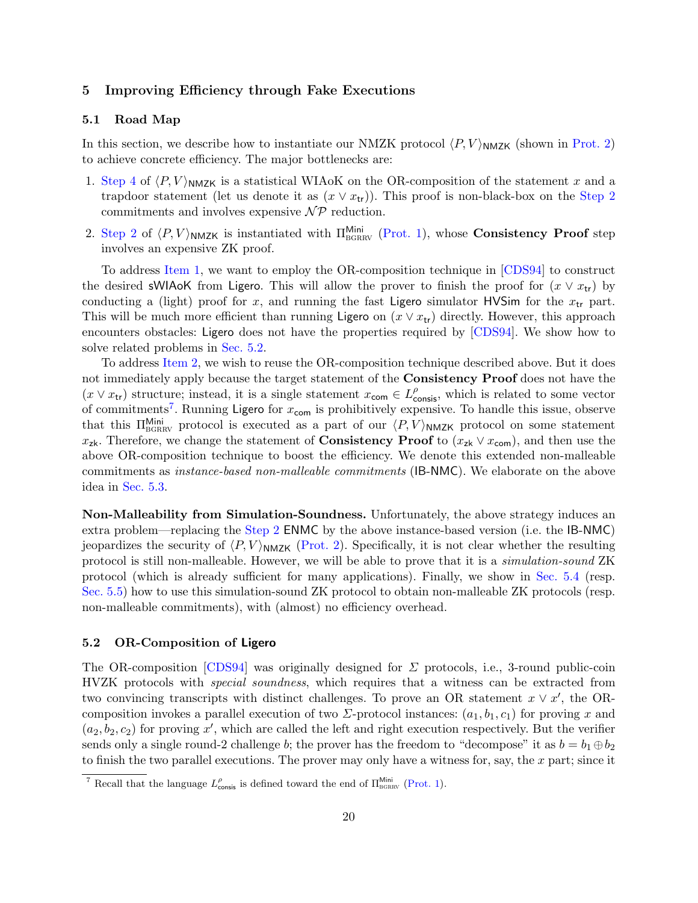## 5 Improving Efficiency through Fake Executions

### 5.1 Road Map

In this section, we describe how to instantiate our NMZK protocol $\langle P, V\rangle_{\mathsf{NMZK}}$ (shown in Prot. 2) to achieve concrete efficiency. The major bottlenecks are:

1. Step 4 of $\langle P, V\rangle_{\mathsf{NMZK}}$ is a statistical WIAoK on the OR-composition of the statement $x$ and a trapdoor statement (let us denote it as $(x \vee x_{\mathsf{tr}})$). This proof is non-black-box on the Step 2 commitments and involves expensive $\mathcal{NP}$ reduction.
2. Step 2 of $\langle P, V\rangle_{\mathsf{NMZK}}$ is instantiated with $\Pi^{\mathsf{Mini}}_{\mathrm{BGRRV}}$ (Prot. 1), whose **Consistency Proof** step involves an expensive ZK proof.

To address Item 1, we want to employ the OR-composition technique in [CDS94] to construct the desired sWIAoK from Ligero. This will allow the prover to finish the proof for $(x \vee x_{\mathsf{tr}})$ by conducting a (light) proof for $x$, and running the fast Ligero simulator HVSim for the $x_{\mathsf{tr}}$ part. This will be much more efficient than running Ligero on $(x \vee x_{\mathsf{tr}})$ directly. However, this approach encounters obstacles: Ligero does not have the properties required by [CDS94]. We show how to solve related problems in Sec. 5.2.

To address Item 2, we wish to reuse the OR-composition technique described above. But it does not immediately apply because the target statement of the **Consistency Proof** does not have the $(x \vee x_{\mathsf{tr}})$ structure; instead, it is a single statement $x_{\mathsf{com}} \in L^{\rho}_{\mathsf{consis}}$, which is related to some vector of commitments[7]. Running Ligero for $x_{\mathsf{com}}$ is prohibitively expensive. To handle this issue, observe that this $\Pi^{\mathsf{Mini}}_{\mathrm{BGRRV}}$ protocol is executed as a part of our $\langle P, V\rangle_{\mathsf{NMZK}}$ protocol on some statement $x_{\mathsf{zk}}$. Therefore, we change the statement of **Consistency Proof** to $(x_{\mathsf{zk}} \vee x_{\mathsf{com}})$, and then use the above OR-composition technique to boost the efficiency. We denote this extended non-malleable commitments as *instance-based non-malleable commitments* (IB-NMC). We elaborate on the above idea in Sec. 5.3.

**Non-Malleability from Simulation-Soundness.** Unfortunately, the above strategy induces an extra problem—replacing the Step 2 ENMC by the above instance-based version (i.e. the IB-NMC) jeopardizes the security of $\langle P, V\rangle_{\mathsf{NMZK}}$ (Prot. 2). Specifically, it is not clear whether the resulting protocol is still non-malleable. However, we will be able to prove that it is a *simulation-sound* ZK protocol (which is already sufficient for many applications). Finally, we show in Sec. 5.4 (resp. Sec. 5.5) how to use this simulation-sound ZK protocol to obtain non-malleable ZK protocols (resp. non-malleable commitments), with (almost) no efficiency overhead.

### 5.2 OR-Composition of Ligero

The OR-composition [CDS94] was originally designed for $\Sigma$ protocols, i.e., 3-round public-coin HVZK protocols with *special soundness*, which requires that a witness can be extracted from two convincing transcripts with distinct challenges. To prove an OR statement $x \vee x'$, the OR-composition invokes a parallel execution of two $\Sigma$-protocol instances: $(a_1, b_1, c_1)$ for proving $x$ and $(a_2, b_2, c_2)$ for proving $x'$, which are called the left and right execution respectively. But the verifier sends only a single round-2 challenge $b$; the prover has the freedom to "decompose" it as $b = b_1 \oplus b_2$ to finish the two parallel executions. The prover may only have a witness for, say, the $x$ part; since it

[7] Recall that the language $L^{\rho}_{\mathsf{consis}}$ is defined toward the end of $\Pi^{\mathsf{Mini}}_{\mathrm{BGRRV}}$ (Prot. 1).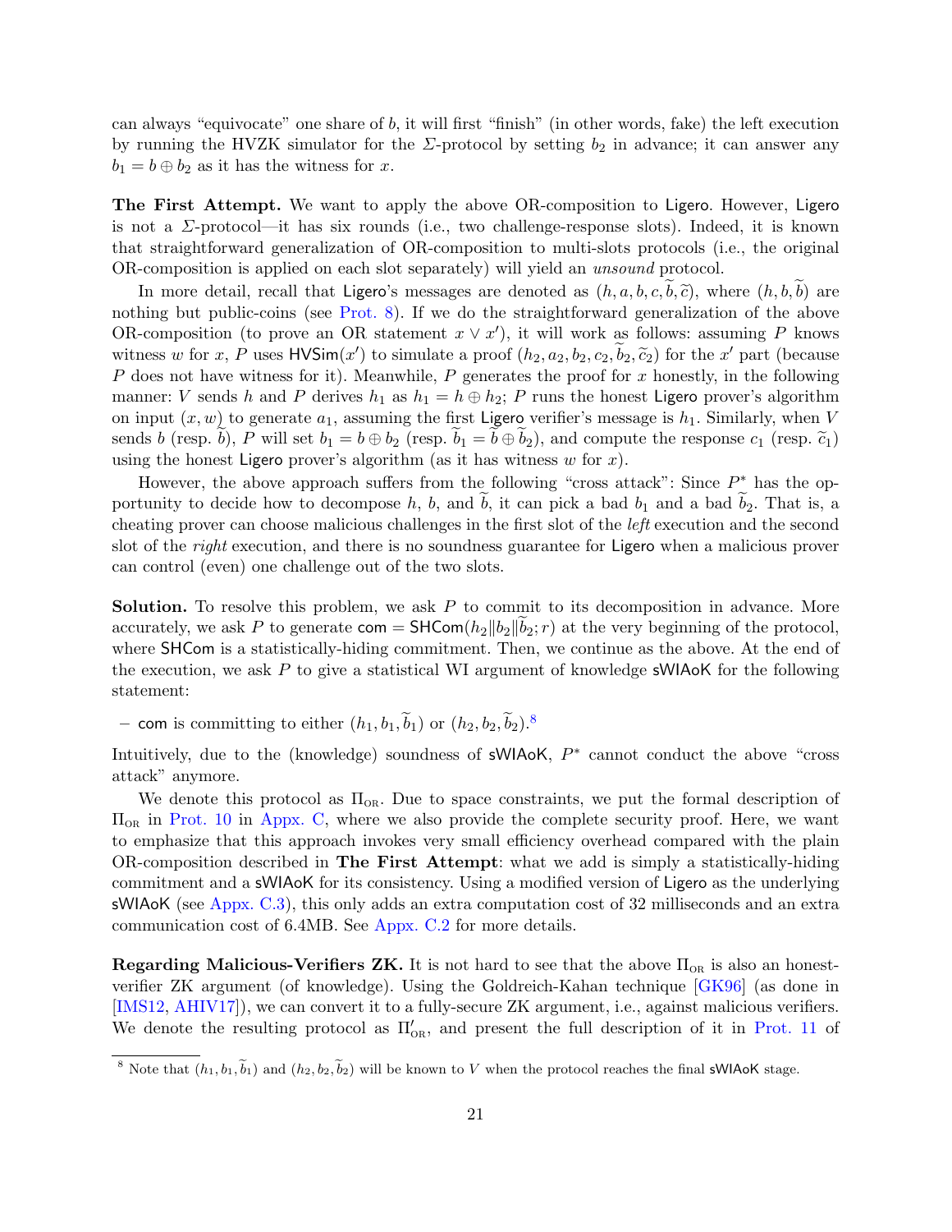can always "equivocate" one share of $b$, it will first "finish" (in other words, fake) the left execution by running the HVZK simulator for the $\Sigma$-protocol by setting $b_2$ in advance; it can answer any $b_1 = b \oplus b_2$ as it has the witness for $x$.

**The First Attempt.** We want to apply the above OR-composition to Ligero. However, Ligero is not a $\Sigma$-protocol—it has six rounds (i.e., two challenge-response slots). Indeed, it is known that straightforward generalization of OR-composition to multi-slots protocols (i.e., the original OR-composition is applied on each slot separately) will yield an *unsound* protocol.

In more detail, recall that Ligero's messages are denoted as $(h, a, b, c, \widetilde{b}, \widetilde{c})$, where $(h, b, \widetilde{b})$ are nothing but public-coins (see Prot. 8). If we do the straightforward generalization of the above OR-composition (to prove an OR statement $x \vee x'$), it will work as follows: assuming $P$ knows witness $w$ for $x$, $P$ uses $\mathsf{HVSim}(x')$ to simulate a proof $(h_2, a_2, b_2, c_2, \widetilde{b}_2, \widetilde{c}_2)$ for the $x'$ part (because $P$ does not have witness for it). Meanwhile, $P$ generates the proof for $x$ honestly, in the following manner: $V$ sends $h$ and $P$ derives $h_1$ as $h_1 = h \oplus h_2$; $P$ runs the honest Ligero prover's algorithm on input $(x, w)$ to generate $a_1$, assuming the first Ligero verifier's message is $h_1$. Similarly, when $V$ sends $b$ (resp. $\widetilde{b}$), $P$ will set $b_1 = b \oplus b_2$ (resp. $\widetilde{b}_1 = \widetilde{b} \oplus \widetilde{b}_2$), and compute the response $c_1$ (resp. $\widetilde{c}_1$) using the honest Ligero prover's algorithm (as it has witness $w$ for $x$).

However, the above approach suffers from the following "cross attack": Since $P^*$ has the opportunity to decide how to decompose $h$, $b$, and $\widetilde{b}$, it can pick a bad $b_1$ and a bad $\widetilde{b}_2$. That is, a cheating prover can choose malicious challenges in the first slot of the *left* execution and the second slot of the *right* execution, and there is no soundness guarantee for Ligero when a malicious prover can control (even) one challenge out of the two slots.

**Solution.** To resolve this problem, we ask $P$ to commit to its decomposition in advance. More accurately, we ask $P$ to generate $\mathsf{com} = \mathsf{SHCom}(h_2 \| b_2 \| \widetilde{b}_2; r)$ at the very beginning of the protocol, where $\mathsf{SHCom}$ is a statistically-hiding commitment. Then, we continue as the above. At the end of the execution, we ask $P$ to give a statistical WI argument of knowledge $\mathsf{sWIAoK}$ for the following statement:

– $\mathsf{com}$ is committing to either $(h_1, b_1, \widetilde{b}_1)$ or $(h_2, b_2, \widetilde{b}_2)$.[8]

Intuitively, due to the (knowledge) soundness of $\mathsf{sWIAoK}$, $P^*$ cannot conduct the above "cross attack" anymore.

We denote this protocol as $\Pi_{\mathrm{OR}}$. Due to space constraints, we put the formal description of $\Pi_{\mathrm{OR}}$ in Prot. 10 in Appx. C, where we also provide the complete security proof. Here, we want to emphasize that this approach invokes very small efficiency overhead compared with the plain OR-composition described in **The First Attempt**: what we add is simply a statistically-hiding commitment and a $\mathsf{sWIAoK}$ for its consistency. Using a modified version of Ligero as the underlying $\mathsf{sWIAoK}$ (see Appx. C.3), this only adds an extra computation cost of 32 milliseconds and an extra communication cost of 6.4MB. See Appx. C.2 for more details.

**Regarding Malicious-Verifiers ZK.** It is not hard to see that the above $\Pi_{\mathrm{OR}}$ is also an honest-verifier ZK argument (of knowledge). Using the Goldreich-Kahan technique [GK96] (as done in [IMS12, AHIV17]), we can convert it to a fully-secure ZK argument, i.e., against malicious verifiers. We denote the resulting protocol as $\Pi'_{\mathrm{OR}}$, and present the full description of it in Prot. 11 of

[8] Note that $(h_1, b_1, \widetilde{b}_1)$ and $(h_2, b_2, \widetilde{b}_2)$ will be known to $V$ when the protocol reaches the final $\mathsf{sWIAoK}$ stage.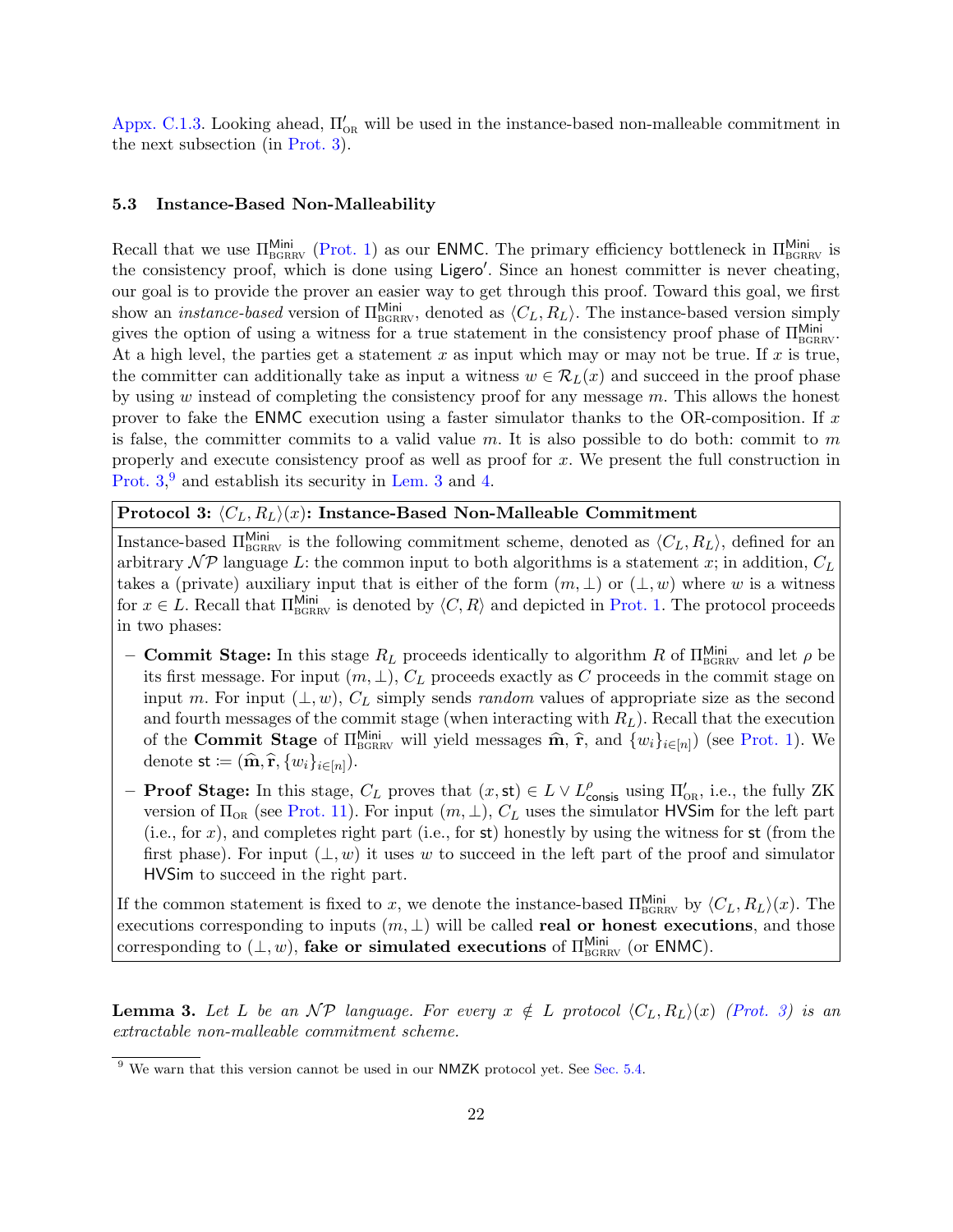Appx. C.1.3. Looking ahead, $\Pi'_{\text{OR}}$ will be used in the instance-based non-malleable commitment in the next subsection (in Prot. 3).

### 5.3 Instance-Based Non-Malleability

Recall that we use $\Pi^{\mathsf{Mini}}_{\text{BGRRV}}$ (Prot. 1) as our $\mathsf{ENMC}$. The primary efficiency bottleneck in $\Pi^{\mathsf{Mini}}_{\text{BGRRV}}$ is the consistency proof, which is done using $\mathsf{Ligero}'$. Since an honest committer is never cheating, our goal is to provide the prover an easier way to get through this proof. Toward this goal, we first show an *instance-based* version of $\Pi^{\mathsf{Mini}}_{\text{BGRRV}}$, denoted as $\langle C_L, R_L\rangle$. The instance-based version simply gives the option of using a witness for a true statement in the consistency proof phase of $\Pi^{\mathsf{Mini}}_{\text{BGRRV}}$. At a high level, the parties get a statement $x$ as input which may or may not be true. If $x$ is true, the committer can additionally take as input a witness $w \in \mathcal{R}_L(x)$ and succeed in the proof phase by using $w$ instead of completing the consistency proof for any message $m$. This allows the honest prover to fake the $\mathsf{ENMC}$ execution using a faster simulator thanks to the OR-composition. If $x$ is false, the committer commits to a valid value $m$. It is also possible to do both: commit to $m$ properly and execute consistency proof as well as proof for $x$. We present the full construction in Prot. 3,[9] and establish its security in Lem. 3 and 4.

**Protocol 3: $\langle C_L, R_L\rangle(x)$: Instance-Based Non-Malleable Commitment**

Instance-based $\Pi^{\mathsf{Mini}}_{\text{BGRRV}}$ is the following commitment scheme, denoted as $\langle C_L, R_L\rangle$, defined for an arbitrary $\mathcal{NP}$ language $L$: the common input to both algorithms is a statement $x$; in addition, $C_L$ takes a (private) auxiliary input that is either of the form $(m, \perp)$ or $(\perp, w)$ where $w$ is a witness for $x \in L$. Recall that $\Pi^{\mathsf{Mini}}_{\text{BGRRV}}$ is denoted by $\langle C, R\rangle$ and depicted in Prot. 1. The protocol proceeds in two phases:

- **Commit Stage:** In this stage $R_L$ proceeds identically to algorithm $R$ of $\Pi^{\mathsf{Mini}}_{\text{BGRRV}}$ and let $\rho$ be its first message. For input $(m, \perp)$, $C_L$ proceeds exactly as $C$ proceeds in the commit stage on input $m$. For input $(\perp, w)$, $C_L$ simply sends *random* values of appropriate size as the second and fourth messages of the commit stage (when interacting with $R_L$). Recall that the execution of the **Commit Stage** of $\Pi^{\mathsf{Mini}}_{\text{BGRRV}}$ will yield messages $\widehat{\mathbf{m}}$, $\widehat{\mathbf{r}}$, and $\{w_i\}_{i\in[n]}$) (see Prot. 1). We denote $\mathsf{st} := (\widehat{\mathbf{m}}, \widehat{\mathbf{r}}, \{w_i\}_{i\in[n]})$.
- **Proof Stage:** In this stage, $C_L$ proves that $(x, \mathsf{st}) \in L \vee L^{\rho}_{\mathsf{consis}}$ using $\Pi'_{\text{OR}}$, i.e., the fully ZK version of $\Pi_{\text{OR}}$ (see Prot. 11). For input $(m, \perp)$, $C_L$ uses the simulator $\mathsf{HVSim}$ for the left part (i.e., for $x$), and completes right part (i.e., for $\mathsf{st}$) honestly by using the witness for $\mathsf{st}$ (from the first phase). For input $(\perp, w)$ it uses $w$ to succeed in the left part of the proof and simulator $\mathsf{HVSim}$ to succeed in the right part.

If the common statement is fixed to $x$, we denote the instance-based $\Pi^{\mathsf{Mini}}_{\text{BGRRV}}$ by $\langle C_L, R_L\rangle(x)$. The executions corresponding to inputs $(m, \perp)$ will be called **real or honest executions**, and those corresponding to $(\perp, w)$, **fake or simulated executions** of $\Pi^{\mathsf{Mini}}_{\text{BGRRV}}$ (or $\mathsf{ENMC}$).

**Lemma 3.** *Let $L$ be an $\mathcal{NP}$ language. For every $x \notin L$ protocol $\langle C_L, R_L\rangle(x)$ (Prot. 3) is an extractable non-malleable commitment scheme.*

[9] We warn that this version cannot be used in our $\mathsf{NMZK}$ protocol yet. See Sec. 5.4.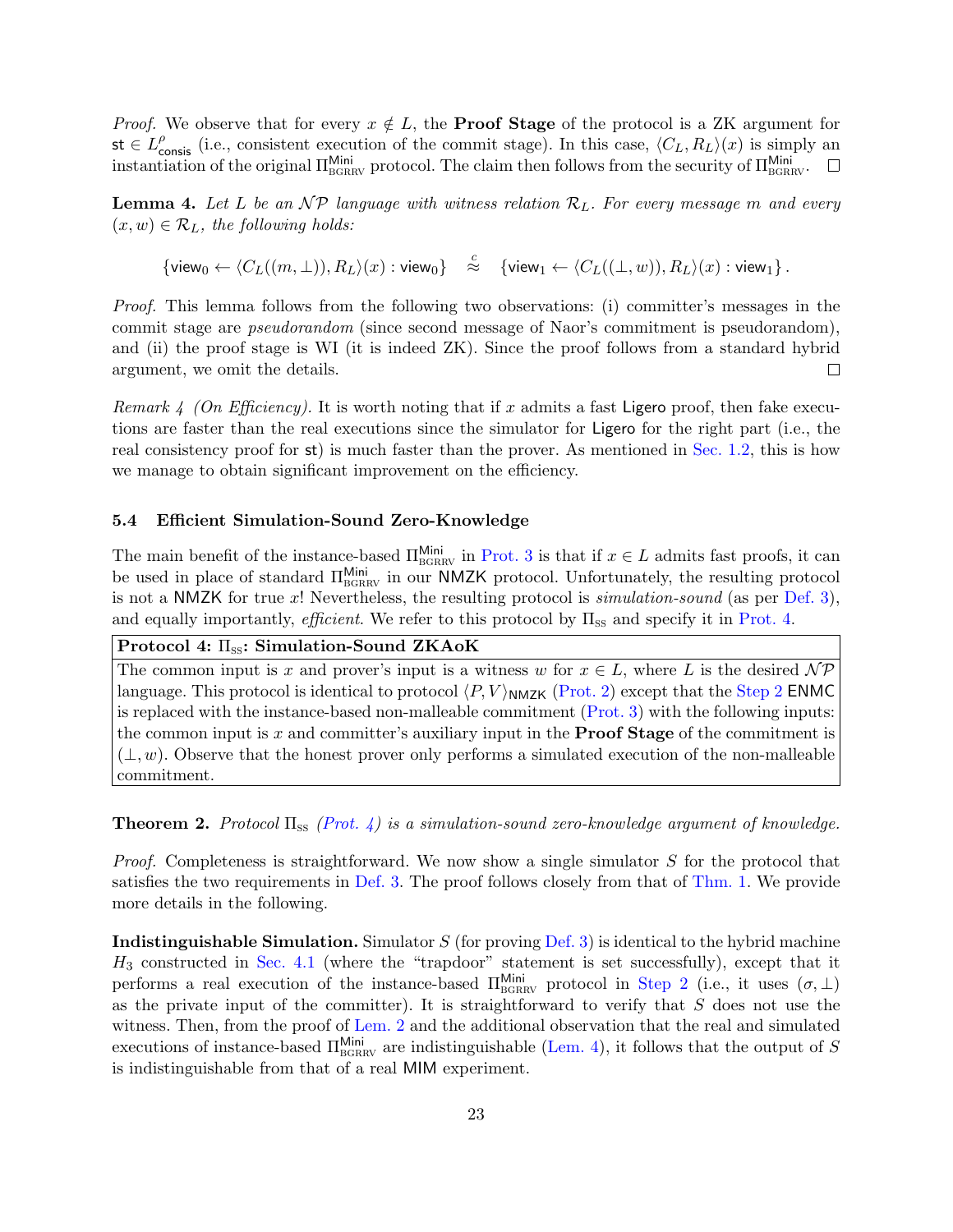*Proof.* We observe that for every $x \notin L$, the **Proof Stage** of the protocol is a ZK argument for $\mathsf{st} \in L^{\rho}_{\mathsf{consis}}$ (i.e., consistent execution of the commit stage). In this case, $\langle C_L, R_L \rangle(x)$ is simply an instantiation of the original $\Pi^{\mathsf{Mini}}_{\text{BGRRV}}$ protocol. The claim then follows from the security of $\Pi^{\mathsf{Mini}}_{\text{BGRRV}}$. $\square$

**Lemma 4.** *Let $L$ be an $\mathcal{NP}$ language with witness relation $\mathcal{R}_L$. For every message $m$ and every $(x, w) \in \mathcal{R}_L$, the following holds:*

$$\{\mathsf{view}_0 \leftarrow \langle C_L((m, \bot)), R_L \rangle(x) : \mathsf{view}_0\} \stackrel{c}{\approx} \{\mathsf{view}_1 \leftarrow \langle C_L((\bot, w)), R_L \rangle(x) : \mathsf{view}_1\}.$$

*Proof.* This lemma follows from the following two observations: (i) committer's messages in the commit stage are *pseudorandom* (since second message of Naor's commitment is pseudorandom), and (ii) the proof stage is WI (it is indeed ZK). Since the proof follows from a standard hybrid argument, we omit the details. $\square$

*Remark 4 (On Efficiency).* It is worth noting that if $x$ admits a fast Ligero proof, then fake executions are faster than the real executions since the simulator for Ligero for the right part (i.e., the real consistency proof for $\mathsf{st}$) is much faster than the prover. As mentioned in Sec. 1.2, this is how we manage to obtain significant improvement on the efficiency.

### 5.4 Efficient Simulation-Sound Zero-Knowledge

The main benefit of the instance-based $\Pi^{\mathsf{Mini}}_{\text{BGRRV}}$ in Prot. 3 is that if $x \in L$ admits fast proofs, it can be used in place of standard $\Pi^{\mathsf{Mini}}_{\text{BGRRV}}$ in our NMZK protocol. Unfortunately, the resulting protocol is not a NMZK for true $x$! Nevertheless, the resulting protocol is *simulation-sound* (as per Def. 3), and equally importantly, *efficient*. We refer to this protocol by $\Pi_{\text{SS}}$ and specify it in Prot. 4.

| **Protocol 4: $\Pi_{\text{SS}}$: Simulation-Sound ZKAoK** |
|---|
| The common input is $x$ and prover's input is a witness $w$ for $x \in L$, where $L$ is the desired $\mathcal{NP}$ language. This protocol is identical to protocol $\langle P, V \rangle_{\mathsf{NMZK}}$ (Prot. 2) except that the Step 2 ENMC is replaced with the instance-based non-malleable commitment (Prot. 3) with the following inputs: the common input is $x$ and committer's auxiliary input in the **Proof Stage** of the commitment is $(\bot, w)$. Observe that the honest prover only performs a simulated execution of the non-malleable commitment. |

**Theorem 2.** *Protocol $\Pi_{\text{SS}}$ (Prot. 4) is a simulation-sound zero-knowledge argument of knowledge.*

*Proof.* Completeness is straightforward. We now show a single simulator $S$ for the protocol that satisfies the two requirements in Def. 3. The proof follows closely from that of Thm. 1. We provide more details in the following.

**Indistinguishable Simulation.** Simulator $S$ (for proving Def. 3) is identical to the hybrid machine $H_3$ constructed in Sec. 4.1 (where the "trapdoor" statement is set successfully), except that it performs a real execution of the instance-based $\Pi^{\mathsf{Mini}}_{\text{BGRRV}}$ protocol in Step 2 (i.e., it uses $(\sigma, \bot)$ as the private input of the committer). It is straightforward to verify that $S$ does not use the witness. Then, from the proof of Lem. 2 and the additional observation that the real and simulated executions of instance-based $\Pi^{\mathsf{Mini}}_{\text{BGRRV}}$ are indistinguishable (Lem. 4), it follows that the output of $S$ is indistinguishable from that of a real MIM experiment.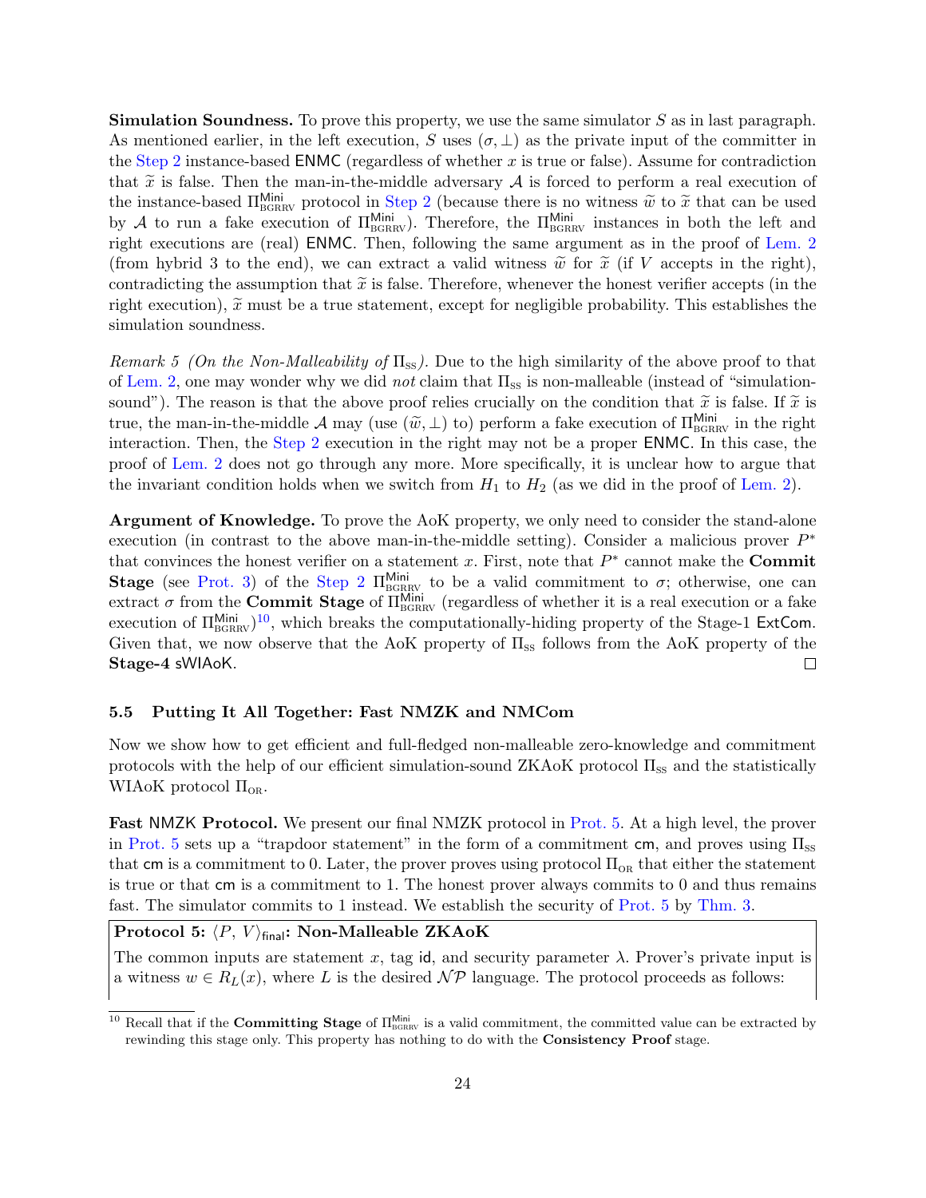**Simulation Soundness.** To prove this property, we use the same simulator $S$ as in last paragraph. As mentioned earlier, in the left execution, $S$ uses $(\sigma, \bot)$ as the private input of the committer in the Step 2 instance-based $\mathsf{ENMC}$ (regardless of whether $x$ is true or false). Assume for contradiction that $\widetilde{x}$ is false. Then the man-in-the-middle adversary $\mathcal{A}$ is forced to perform a real execution of the instance-based $\Pi^{\mathsf{Mini}}_{\mathrm{BGRRV}}$ protocol in Step 2 (because there is no witness $\widetilde{w}$ to $\widetilde{x}$ that can be used by $\mathcal{A}$ to run a fake execution of $\Pi^{\mathsf{Mini}}_{\mathrm{BGRRV}}$). Therefore, the $\Pi^{\mathsf{Mini}}_{\mathrm{BGRRV}}$ instances in both the left and right executions are (real) $\mathsf{ENMC}$. Then, following the same argument as in the proof of Lem. 2 (from hybrid 3 to the end), we can extract a valid witness $\widetilde{w}$ for $\widetilde{x}$ (if $V$ accepts in the right), contradicting the assumption that $\widetilde{x}$ is false. Therefore, whenever the honest verifier accepts (in the right execution), $\widetilde{x}$ must be a true statement, except for negligible probability. This establishes the simulation soundness.

*Remark 5 (On the Non-Malleability of $\Pi_{\mathrm{SS}}$).* Due to the high similarity of the above proof to that of Lem. 2, one may wonder why we did *not* claim that $\Pi_{\mathrm{SS}}$ is non-malleable (instead of "simulation-sound"). The reason is that the above proof relies crucially on the condition that $\widetilde{x}$ is false. If $\widetilde{x}$ is true, the man-in-the-middle $\mathcal{A}$ may (use $(\widetilde{w}, \bot)$ to) perform a fake execution of $\Pi^{\mathsf{Mini}}_{\mathrm{BGRRV}}$ in the right interaction. Then, the Step 2 execution in the right may not be a proper $\mathsf{ENMC}$. In this case, the proof of Lem. 2 does not go through any more. More specifically, it is unclear how to argue that the invariant condition holds when we switch from $H_1$ to $H_2$ (as we did in the proof of Lem. 2).

**Argument of Knowledge.** To prove the AoK property, we only need to consider the stand-alone execution (in contrast to the above man-in-the-middle setting). Consider a malicious prover $P^*$ that convinces the honest verifier on a statement $x$. First, note that $P^*$ cannot make the **Commit Stage** (see Prot. 3) of the Step 2 $\Pi^{\mathsf{Mini}}_{\mathrm{BGRRV}}$ to be a valid commitment to $\sigma$; otherwise, one can extract $\sigma$ from the **Commit Stage** of $\Pi^{\mathsf{Mini}}_{\mathrm{BGRRV}}$ (regardless of whether it is a real execution or a fake execution of $\Pi^{\mathsf{Mini}}_{\mathrm{BGRRV}}$)[10], which breaks the computationally-hiding property of the Stage-1 $\mathsf{ExtCom}$. Given that, we now observe that the AoK property of $\Pi_{\mathrm{SS}}$ follows from the AoK property of the **Stage-4** $\mathsf{sWIAoK}$. □

### 5.5 Putting It All Together: Fast NMZK and NMCom

Now we show how to get efficient and full-fledged non-malleable zero-knowledge and commitment protocols with the help of our efficient simulation-sound ZKAoK protocol $\Pi_{\mathrm{SS}}$ and the statistically WIAoK protocol $\Pi_{\mathrm{OR}}$.

**Fast $\mathsf{NMZK}$ Protocol.** We present our final NMZK protocol in Prot. 5. At a high level, the prover in Prot. 5 sets up a "trapdoor statement" in the form of a commitment $\mathsf{cm}$, and proves using $\Pi_{\mathrm{SS}}$ that $\mathsf{cm}$ is a commitment to 0. Later, the prover proves using protocol $\Pi_{\mathrm{OR}}$ that either the statement is true or that $\mathsf{cm}$ is a commitment to 1. The honest prover always commits to 0 and thus remains fast. The simulator commits to 1 instead. We establish the security of Prot. 5 by Thm. 3.

**Protocol 5: $\langle P, V\rangle_{\mathsf{final}}$: Non-Malleable ZKAoK**

The common inputs are statement $x$, tag $\mathsf{id}$, and security parameter $\lambda$. Prover's private input is a witness $w \in R_L(x)$, where $L$ is the desired $\mathcal{NP}$ language. The protocol proceeds as follows:

---

[10] Recall that if the **Committing Stage** of $\Pi^{\mathsf{Mini}}_{\mathrm{BGRRV}}$ is a valid commitment, the committed value can be extracted by rewinding this stage only. This property has nothing to do with the **Consistency Proof** stage.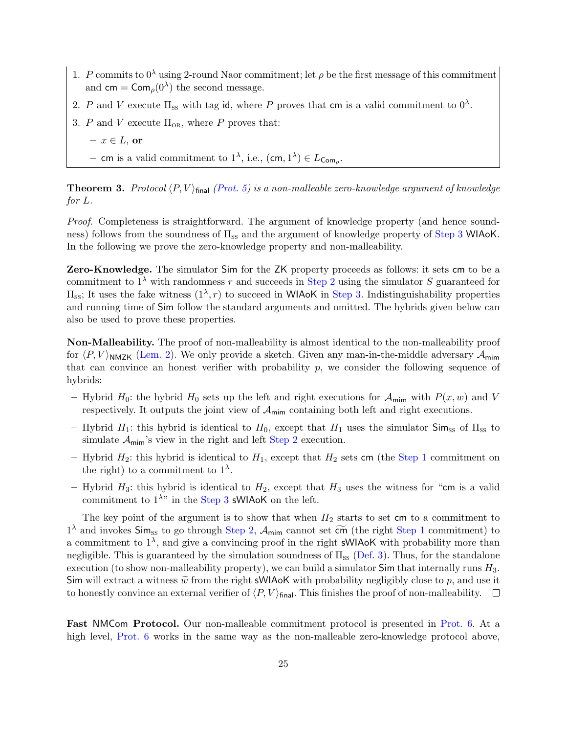1. $P$ commits to $0^\lambda$ using 2-round Naor commitment; let $\rho$ be the first message of this commitment and $\mathsf{cm} = \mathsf{Com}_\rho(0^\lambda)$ the second message.
2. $P$ and $V$ execute $\Pi_{\text{SS}}$ with tag $\mathsf{id}$, where $P$ proves that $\mathsf{cm}$ is a valid commitment to $0^\lambda$.
3. $P$ and $V$ execute $\Pi_{\text{OR}}$, where $P$ proves that:
   - $x \in L$, **or**
   - $\mathsf{cm}$ is a valid commitment to $1^\lambda$, i.e., $(\mathsf{cm}, 1^\lambda) \in L_{\mathsf{Com}_\rho}$.

**Theorem 3.** *Protocol $\langle P, V\rangle_{\mathsf{final}}$ (Prot. 5) is a non-malleable zero-knowledge argument of knowledge for $L$.*

*Proof.* Completeness is straightforward. The argument of knowledge property (and hence soundness) follows from the soundness of $\Pi_{\text{SS}}$ and the argument of knowledge property of Step 3 WIAoK. In the following we prove the zero-knowledge property and non-malleability.

**Zero-Knowledge.** The simulator Sim for the ZK property proceeds as follows: it sets $\mathsf{cm}$ to be a commitment to $1^\lambda$ with randomness $r$ and succeeds in Step 2 using the simulator $S$ guaranteed for $\Pi_{\text{SS}}$; It uses the fake witness $(1^\lambda, r)$ to succeed in WIAoK in Step 3. Indistinguishability properties and running time of Sim follow the standard arguments and omitted. The hybrids given below can also be used to prove these properties.

**Non-Malleability.** The proof of non-malleability is almost identical to the non-malleability proof for $\langle P, V\rangle_{\mathsf{NMZK}}$ (Lem. 2). We only provide a sketch. Given any man-in-the-middle adversary $\mathcal{A}_{\mathsf{mim}}$ that can convince an honest verifier with probability $p$, we consider the following sequence of hybrids:

- Hybrid $H_0$: the hybrid $H_0$ sets up the left and right executions for $\mathcal{A}_{\mathsf{mim}}$ with $P(x, w)$ and $V$ respectively. It outputs the joint view of $\mathcal{A}_{\mathsf{mim}}$ containing both left and right executions.
- Hybrid $H_1$: this hybrid is identical to $H_0$, except that $H_1$ uses the simulator $\mathsf{Sim}_{\text{SS}}$ of $\Pi_{\text{SS}}$ to simulate $\mathcal{A}_{\mathsf{mim}}$'s view in the right and left Step 2 execution.
- Hybrid $H_2$: this hybrid is identical to $H_1$, except that $H_2$ sets $\mathsf{cm}$ (the Step 1 commitment on the right) to a commitment to $1^\lambda$.
- Hybrid $H_3$: this hybrid is identical to $H_2$, except that $H_3$ uses the witness for "$\mathsf{cm}$ is a valid commitment to $1^\lambda$" in the Step 3 sWIAoK on the left.

The key point of the argument is to show that when $H_2$ starts to set $\mathsf{cm}$ to a commitment to $1^\lambda$ and invokes $\mathsf{Sim}_{\text{SS}}$ to go through Step 2, $\mathcal{A}_{\mathsf{mim}}$ cannot set $\widetilde{\mathsf{cm}}$ (the right Step 1 commitment) to a commitment to $1^\lambda$, and give a convincing proof in the right sWIAoK with probability more than negligible. This is guaranteed by the simulation soundness of $\Pi_{\text{SS}}$ (Def. 3). Thus, for the standalone execution (to show non-malleability property), we can build a simulator Sim that internally runs $H_3$. Sim will extract a witness $\widetilde{w}$ from the right sWIAoK with probability negligibly close to $p$, and use it to honestly convince an external verifier of $\langle P, V\rangle_{\mathsf{final}}$. This finishes the proof of non-malleability. □

**Fast NMCom Protocol.** Our non-malleable commitment protocol is presented in Prot. 6. At a high level, Prot. 6 works in the same way as the non-malleable zero-knowledge protocol above,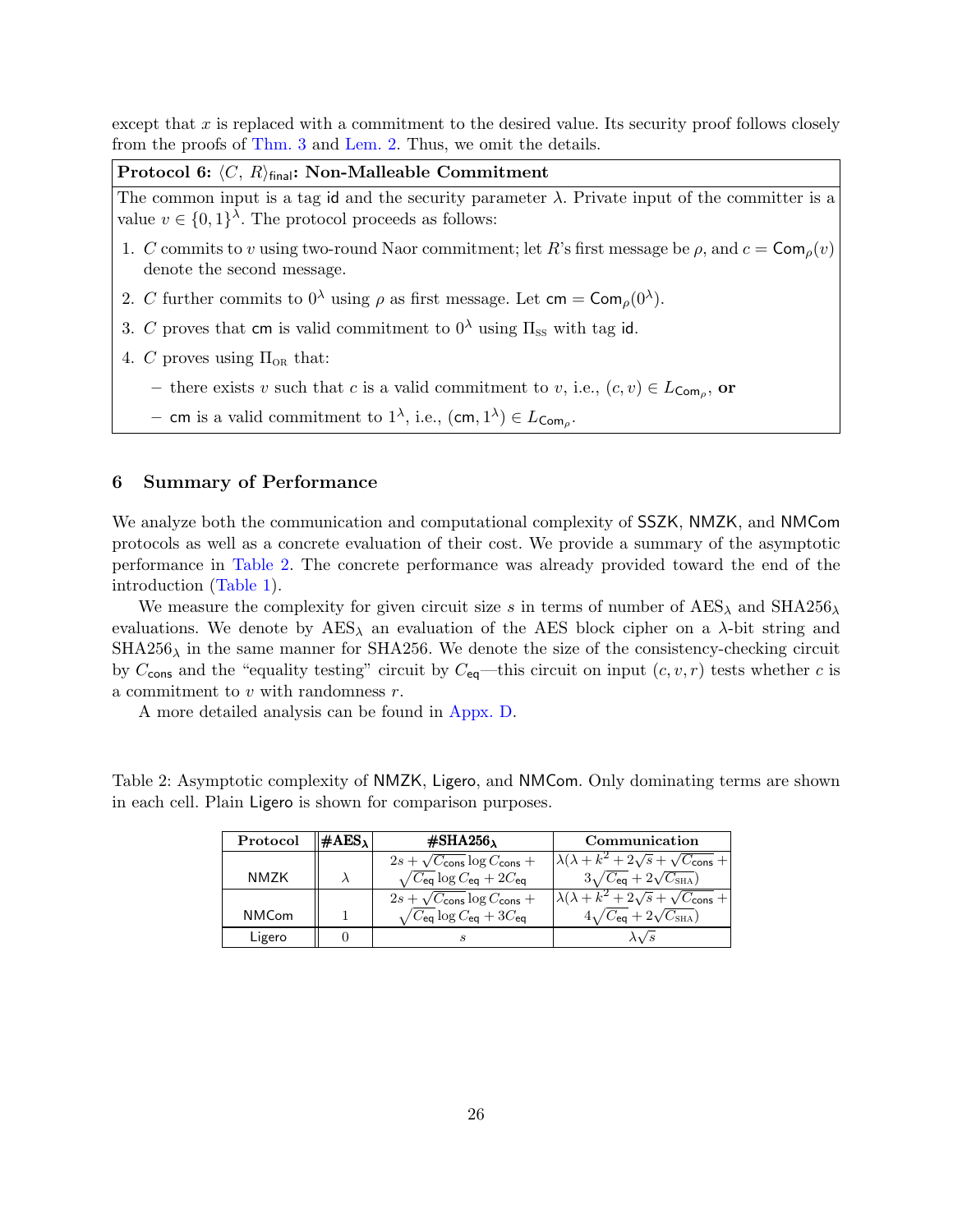except that $x$ is replaced with a commitment to the desired value. Its security proof follows closely from the proofs of Thm. 3 and Lem. 2. Thus, we omit the details.

**Protocol 6: $\langle C, R\rangle_{\mathsf{final}}$: Non-Malleable Commitment**

The common input is a tag $\mathsf{id}$ and the security parameter $\lambda$. Private input of the committer is a value $v \in \{0,1\}^\lambda$. The protocol proceeds as follows:

1. $C$ commits to $v$ using two-round Naor commitment; let $R$'s first message be $\rho$, and $c = \mathsf{Com}_\rho(v)$ denote the second message.
2. $C$ further commits to $0^\lambda$ using $\rho$ as first message. Let $\mathsf{cm} = \mathsf{Com}_\rho(0^\lambda)$.
3. $C$ proves that $\mathsf{cm}$ is valid commitment to $0^\lambda$ using $\Pi_{\text{SS}}$ with tag $\mathsf{id}$.
4. $C$ proves using $\Pi_{\text{OR}}$ that:
   - there exists $v$ such that $c$ is a valid commitment to $v$, i.e., $(c, v) \in L_{\mathsf{Com}_\rho}$, **or**
   - $\mathsf{cm}$ is a valid commitment to $1^\lambda$, i.e., $(\mathsf{cm}, 1^\lambda) \in L_{\mathsf{Com}_\rho}$.

## 6 Summary of Performance

We analyze both the communication and computational complexity of SSZK, NMZK, and NMCom protocols as well as a concrete evaluation of their cost. We provide a summary of the asymptotic performance in Table 2. The concrete performance was already provided toward the end of the introduction (Table 1).

We measure the complexity for given circuit size $s$ in terms of number of $\text{AES}_\lambda$ and $\text{SHA256}_\lambda$ evaluations. We denote by $\text{AES}_\lambda$ an evaluation of the AES block cipher on a $\lambda$-bit string and $\text{SHA256}_\lambda$ in the same manner for SHA256. We denote the size of the consistency-checking circuit by $C_{\mathsf{cons}}$ and the "equality testing" circuit by $C_{\mathsf{eq}}$—this circuit on input $(c, v, r)$ tests whether $c$ is a commitment to $v$ with randomness $r$.

A more detailed analysis can be found in Appx. D.

Table 2: Asymptotic complexity of NMZK, Ligero, and NMCom. Only dominating terms are shown in each cell. Plain Ligero is shown for comparison purposes.

| Protocol | #$\text{AES}_\lambda$ | #$\text{SHA256}_\lambda$ | Communication |
|---|---|---|---|
| NMZK | $\lambda$ | $2s + \sqrt{C_{\mathsf{cons}}}\log C_{\mathsf{cons}} + \sqrt{C_{\mathsf{eq}}}\log C_{\mathsf{eq}} + 2C_{\mathsf{eq}}$ | $\lambda(\lambda + k^2 + 2\sqrt{s} + \sqrt{C_{\mathsf{cons}}} + 3\sqrt{C_{\mathsf{eq}}} + 2\sqrt{C_{\text{SHA}}})$ |
| NMCom | 1 | $2s + \sqrt{C_{\mathsf{cons}}}\log C_{\mathsf{cons}} + \sqrt{C_{\mathsf{eq}}}\log C_{\mathsf{eq}} + 3C_{\mathsf{eq}}$ | $\lambda(\lambda + k^2 + 2\sqrt{s} + \sqrt{C_{\mathsf{cons}}} + 4\sqrt{C_{\mathsf{eq}}} + 2\sqrt{C_{\text{SHA}}})$ |
| Ligero | 0 | $s$ | $\lambda\sqrt{s}$ |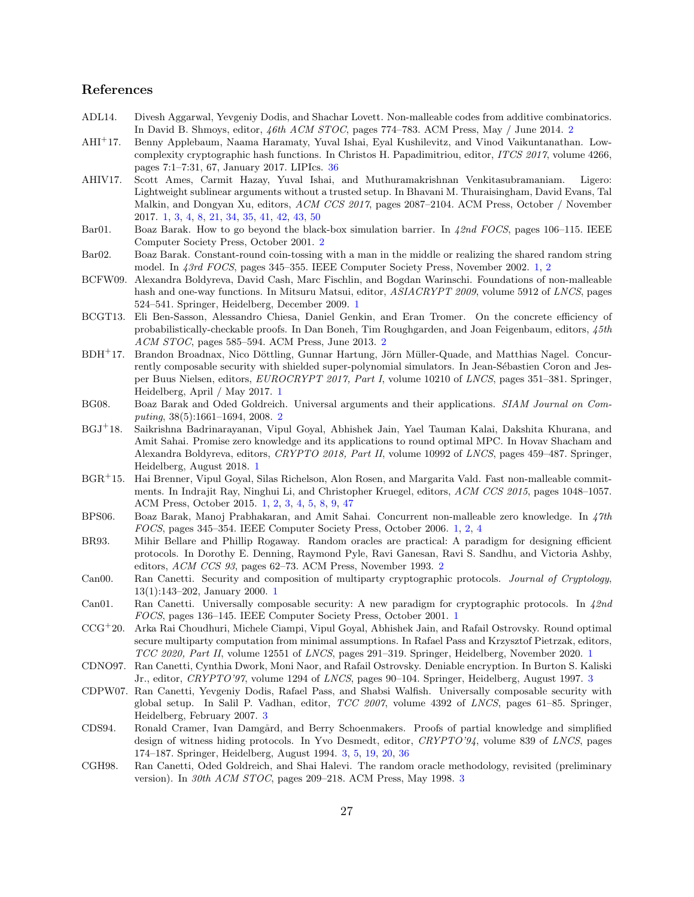## References

ADL14. Divesh Aggarwal, Yevgeniy Dodis, and Shachar Lovett. Non-malleable codes from additive combinatorics. In David B. Shmoys, editor, *46th ACM STOC*, pages 774–783. ACM Press, May / June 2014. 2

AHI+17. Benny Applebaum, Naama Haramaty, Yuval Ishai, Eyal Kushilevitz, and Vinod Vaikuntanathan. Low-complexity cryptographic hash functions. In Christos H. Papadimitriou, editor, *ITCS 2017*, volume 4266, pages 7:1–7:31, 67, January 2017. LIPIcs. 36

AHIV17. Scott Ames, Carmit Hazay, Yuval Ishai, and Muthuramakrishnan Venkitasubramaniam. Ligero: Lightweight sublinear arguments without a trusted setup. In Bhavani M. Thuraisingham, David Evans, Tal Malkin, and Dongyan Xu, editors, *ACM CCS 2017*, pages 2087–2104. ACM Press, October / November 2017. 1, 3, 4, 8, 21, 34, 35, 41, 42, 43, 50

Bar01. Boaz Barak. How to go beyond the black-box simulation barrier. In *42nd FOCS*, pages 106–115. IEEE Computer Society Press, October 2001. 2

Bar02. Boaz Barak. Constant-round coin-tossing with a man in the middle or realizing the shared random string model. In *43rd FOCS*, pages 345–355. IEEE Computer Society Press, November 2002. 1, 2

BCFW09. Alexandra Boldyreva, David Cash, Marc Fischlin, and Bogdan Warinschi. Foundations of non-malleable hash and one-way functions. In Mitsuru Matsui, editor, *ASIACRYPT 2009*, volume 5912 of *LNCS*, pages 524–541. Springer, Heidelberg, December 2009. 1

BCGT13. Eli Ben-Sasson, Alessandro Chiesa, Daniel Genkin, and Eran Tromer. On the concrete efficiency of probabilistically-checkable proofs. In Dan Boneh, Tim Roughgarden, and Joan Feigenbaum, editors, *45th ACM STOC*, pages 585–594. ACM Press, June 2013. 2

BDH+17. Brandon Broadnax, Nico Döttling, Gunnar Hartung, Jörn Müller-Quade, and Matthias Nagel. Concurrently composable security with shielded super-polynomial simulators. In Jean-Sébastien Coron and Jesper Buus Nielsen, editors, *EUROCRYPT 2017, Part I*, volume 10210 of *LNCS*, pages 351–381. Springer, Heidelberg, April / May 2017. 1

BG08. Boaz Barak and Oded Goldreich. Universal arguments and their applications. *SIAM Journal on Computing*, 38(5):1661–1694, 2008. 2

BGJ+18. Saikrishna Badrinarayanan, Vipul Goyal, Abhishek Jain, Yael Tauman Kalai, Dakshita Khurana, and Amit Sahai. Promise zero knowledge and its applications to round optimal MPC. In Hovav Shacham and Alexandra Boldyreva, editors, *CRYPTO 2018, Part II*, volume 10992 of *LNCS*, pages 459–487. Springer, Heidelberg, August 2018. 1

BGR+15. Hai Brenner, Vipul Goyal, Silas Richelson, Alon Rosen, and Margarita Vald. Fast non-malleable commitments. In Indrajit Ray, Ninghui Li, and Christopher Kruegel, editors, *ACM CCS 2015*, pages 1048–1057. ACM Press, October 2015. 1, 2, 3, 4, 5, 8, 9, 47

BPS06. Boaz Barak, Manoj Prabhakaran, and Amit Sahai. Concurrent non-malleable zero knowledge. In *47th FOCS*, pages 345–354. IEEE Computer Society Press, October 2006. 1, 2, 4

BR93. Mihir Bellare and Phillip Rogaway. Random oracles are practical: A paradigm for designing efficient protocols. In Dorothy E. Denning, Raymond Pyle, Ravi Ganesan, Ravi S. Sandhu, and Victoria Ashby, editors, *ACM CCS 93*, pages 62–73. ACM Press, November 1993. 2

Can00. Ran Canetti. Security and composition of multiparty cryptographic protocols. *Journal of Cryptology*, 13(1):143–202, January 2000. 1

Can01. Ran Canetti. Universally composable security: A new paradigm for cryptographic protocols. In *42nd FOCS*, pages 136–145. IEEE Computer Society Press, October 2001. 1

CCG+20. Arka Rai Choudhuri, Michele Ciampi, Vipul Goyal, Abhishek Jain, and Rafail Ostrovsky. Round optimal secure multiparty computation from minimal assumptions. In Rafael Pass and Krzysztof Pietrzak, editors, *TCC 2020, Part II*, volume 12551 of *LNCS*, pages 291–319. Springer, Heidelberg, November 2020. 1

CDNO97. Ran Canetti, Cynthia Dwork, Moni Naor, and Rafail Ostrovsky. Deniable encryption. In Burton S. Kaliski Jr., editor, *CRYPTO'97*, volume 1294 of *LNCS*, pages 90–104. Springer, Heidelberg, August 1997. 3

CDPW07. Ran Canetti, Yevgeniy Dodis, Rafael Pass, and Shabsi Walfish. Universally composable security with global setup. In Salil P. Vadhan, editor, *TCC 2007*, volume 4392 of *LNCS*, pages 61–85. Springer, Heidelberg, February 2007. 3

CDS94. Ronald Cramer, Ivan Damgård, and Berry Schoenmakers. Proofs of partial knowledge and simplified design of witness hiding protocols. In Yvo Desmedt, editor, *CRYPTO'94*, volume 839 of *LNCS*, pages 174–187. Springer, Heidelberg, August 1994. 3, 5, 19, 20, 36

CGH98. Ran Canetti, Oded Goldreich, and Shai Halevi. The random oracle methodology, revisited (preliminary version). In *30th ACM STOC*, pages 209–218. ACM Press, May 1998. 3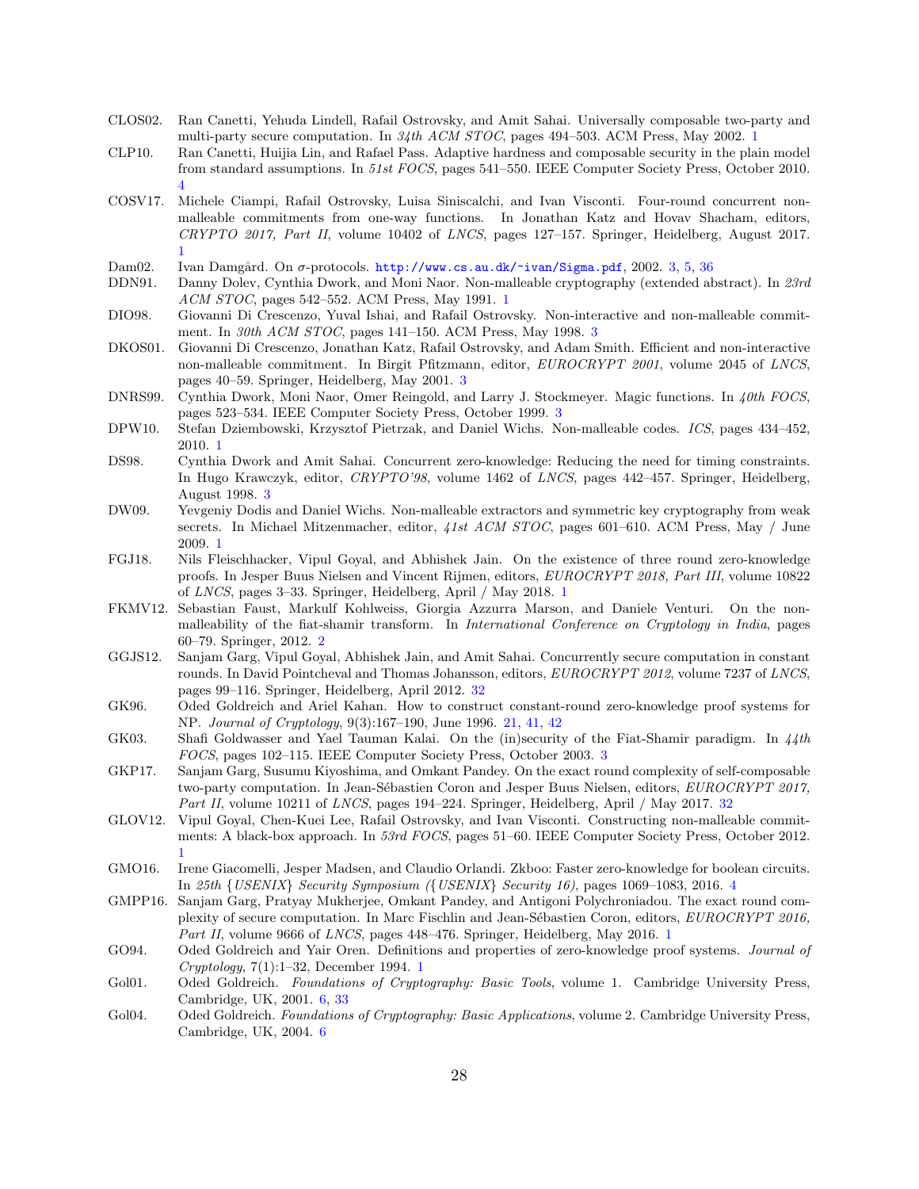CLOS02. Ran Canetti, Yehuda Lindell, Rafail Ostrovsky, and Amit Sahai. Universally composable two-party and multi-party secure computation. In *34th ACM STOC*, pages 494–503. ACM Press, May 2002. 1

CLP10. Ran Canetti, Huijia Lin, and Rafael Pass. Adaptive hardness and composable security in the plain model from standard assumptions. In *51st FOCS*, pages 541–550. IEEE Computer Society Press, October 2010. 4

COSV17. Michele Ciampi, Rafail Ostrovsky, Luisa Siniscalchi, and Ivan Visconti. Four-round concurrent non-malleable commitments from one-way functions. In Jonathan Katz and Hovav Shacham, editors, *CRYPTO 2017, Part II*, volume 10402 of *LNCS*, pages 127–157. Springer, Heidelberg, August 2017. 1

Dam02. Ivan Damgård. On σ-protocols. http://www.cs.au.dk/~ivan/Sigma.pdf, 2002. 3, 5, 36

DDN91. Danny Dolev, Cynthia Dwork, and Moni Naor. Non-malleable cryptography (extended abstract). In *23rd ACM STOC*, pages 542–552. ACM Press, May 1991. 1

DIO98. Giovanni Di Crescenzo, Yuval Ishai, and Rafail Ostrovsky. Non-interactive and non-malleable commitment. In *30th ACM STOC*, pages 141–150. ACM Press, May 1998. 3

DKOS01. Giovanni Di Crescenzo, Jonathan Katz, Rafail Ostrovsky, and Adam Smith. Efficient and non-interactive non-malleable commitment. In Birgit Pfitzmann, editor, *EUROCRYPT 2001*, volume 2045 of *LNCS*, pages 40–59. Springer, Heidelberg, May 2001. 3

DNRS99. Cynthia Dwork, Moni Naor, Omer Reingold, and Larry J. Stockmeyer. Magic functions. In *40th FOCS*, pages 523–534. IEEE Computer Society Press, October 1999. 3

DPW10. Stefan Dziembowski, Krzysztof Pietrzak, and Daniel Wichs. Non-malleable codes. *ICS*, pages 434–452, 2010. 1

DS98. Cynthia Dwork and Amit Sahai. Concurrent zero-knowledge: Reducing the need for timing constraints. In Hugo Krawczyk, editor, *CRYPTO'98*, volume 1462 of *LNCS*, pages 442–457. Springer, Heidelberg, August 1998. 3

DW09. Yevgeniy Dodis and Daniel Wichs. Non-malleable extractors and symmetric key cryptography from weak secrets. In Michael Mitzenmacher, editor, *41st ACM STOC*, pages 601–610. ACM Press, May / June 2009. 1

FGJ18. Nils Fleischhacker, Vipul Goyal, and Abhishek Jain. On the existence of three round zero-knowledge proofs. In Jesper Buus Nielsen and Vincent Rijmen, editors, *EUROCRYPT 2018, Part III*, volume 10822 of *LNCS*, pages 3–33. Springer, Heidelberg, April / May 2018. 1

FKMV12. Sebastian Faust, Markulf Kohlweiss, Giorgia Azzurra Marson, and Daniele Venturi. On the non-malleability of the fiat-shamir transform. In *International Conference on Cryptology in India*, pages 60–79. Springer, 2012. 2

GGJS12. Sanjam Garg, Vipul Goyal, Abhishek Jain, and Amit Sahai. Concurrently secure computation in constant rounds. In David Pointcheval and Thomas Johansson, editors, *EUROCRYPT 2012*, volume 7237 of *LNCS*, pages 99–116. Springer, Heidelberg, April 2012. 32

GK96. Oded Goldreich and Ariel Kahan. How to construct constant-round zero-knowledge proof systems for NP. *Journal of Cryptology*, 9(3):167–190, June 1996. 21, 41, 42

GK03. Shafi Goldwasser and Yael Tauman Kalai. On the (in)security of the Fiat-Shamir paradigm. In *44th FOCS*, pages 102–115. IEEE Computer Society Press, October 2003. 3

GKP17. Sanjam Garg, Susumu Kiyoshima, and Omkant Pandey. On the exact round complexity of self-composable two-party computation. In Jean-Sébastien Coron and Jesper Buus Nielsen, editors, *EUROCRYPT 2017, Part II*, volume 10211 of *LNCS*, pages 194–224. Springer, Heidelberg, April / May 2017. 32

GLOV12. Vipul Goyal, Chen-Kuei Lee, Rafail Ostrovsky, and Ivan Visconti. Constructing non-malleable commitments: A black-box approach. In *53rd FOCS*, pages 51–60. IEEE Computer Society Press, October 2012. 1

GMO16. Irene Giacomelli, Jesper Madsen, and Claudio Orlandi. Zkboo: Faster zero-knowledge for boolean circuits. In *25th {USENIX} Security Symposium ({USENIX} Security 16)*, pages 1069–1083, 2016. 4

GMPP16. Sanjam Garg, Pratyay Mukherjee, Omkant Pandey, and Antigoni Polychroniadou. The exact round complexity of secure computation. In Marc Fischlin and Jean-Sébastien Coron, editors, *EUROCRYPT 2016, Part II*, volume 9666 of *LNCS*, pages 448–476. Springer, Heidelberg, May 2016. 1

GO94. Oded Goldreich and Yair Oren. Definitions and properties of zero-knowledge proof systems. *Journal of Cryptology*, 7(1):1–32, December 1994. 1

Gol01. Oded Goldreich. *Foundations of Cryptography: Basic Tools*, volume 1. Cambridge University Press, Cambridge, UK, 2001. 6, 33

Gol04. Oded Goldreich. *Foundations of Cryptography: Basic Applications*, volume 2. Cambridge University Press, Cambridge, UK, 2004. 6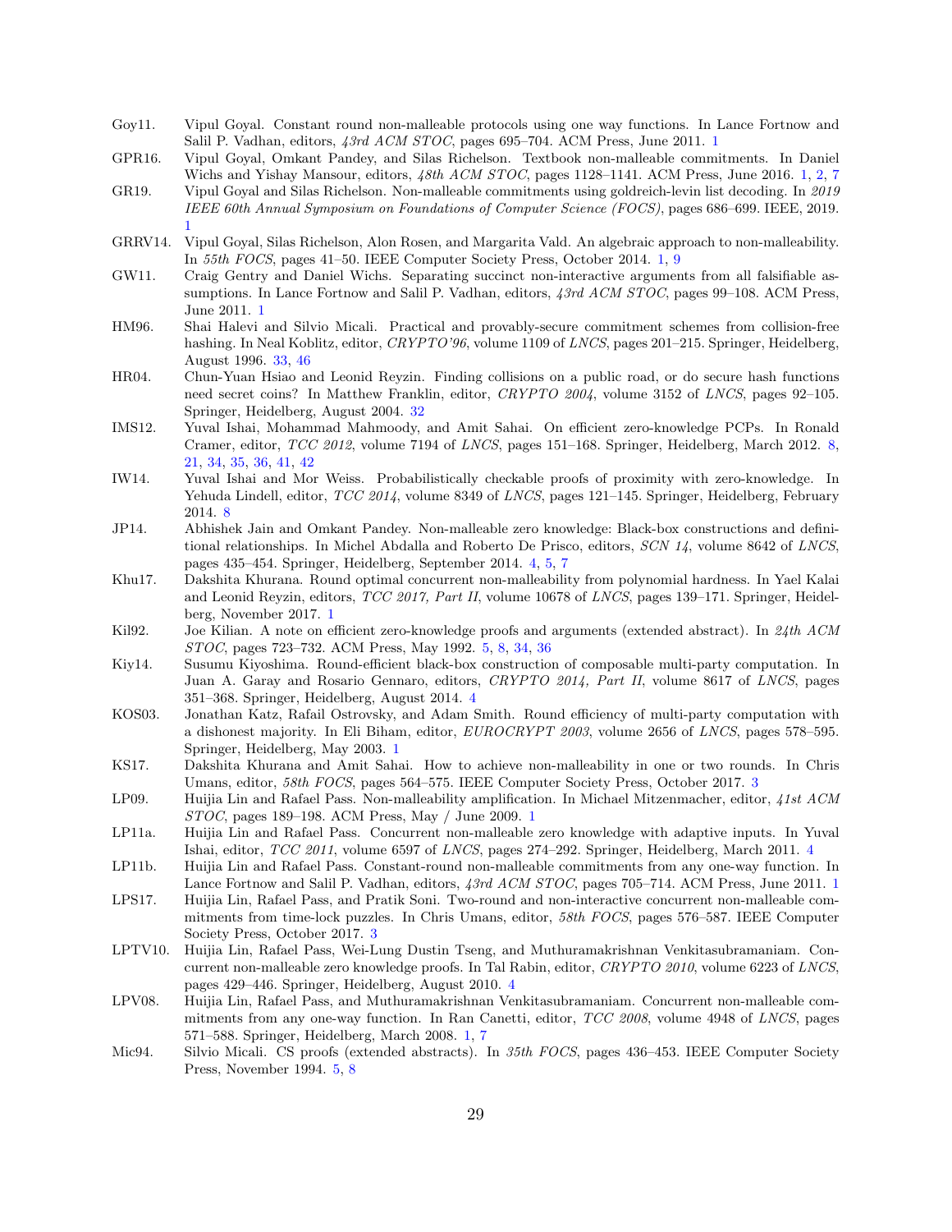Goy11. Vipul Goyal. Constant round non-malleable protocols using one way functions. In Lance Fortnow and Salil P. Vadhan, editors, *43rd ACM STOC*, pages 695–704. ACM Press, June 2011. 1

GPR16. Vipul Goyal, Omkant Pandey, and Silas Richelson. Textbook non-malleable commitments. In Daniel Wichs and Yishay Mansour, editors, *48th ACM STOC*, pages 1128–1141. ACM Press, June 2016. 1, 2, 7

GR19. Vipul Goyal and Silas Richelson. Non-malleable commitments using goldreich-levin list decoding. In *2019 IEEE 60th Annual Symposium on Foundations of Computer Science (FOCS)*, pages 686–699. IEEE, 2019. 1

GRRV14. Vipul Goyal, Silas Richelson, Alon Rosen, and Margarita Vald. An algebraic approach to non-malleability. In *55th FOCS*, pages 41–50. IEEE Computer Society Press, October 2014. 1, 9

GW11. Craig Gentry and Daniel Wichs. Separating succinct non-interactive arguments from all falsifiable assumptions. In Lance Fortnow and Salil P. Vadhan, editors, *43rd ACM STOC*, pages 99–108. ACM Press, June 2011. 1

HM96. Shai Halevi and Silvio Micali. Practical and provably-secure commitment schemes from collision-free hashing. In Neal Koblitz, editor, *CRYPTO'96*, volume 1109 of *LNCS*, pages 201–215. Springer, Heidelberg, August 1996. 33, 46

HR04. Chun-Yuan Hsiao and Leonid Reyzin. Finding collisions on a public road, or do secure hash functions need secret coins? In Matthew Franklin, editor, *CRYPTO 2004*, volume 3152 of *LNCS*, pages 92–105. Springer, Heidelberg, August 2004. 32

IMS12. Yuval Ishai, Mohammad Mahmoody, and Amit Sahai. On efficient zero-knowledge PCPs. In Ronald Cramer, editor, *TCC 2012*, volume 7194 of *LNCS*, pages 151–168. Springer, Heidelberg, March 2012. 8, 21, 34, 35, 36, 41, 42

IW14. Yuval Ishai and Mor Weiss. Probabilistically checkable proofs of proximity with zero-knowledge. In Yehuda Lindell, editor, *TCC 2014*, volume 8349 of *LNCS*, pages 121–145. Springer, Heidelberg, February 2014. 8

JP14. Abhishek Jain and Omkant Pandey. Non-malleable zero knowledge: Black-box constructions and definitional relationships. In Michel Abdalla and Roberto De Prisco, editors, *SCN 14*, volume 8642 of *LNCS*, pages 435–454. Springer, Heidelberg, September 2014. 4, 5, 7

Khu17. Dakshita Khurana. Round optimal concurrent non-malleability from polynomial hardness. In Yael Kalai and Leonid Reyzin, editors, *TCC 2017, Part II*, volume 10678 of *LNCS*, pages 139–171. Springer, Heidelberg, November 2017. 1

Kil92. Joe Kilian. A note on efficient zero-knowledge proofs and arguments (extended abstract). In *24th ACM STOC*, pages 723–732. ACM Press, May 1992. 5, 8, 34, 36

Kiy14. Susumu Kiyoshima. Round-efficient black-box construction of composable multi-party computation. In Juan A. Garay and Rosario Gennaro, editors, *CRYPTO 2014, Part II*, volume 8617 of *LNCS*, pages 351–368. Springer, Heidelberg, August 2014. 4

KOS03. Jonathan Katz, Rafail Ostrovsky, and Adam Smith. Round efficiency of multi-party computation with a dishonest majority. In Eli Biham, editor, *EUROCRYPT 2003*, volume 2656 of *LNCS*, pages 578–595. Springer, Heidelberg, May 2003. 1

KS17. Dakshita Khurana and Amit Sahai. How to achieve non-malleability in one or two rounds. In Chris Umans, editor, *58th FOCS*, pages 564–575. IEEE Computer Society Press, October 2017. 3

LP09. Huijia Lin and Rafael Pass. Non-malleability amplification. In Michael Mitzenmacher, editor, *41st ACM STOC*, pages 189–198. ACM Press, May / June 2009. 1

LP11a. Huijia Lin and Rafael Pass. Concurrent non-malleable zero knowledge with adaptive inputs. In Yuval Ishai, editor, *TCC 2011*, volume 6597 of *LNCS*, pages 274–292. Springer, Heidelberg, March 2011. 4

LP11b. Huijia Lin and Rafael Pass. Constant-round non-malleable commitments from any one-way function. In Lance Fortnow and Salil P. Vadhan, editors, *43rd ACM STOC*, pages 705–714. ACM Press, June 2011. 1

LPS17. Huijia Lin, Rafael Pass, and Pratik Soni. Two-round and non-interactive concurrent non-malleable commitments from time-lock puzzles. In Chris Umans, editor, *58th FOCS*, pages 576–587. IEEE Computer Society Press, October 2017. 3

LPTV10. Huijia Lin, Rafael Pass, Wei-Lung Dustin Tseng, and Muthuramakrishnan Venkitasubramaniam. Concurrent non-malleable zero knowledge proofs. In Tal Rabin, editor, *CRYPTO 2010*, volume 6223 of *LNCS*, pages 429–446. Springer, Heidelberg, August 2010. 4

LPV08. Huijia Lin, Rafael Pass, and Muthuramakrishnan Venkitasubramaniam. Concurrent non-malleable commitments from any one-way function. In Ran Canetti, editor, *TCC 2008*, volume 4948 of *LNCS*, pages 571–588. Springer, Heidelberg, March 2008. 1, 7

Mic94. Silvio Micali. CS proofs (extended abstracts). In *35th FOCS*, pages 436–453. IEEE Computer Society Press, November 1994. 5, 8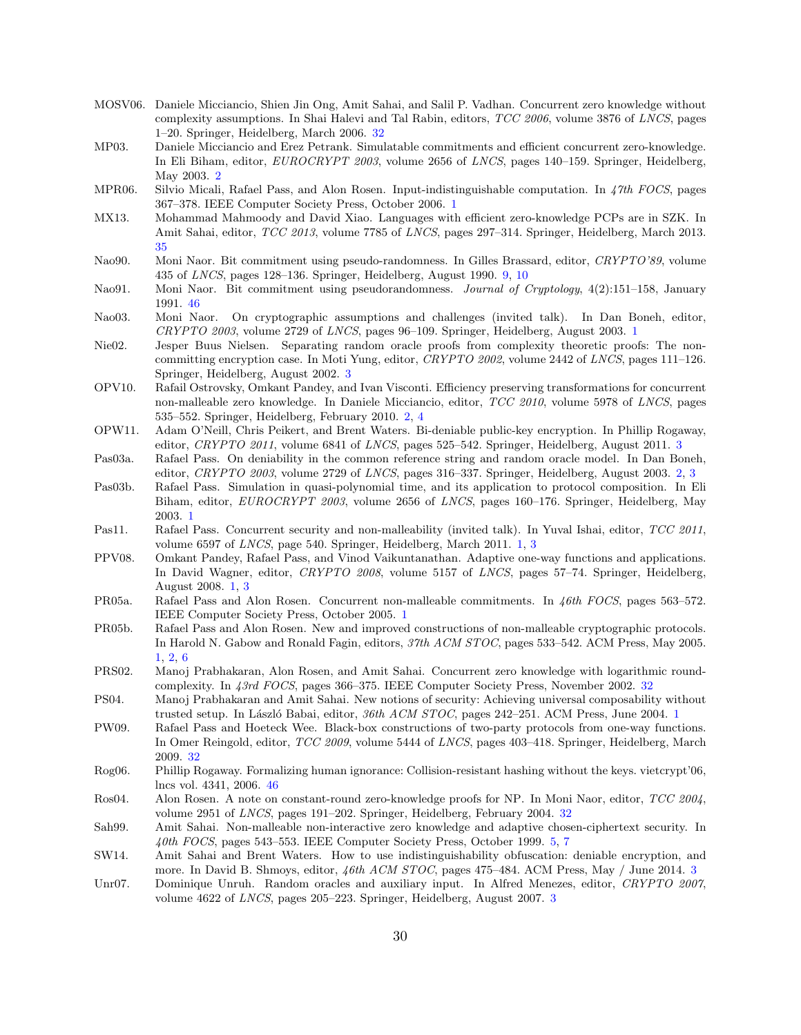MOSV06. Daniele Micciancio, Shien Jin Ong, Amit Sahai, and Salil P. Vadhan. Concurrent zero knowledge without complexity assumptions. In Shai Halevi and Tal Rabin, editors, *TCC 2006*, volume 3876 of *LNCS*, pages 1–20. Springer, Heidelberg, March 2006. 32

MP03. Daniele Micciancio and Erez Petrank. Simulatable commitments and efficient concurrent zero-knowledge. In Eli Biham, editor, *EUROCRYPT 2003*, volume 2656 of *LNCS*, pages 140–159. Springer, Heidelberg, May 2003. 2

MPR06. Silvio Micali, Rafael Pass, and Alon Rosen. Input-indistinguishable computation. In *47th FOCS*, pages 367–378. IEEE Computer Society Press, October 2006. 1

MX13. Mohammad Mahmoody and David Xiao. Languages with efficient zero-knowledge PCPs are in SZK. In Amit Sahai, editor, *TCC 2013*, volume 7785 of *LNCS*, pages 297–314. Springer, Heidelberg, March 2013. 35

Nao90. Moni Naor. Bit commitment using pseudo-randomness. In Gilles Brassard, editor, *CRYPTO'89*, volume 435 of *LNCS*, pages 128–136. Springer, Heidelberg, August 1990. 9, 10

Nao91. Moni Naor. Bit commitment using pseudorandomness. *Journal of Cryptology*, 4(2):151–158, January 1991. 46

Nao03. Moni Naor. On cryptographic assumptions and challenges (invited talk). In Dan Boneh, editor, *CRYPTO 2003*, volume 2729 of *LNCS*, pages 96–109. Springer, Heidelberg, August 2003. 1

Nie02. Jesper Buus Nielsen. Separating random oracle proofs from complexity theoretic proofs: The non-committing encryption case. In Moti Yung, editor, *CRYPTO 2002*, volume 2442 of *LNCS*, pages 111–126. Springer, Heidelberg, August 2002. 3

OPV10. Rafail Ostrovsky, Omkant Pandey, and Ivan Visconti. Efficiency preserving transformations for concurrent non-malleable zero knowledge. In Daniele Micciancio, editor, *TCC 2010*, volume 5978 of *LNCS*, pages 535–552. Springer, Heidelberg, February 2010. 2, 4

OPW11. Adam O'Neill, Chris Peikert, and Brent Waters. Bi-deniable public-key encryption. In Phillip Rogaway, editor, *CRYPTO 2011*, volume 6841 of *LNCS*, pages 525–542. Springer, Heidelberg, August 2011. 3

Pas03a. Rafael Pass. On deniability in the common reference string and random oracle model. In Dan Boneh, editor, *CRYPTO 2003*, volume 2729 of *LNCS*, pages 316–337. Springer, Heidelberg, August 2003. 2, 3

Pas03b. Rafael Pass. Simulation in quasi-polynomial time, and its application to protocol composition. In Eli Biham, editor, *EUROCRYPT 2003*, volume 2656 of *LNCS*, pages 160–176. Springer, Heidelberg, May 2003. 1

Pas11. Rafael Pass. Concurrent security and non-malleability (invited talk). In Yuval Ishai, editor, *TCC 2011*, volume 6597 of *LNCS*, page 540. Springer, Heidelberg, March 2011. 1, 3

PPV08. Omkant Pandey, Rafael Pass, and Vinod Vaikuntanathan. Adaptive one-way functions and applications. In David Wagner, editor, *CRYPTO 2008*, volume 5157 of *LNCS*, pages 57–74. Springer, Heidelberg, August 2008. 1, 3

PR05a. Rafael Pass and Alon Rosen. Concurrent non-malleable commitments. In *46th FOCS*, pages 563–572. IEEE Computer Society Press, October 2005. 1

PR05b. Rafael Pass and Alon Rosen. New and improved constructions of non-malleable cryptographic protocols. In Harold N. Gabow and Ronald Fagin, editors, *37th ACM STOC*, pages 533–542. ACM Press, May 2005. 1, 2, 6

PRS02. Manoj Prabhakaran, Alon Rosen, and Amit Sahai. Concurrent zero knowledge with logarithmic round-complexity. In *43rd FOCS*, pages 366–375. IEEE Computer Society Press, November 2002. 32

PS04. Manoj Prabhakaran and Amit Sahai. New notions of security: Achieving universal composability without trusted setup. In László Babai, editor, *36th ACM STOC*, pages 242–251. ACM Press, June 2004. 1

PW09. Rafael Pass and Hoeteck Wee. Black-box constructions of two-party protocols from one-way functions. In Omer Reingold, editor, *TCC 2009*, volume 5444 of *LNCS*, pages 403–418. Springer, Heidelberg, March 2009. 32

Rog06. Phillip Rogaway. Formalizing human ignorance: Collision-resistant hashing without the keys. vietcrypt'06, lncs vol. 4341, 2006. 46

Ros04. Alon Rosen. A note on constant-round zero-knowledge proofs for NP. In Moni Naor, editor, *TCC 2004*, volume 2951 of *LNCS*, pages 191–202. Springer, Heidelberg, February 2004. 32

Sah99. Amit Sahai. Non-malleable non-interactive zero knowledge and adaptive chosen-ciphertext security. In *40th FOCS*, pages 543–553. IEEE Computer Society Press, October 1999. 5, 7

SW14. Amit Sahai and Brent Waters. How to use indistinguishability obfuscation: deniable encryption, and more. In David B. Shmoys, editor, *46th ACM STOC*, pages 475–484. ACM Press, May / June 2014. 3

Unr07. Dominique Unruh. Random oracles and auxiliary input. In Alfred Menezes, editor, *CRYPTO 2007*, volume 4622 of *LNCS*, pages 205–223. Springer, Heidelberg, August 2007. 3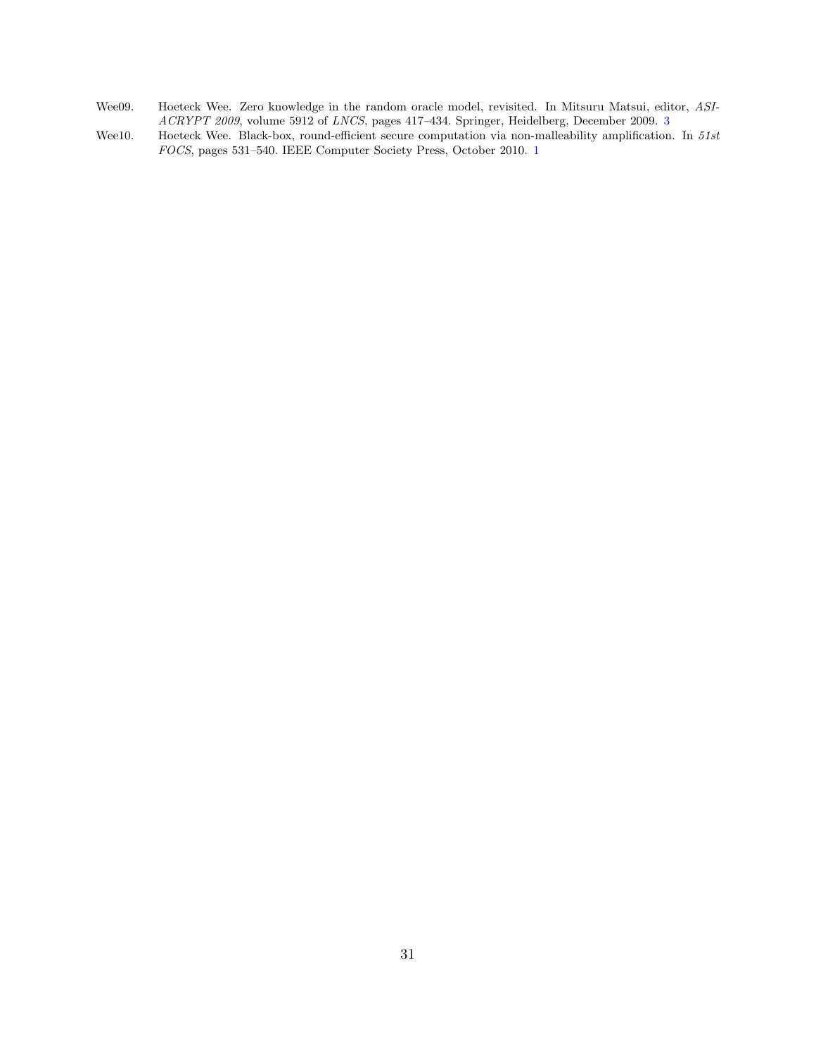Wee09. Hoeteck Wee. Zero knowledge in the random oracle model, revisited. In Mitsuru Matsui, editor, *ASIACRYPT 2009*, volume 5912 of *LNCS*, pages 417–434. Springer, Heidelberg, December 2009. 3

Wee10. Hoeteck Wee. Black-box, round-efficient secure computation via non-malleability amplification. In *51st FOCS*, pages 531–540. IEEE Computer Society Press, October 2010. 1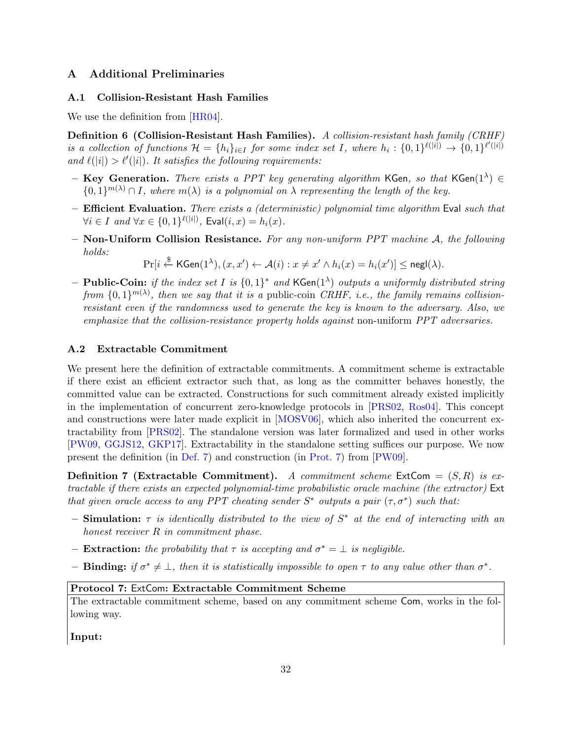# A Additional Preliminaries

## A.1 Collision-Resistant Hash Families

We use the definition from [HR04].

**Definition 6 (Collision-Resistant Hash Families).** *A collision-resistant hash family (CRHF) is a collection of functions $\mathcal{H} = \{h_i\}_{i \in I}$ for some index set $I$, where $h_i : \{0,1\}^{\ell(|i|)} \to \{0,1\}^{\ell'(|i|)}$ and $\ell(|i|) > \ell'(|i|)$. It satisfies the following requirements:*

- **Key Generation.** *There exists a PPT key generating algorithm* $\mathsf{KGen}$*, so that* $\mathsf{KGen}(1^\lambda) \in \{0,1\}^{m(\lambda)} \cap I$*, where* $m(\lambda)$ *is a polynomial on* $\lambda$ *representing the length of the key.*
- **Efficient Evaluation.** *There exists a (deterministic) polynomial time algorithm* $\mathsf{Eval}$ *such that* $\forall i \in I$ *and* $\forall x \in \{0,1\}^{\ell(|i|)}$*,* $\mathsf{Eval}(i, x) = h_i(x)$*.*
- **Non-Uniform Collision Resistance.** *For any non-uniform PPT machine* $\mathcal{A}$*, the following holds:*
$$\Pr[i \stackrel{\$}{\leftarrow} \mathsf{KGen}(1^\lambda), (x, x') \leftarrow \mathcal{A}(i) : x \neq x' \wedge h_i(x) = h_i(x')] \leq \mathsf{negl}(\lambda).$$
- **Public-Coin:** *if the index set* $I$ *is* $\{0,1\}^*$ *and* $\mathsf{KGen}(1^\lambda)$ *outputs a uniformly distributed string from* $\{0,1\}^{m(\lambda)}$*, then we say that it is a* public-coin *CRHF, i.e., the family remains collision-resistant even if the randomness used to generate the key is known to the adversary. Also, we emphasize that the collision-resistance property holds against* non-uniform *PPT adversaries.*

## A.2 Extractable Commitment

We present here the definition of extractable commitments. A commitment scheme is extractable if there exist an efficient extractor such that, as long as the committer behaves honestly, the committed value can be extracted. Constructions for such commitment already existed implicitly in the implementation of concurrent zero-knowledge protocols in [PRS02, Ros04]. This concept and constructions were later made explicit in [MOSV06], which also inherited the concurrent extractability from [PRS02]. The standalone version was later formalized and used in other works [PW09, GGJS12, GKP17]. Extractability in the standalone setting suffices our purpose. We now present the definition (in Def. 7) and construction (in Prot. 7) from [PW09].

**Definition 7 (Extractable Commitment).** *A commitment scheme* $\mathsf{ExtCom} = (S, R)$ *is extractable if there exists an expected polynomial-time probabilistic oracle machine (the extractor)* $\mathsf{Ext}$ *that given oracle access to any PPT cheating sender* $S^*$ *outputs a pair* $(\tau, \sigma^*)$ *such that:*

- **Simulation:** $\tau$ *is identically distributed to the view of* $S^*$ *at the end of interacting with an honest receiver* $R$ *in commitment phase.*
- **Extraction:** *the probability that* $\tau$ *is accepting and* $\sigma^* = \bot$ *is negligible.*
- **Binding:** *if* $\sigma^* \neq \bot$*, then it is statistically impossible to open* $\tau$ *to any value other than* $\sigma^*$*.*

**Protocol 7:** $\mathsf{ExtCom}$**: Extractable Commitment Scheme**

The extractable commitment scheme, based on any commitment scheme $\mathsf{Com}$, works in the following way.

**Input:**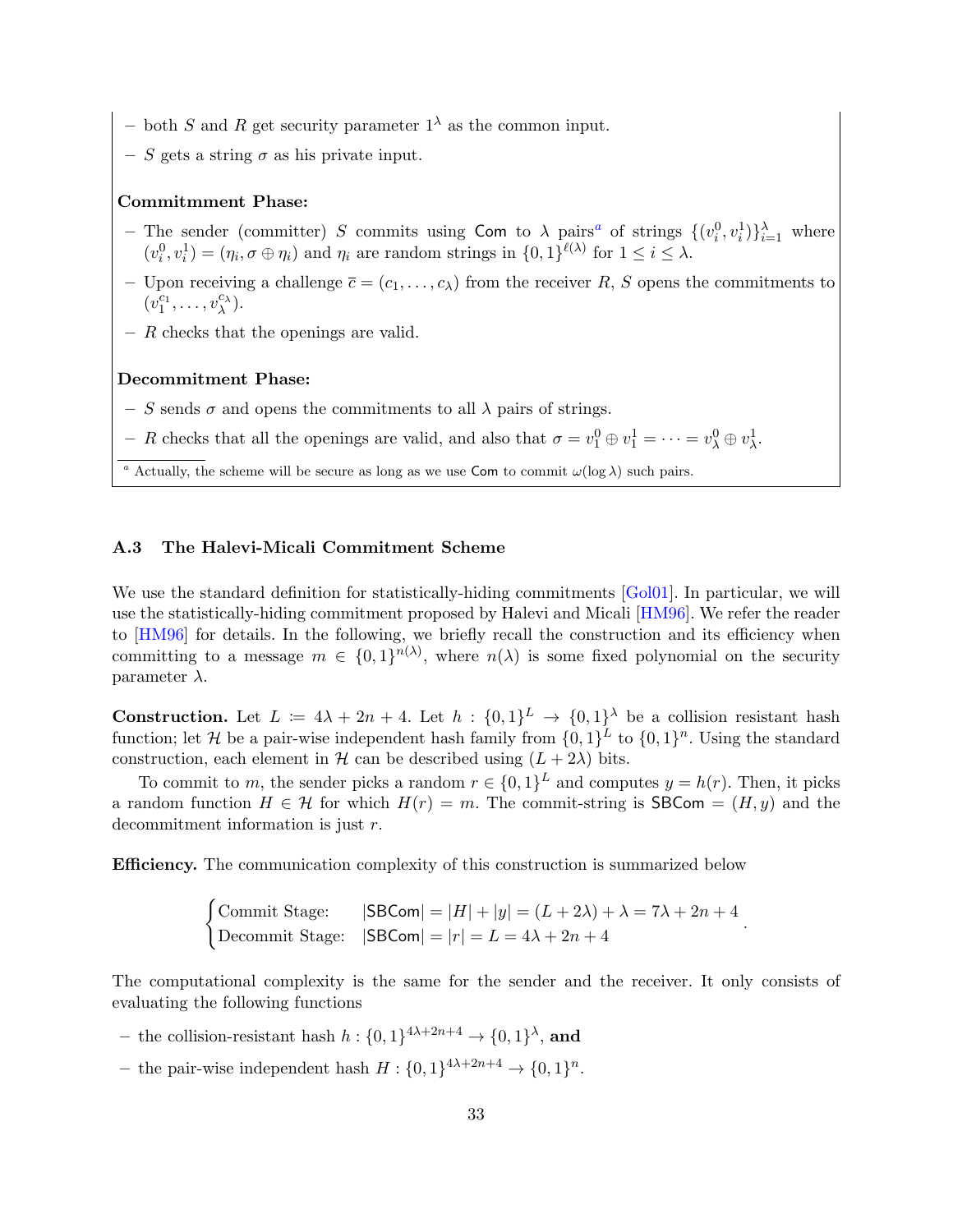- both $S$ and $R$ get security parameter $1^\lambda$ as the common input.
- $S$ gets a string $\sigma$ as his private input.

**Commitmnent Phase:**

- The sender (committer) $S$ commits using $\mathsf{Com}$ to $\lambda$ pairs[a] of strings $\{(v_i^0, v_i^1)\}_{i=1}^{\lambda}$ where $(v_i^0, v_i^1) = (\eta_i, \sigma \oplus \eta_i)$ and $\eta_i$ are random strings in $\{0,1\}^{\ell(\lambda)}$ for $1 \leq i \leq \lambda$.
- Upon receiving a challenge $\bar{c} = (c_1, \ldots, c_\lambda)$ from the receiver $R$, $S$ opens the commitments to $(v_1^{c_1}, \ldots, v_\lambda^{c_\lambda})$.
- $R$ checks that the openings are valid.

**Decommitment Phase:**

- $S$ sends $\sigma$ and opens the commitments to all $\lambda$ pairs of strings.
- $R$ checks that all the openings are valid, and also that $\sigma = v_1^0 \oplus v_1^1 = \cdots = v_\lambda^0 \oplus v_\lambda^1$.

[a] Actually, the scheme will be secure as long as we use $\mathsf{Com}$ to commit $\omega(\log \lambda)$ such pairs.

### A.3 The Halevi-Micali Commitment Scheme

We use the standard definition for statistically-hiding commitments [Gol01]. In particular, we will use the statistically-hiding commitment proposed by Halevi and Micali [HM96]. We refer the reader to [HM96] for details. In the following, we briefly recall the construction and its efficiency when committing to a message $m \in \{0,1\}^{n(\lambda)}$, where $n(\lambda)$ is some fixed polynomial on the security parameter $\lambda$.

**Construction.** Let $L \coloneqq 4\lambda + 2n + 4$. Let $h : \{0,1\}^L \to \{0,1\}^\lambda$ be a collision resistant hash function; let $\mathcal{H}$ be a pair-wise independent hash family from $\{0,1\}^L$ to $\{0,1\}^n$. Using the standard construction, each element in $\mathcal{H}$ can be described using $(L + 2\lambda)$ bits.

To commit to $m$, the sender picks a random $r \in \{0,1\}^L$ and computes $y = h(r)$. Then, it picks a random function $H \in \mathcal{H}$ for which $H(r) = m$. The commit-string is $\mathsf{SBCom} = (H, y)$ and the decommitment information is just $r$.

**Efficiency.** The communication complexity of this construction is summarized below

$$\begin{cases} \text{Commit Stage:} & |\mathsf{SBCom}| = |H| + |y| = (L + 2\lambda) + \lambda = 7\lambda + 2n + 4 \\ \text{Decommit Stage:} & |\mathsf{SBCom}| = |r| = L = 4\lambda + 2n + 4 \end{cases}.$$

The computational complexity is the same for the sender and the receiver. It only consists of evaluating the following functions

- the collision-resistant hash $h : \{0,1\}^{4\lambda+2n+4} \to \{0,1\}^\lambda$, **and**
- the pair-wise independent hash $H : \{0,1\}^{4\lambda+2n+4} \to \{0,1\}^n$.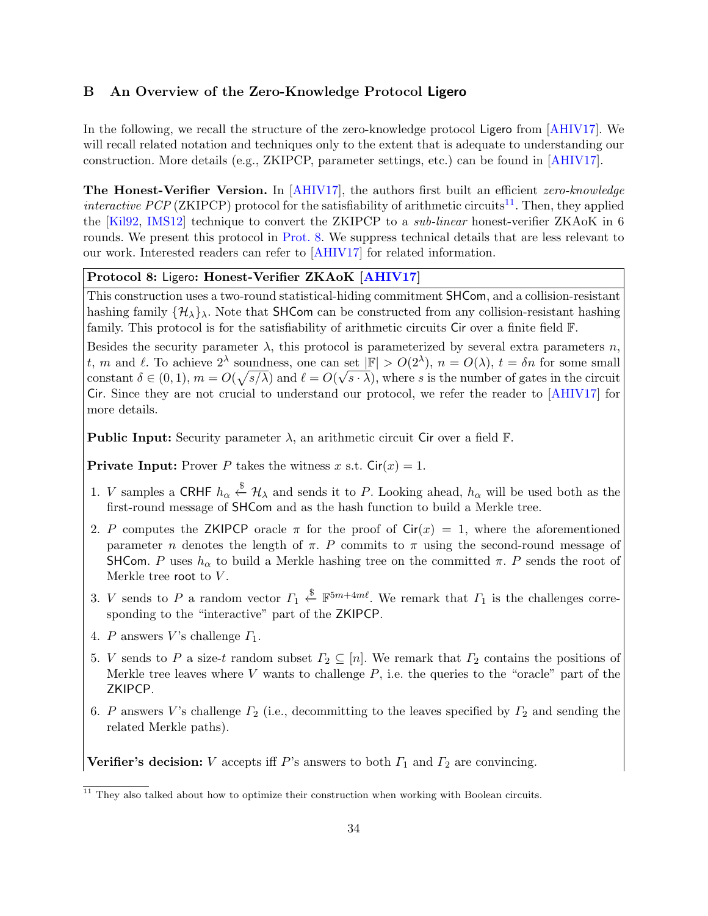## B An Overview of the Zero-Knowledge Protocol Ligero

In the following, we recall the structure of the zero-knowledge protocol Ligero from [AHIV17]. We will recall related notation and techniques only to the extent that is adequate to understanding our construction. More details (e.g., ZKIPCP, parameter settings, etc.) can be found in [AHIV17].

**The Honest-Verifier Version.** In [AHIV17], the authors first built an efficient *zero-knowledge interactive PCP* (ZKIPCP) protocol for the satisfiability of arithmetic circuits[11]. Then, they applied the [Kil92, IMS12] technique to convert the ZKIPCP to a *sub-linear* honest-verifier ZKAoK in 6 rounds. We present this protocol in Prot. 8. We suppress technical details that are less relevant to our work. Interested readers can refer to [AHIV17] for related information.

**Protocol 8: Ligero: Honest-Verifier ZKAoK [AHIV17]**

This construction uses a two-round statistical-hiding commitment SHCom, and a collision-resistant hashing family $\{\mathcal{H}_\lambda\}_\lambda$. Note that SHCom can be constructed from any collision-resistant hashing family. This protocol is for the satisfiability of arithmetic circuits Cir over a finite field $\mathbb{F}$.

Besides the security parameter $\lambda$, this protocol is parameterized by several extra parameters $n$, $t$, $m$ and $\ell$. To achieve $2^\lambda$ soundness, one can set $|\mathbb{F}| > O(2^\lambda)$, $n = O(\lambda)$, $t = \delta n$ for some small constant $\delta \in (0, 1)$, $m = O(\sqrt{s/\lambda})$ and $\ell = O(\sqrt{s \cdot \lambda})$, where $s$ is the number of gates in the circuit Cir. Since they are not crucial to understand our protocol, we refer the reader to [AHIV17] for more details.

**Public Input:** Security parameter $\lambda$, an arithmetic circuit Cir over a field $\mathbb{F}$.

**Private Input:** Prover $P$ takes the witness $x$ s.t. $\mathsf{Cir}(x) = 1$.

1. $V$ samples a CRHF $h_\alpha \xleftarrow{\$} \mathcal{H}_\lambda$ and sends it to $P$. Looking ahead, $h_\alpha$ will be used both as the first-round message of SHCom and as the hash function to build a Merkle tree.
2. $P$ computes the ZKIPCP oracle $\pi$ for the proof of $\mathsf{Cir}(x) = 1$, where the aforementioned parameter $n$ denotes the length of $\pi$. $P$ commits to $\pi$ using the second-round message of SHCom. $P$ uses $h_\alpha$ to build a Merkle hashing tree on the committed $\pi$. $P$ sends the root of Merkle tree root to $V$.
3. $V$ sends to $P$ a random vector $\Gamma_1 \xleftarrow{\$} \mathbb{F}^{5m+4m\ell}$. We remark that $\Gamma_1$ is the challenges corresponding to the "interactive" part of the ZKIPCP.
4. $P$ answers $V$'s challenge $\Gamma_1$.
5. $V$ sends to $P$ a size-$t$ random subset $\Gamma_2 \subseteq [n]$. We remark that $\Gamma_2$ contains the positions of Merkle tree leaves where $V$ wants to challenge $P$, i.e. the queries to the "oracle" part of the ZKIPCP.
6. $P$ answers $V$'s challenge $\Gamma_2$ (i.e., decommitting to the leaves specified by $\Gamma_2$ and sending the related Merkle paths).

**Verifier's decision:** $V$ accepts iff $P$'s answers to both $\Gamma_1$ and $\Gamma_2$ are convincing.

[11] They also talked about how to optimize their construction when working with Boolean circuits.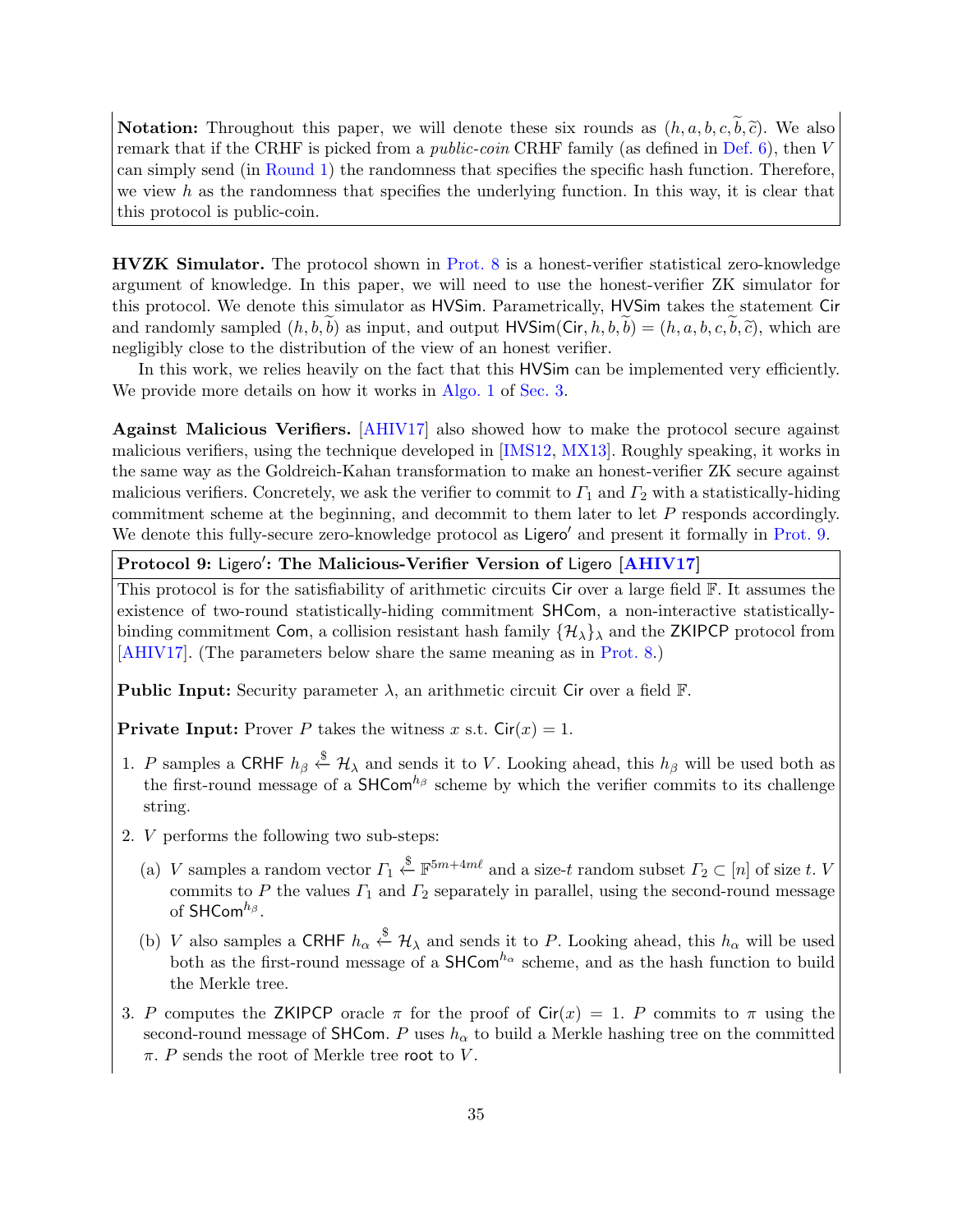**Notation:** Throughout this paper, we will denote these six rounds as $(h, a, b, c, \widetilde{b}, \widetilde{c})$. We also remark that if the CRHF is picked from a *public-coin* CRHF family (as defined in Def. 6), then $V$ can simply send (in Round 1) the randomness that specifies the specific hash function. Therefore, we view $h$ as the randomness that specifies the underlying function. In this way, it is clear that this protocol is public-coin.

**HVZK Simulator.** The protocol shown in Prot. 8 is a honest-verifier statistical zero-knowledge argument of knowledge. In this paper, we will need to use the honest-verifier ZK simulator for this protocol. We denote this simulator as $\mathsf{HVSim}$. Parametrically, $\mathsf{HVSim}$ takes the statement $\mathsf{Cir}$ and randomly sampled $(h, b, \widetilde{b})$ as input, and output $\mathsf{HVSim}(\mathsf{Cir}, h, b, \widetilde{b}) = (h, a, b, c, \widetilde{b}, \widetilde{c})$, which are negligibly close to the distribution of the view of an honest verifier.

In this work, we relies heavily on the fact that this $\mathsf{HVSim}$ can be implemented very efficiently. We provide more details on how it works in Algo. 1 of Sec. 3.

**Against Malicious Verifiers.** [AHIV17] also showed how to make the protocol secure against malicious verifiers, using the technique developed in [IMS12, MX13]. Roughly speaking, it works in the same way as the Goldreich-Kahan transformation to make an honest-verifier ZK secure against malicious verifiers. Concretely, we ask the verifier to commit to $\Gamma_1$ and $\Gamma_2$ with a statistically-hiding commitment scheme at the beginning, and decommit to them later to let $P$ responds accordingly. We denote this fully-secure zero-knowledge protocol as $\mathsf{Ligero}'$ and present it formally in Prot. 9.

**Protocol 9: $\mathsf{Ligero}'$: The Malicious-Verifier Version of $\mathsf{Ligero}$ [AHIV17]**

This protocol is for the satisfiability of arithmetic circuits $\mathsf{Cir}$ over a large field $\mathbb{F}$. It assumes the existence of two-round statistically-hiding commitment $\mathsf{SHCom}$, a non-interactive statistically-binding commitment $\mathsf{Com}$, a collision resistant hash family $\{\mathcal{H}_\lambda\}_\lambda$ and the $\mathsf{ZKIPCP}$ protocol from [AHIV17]. (The parameters below share the same meaning as in Prot. 8.)

**Public Input:** Security parameter $\lambda$, an arithmetic circuit $\mathsf{Cir}$ over a field $\mathbb{F}$.

**Private Input:** Prover $P$ takes the witness $x$ s.t. $\mathsf{Cir}(x) = 1$.

1. $P$ samples a $\mathsf{CRHF}$ $h_\beta \xleftarrow{\$} \mathcal{H}_\lambda$ and sends it to $V$. Looking ahead, this $h_\beta$ will be used both as the first-round message of a $\mathsf{SHCom}^{h_\beta}$ scheme by which the verifier commits to its challenge string.
2. $V$ performs the following two sub-steps:
   (a) $V$ samples a random vector $\Gamma_1 \xleftarrow{\$} \mathbb{F}^{5m+4m\ell}$ and a size-$t$ random subset $\Gamma_2 \subset [n]$ of size $t$. $V$ commits to $P$ the values $\Gamma_1$ and $\Gamma_2$ separately in parallel, using the second-round message of $\mathsf{SHCom}^{h_\beta}$.
   (b) $V$ also samples a $\mathsf{CRHF}$ $h_\alpha \xleftarrow{\$} \mathcal{H}_\lambda$ and sends it to $P$. Looking ahead, this $h_\alpha$ will be used both as the first-round message of a $\mathsf{SHCom}^{h_\alpha}$ scheme, and as the hash function to build the Merkle tree.
3. $P$ computes the $\mathsf{ZKIPCP}$ oracle $\pi$ for the proof of $\mathsf{Cir}(x) = 1$. $P$ commits to $\pi$ using the second-round message of $\mathsf{SHCom}$. $P$ uses $h_\alpha$ to build a Merkle hashing tree on the committed $\pi$. $P$ sends the root of Merkle tree $\mathsf{root}$ to $V$.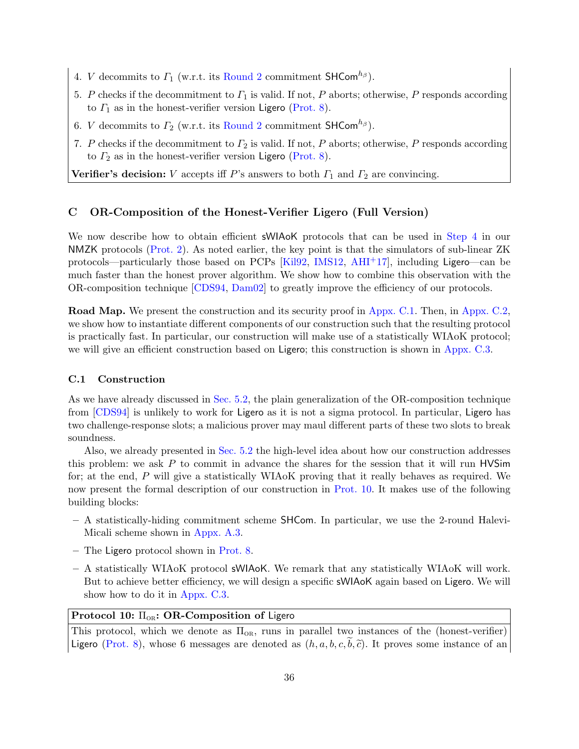4. $V$ decommits to $\Gamma_1$ (w.r.t. its Round 2 commitment $\mathsf{SHCom}^{h_\beta}$).
5. $P$ checks if the decommitment to $\Gamma_1$ is valid. If not, $P$ aborts; otherwise, $P$ responds according to $\Gamma_1$ as in the honest-verifier version Ligero (Prot. 8).
6. $V$ decommits to $\Gamma_2$ (w.r.t. its Round 2 commitment $\mathsf{SHCom}^{h_\beta}$).
7. $P$ checks if the decommitment to $\Gamma_2$ is valid. If not, $P$ aborts; otherwise, $P$ responds according to $\Gamma_2$ as in the honest-verifier version Ligero (Prot. 8).

**Verifier's decision:** $V$ accepts iff $P$'s answers to both $\Gamma_1$ and $\Gamma_2$ are convincing.

## C OR-Composition of the Honest-Verifier Ligero (Full Version)

We now describe how to obtain efficient sWIAoK protocols that can be used in Step 4 in our NMZK protocols (Prot. 2). As noted earlier, the key point is that the simulators of sub-linear ZK protocols—particularly those based on PCPs [Kil92, IMS12, AHI+17], including Ligero—can be much faster than the honest prover algorithm. We show how to combine this observation with the OR-composition technique [CDS94, Dam02] to greatly improve the efficiency of our protocols.

**Road Map.** We present the construction and its security proof in Appx. C.1. Then, in Appx. C.2, we show how to instantiate different components of our construction such that the resulting protocol is practically fast. In particular, our construction will make use of a statistically WIAoK protocol; we will give an efficient construction based on Ligero; this construction is shown in Appx. C.3.

### C.1 Construction

As we have already discussed in Sec. 5.2, the plain generalization of the OR-composition technique from [CDS94] is unlikely to work for Ligero as it is not a sigma protocol. In particular, Ligero has two challenge-response slots; a malicious prover may maul different parts of these two slots to break soundness.

Also, we already presented in Sec. 5.2 the high-level idea about how our construction addresses this problem: we ask $P$ to commit in advance the shares for the session that it will run HVSim for; at the end, $P$ will give a statistically WIAoK proving that it really behaves as required. We now present the formal description of our construction in Prot. 10. It makes use of the following building blocks:

- A statistically-hiding commitment scheme SHCom. In particular, we use the 2-round Halevi-Micali scheme shown in Appx. A.3.
- The Ligero protocol shown in Prot. 8.
- A statistically WIAoK protocol sWIAoK. We remark that any statistically WIAoK will work. But to achieve better efficiency, we will design a specific sWIAoK again based on Ligero. We will show how to do it in Appx. C.3.

**Protocol 10: $\Pi_{\text{OR}}$: OR-Composition of Ligero**

This protocol, which we denote as $\Pi_{\text{OR}}$, runs in parallel two instances of the (honest-verifier) Ligero (Prot. 8), whose 6 messages are denoted as $(h, a, b, c, \widetilde{b}, \widetilde{c})$. It proves some instance of an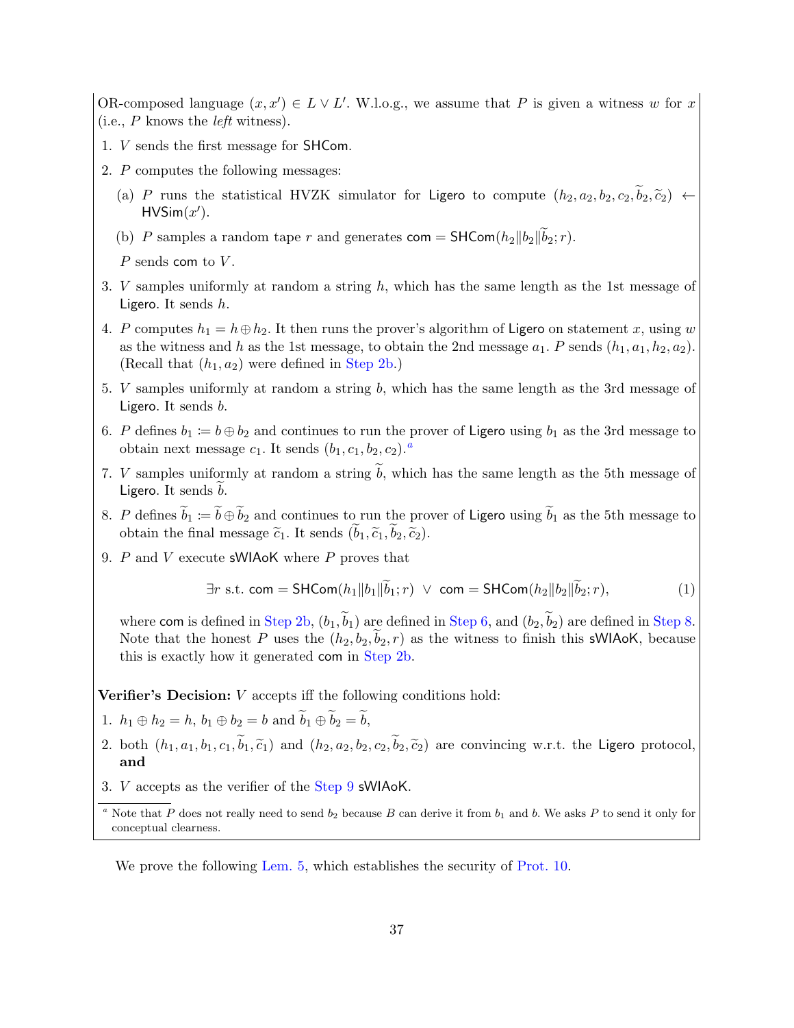OR-composed language $(x, x') \in L \vee L'$. W.l.o.g., we assume that $P$ is given a witness $w$ for $x$ (i.e., $P$ knows the *left* witness).

1. $V$ sends the first message for $\mathsf{SHCom}$.
2. $P$ computes the following messages:
   (a) $P$ runs the statistical HVZK simulator for $\mathsf{Ligero}$ to compute $(h_2, a_2, b_2, c_2, \widetilde{b}_2, \widetilde{c}_2) \leftarrow \mathsf{HVSim}(x')$.
   (b) $P$ samples a random tape $r$ and generates $\mathsf{com} = \mathsf{SHCom}(h_2 \| b_2 \| \widetilde{b}_2; r)$.

   $P$ sends $\mathsf{com}$ to $V$.
3. $V$ samples uniformly at random a string $h$, which has the same length as the 1st message of $\mathsf{Ligero}$. It sends $h$.
4. $P$ computes $h_1 = h \oplus h_2$. It then runs the prover's algorithm of $\mathsf{Ligero}$ on statement $x$, using $w$ as the witness and $h$ as the 1st message, to obtain the 2nd message $a_1$. $P$ sends $(h_1, a_1, h_2, a_2)$. (Recall that $(h_1, a_2)$ were defined in Step 2b.)
5. $V$ samples uniformly at random a string $b$, which has the same length as the 3rd message of $\mathsf{Ligero}$. It sends $b$.
6. $P$ defines $b_1 := b \oplus b_2$ and continues to run the prover of $\mathsf{Ligero}$ using $b_1$ as the 3rd message to obtain next message $c_1$. It sends $(b_1, c_1, b_2, c_2)$.[a]
7. $V$ samples uniformly at random a string $\widetilde{b}$, which has the same length as the 5th message of $\mathsf{Ligero}$. It sends $\widetilde{b}$.
8. $P$ defines $\widetilde{b}_1 := \widetilde{b} \oplus \widetilde{b}_2$ and continues to run the prover of $\mathsf{Ligero}$ using $\widetilde{b}_1$ as the 5th message to obtain the final message $\widetilde{c}_1$. It sends $(\widetilde{b}_1, \widetilde{c}_1, \widetilde{b}_2, \widetilde{c}_2)$.
9. $P$ and $V$ execute $\mathsf{sWIAoK}$ where $P$ proves that

$$\exists r \text{ s.t. } \mathsf{com} = \mathsf{SHCom}(h_1 \| b_1 \| \widetilde{b}_1; r) \ \vee \ \mathsf{com} = \mathsf{SHCom}(h_2 \| b_2 \| \widetilde{b}_2; r), \tag{1}$$

   where $\mathsf{com}$ is defined in Step 2b, $(b_1, \widetilde{b}_1)$ are defined in Step 6, and $(b_2, \widetilde{b}_2)$ are defined in Step 8. Note that the honest $P$ uses the $(h_2, b_2, \widetilde{b}_2, r)$ as the witness to finish this $\mathsf{sWIAoK}$, because this is exactly how it generated $\mathsf{com}$ in Step 2b.

**Verifier's Decision:** $V$ accepts iff the following conditions hold:

1. $h_1 \oplus h_2 = h$, $b_1 \oplus b_2 = b$ and $\widetilde{b}_1 \oplus \widetilde{b}_2 = \widetilde{b}$,
2. both $(h_1, a_1, b_1, c_1, \widetilde{b}_1, \widetilde{c}_1)$ and $(h_2, a_2, b_2, c_2, \widetilde{b}_2, \widetilde{c}_2)$ are convincing w.r.t. the $\mathsf{Ligero}$ protocol, **and**
3. $V$ accepts as the verifier of the Step 9 $\mathsf{sWIAoK}$.

[a] Note that $P$ does not really need to send $b_2$ because $B$ can derive it from $b_1$ and $b$. We asks $P$ to send it only for conceptual clearness.

We prove the following Lem. 5, which establishes the security of Prot. 10.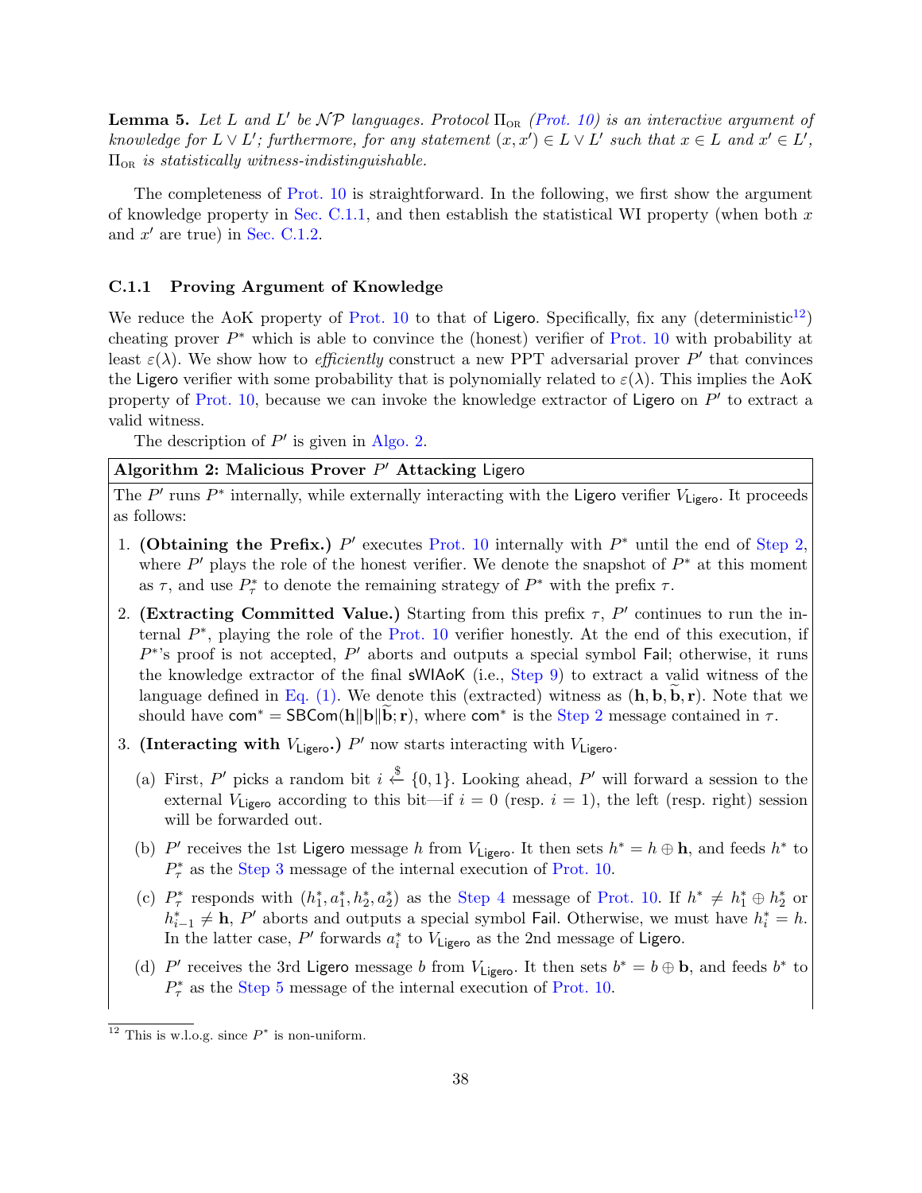**Lemma 5.** *Let $L$ and $L'$ be $\mathcal{NP}$ languages. Protocol $\Pi_{\text{OR}}$ (Prot. 10) is an interactive argument of knowledge for $L \vee L'$; furthermore, for any statement $(x, x') \in L \vee L'$ such that $x \in L$ and $x' \in L'$, $\Pi_{\text{OR}}$ is statistically witness-indistinguishable.*

The completeness of Prot. 10 is straightforward. In the following, we first show the argument of knowledge property in Sec. C.1.1, and then establish the statistical WI property (when both $x$ and $x'$ are true) in Sec. C.1.2.

### C.1.1 Proving Argument of Knowledge

We reduce the AoK property of Prot. 10 to that of Ligero. Specifically, fix any (deterministic[12]) cheating prover $P^*$ which is able to convince the (honest) verifier of Prot. 10 with probability at least $\varepsilon(\lambda)$. We show how to *efficiently* construct a new PPT adversarial prover $P'$ that convinces the Ligero verifier with some probability that is polynomially related to $\varepsilon(\lambda)$. This implies the AoK property of Prot. 10, because we can invoke the knowledge extractor of Ligero on $P'$ to extract a valid witness.

The description of $P'$ is given in Algo. 2.

**Algorithm 2: Malicious Prover $P'$ Attacking Ligero**

The $P'$ runs $P^*$ internally, while externally interacting with the Ligero verifier $V_{\mathsf{Ligero}}$. It proceeds as follows:

1. **(Obtaining the Prefix.)** $P'$ executes Prot. 10 internally with $P^*$ until the end of Step 2, where $P'$ plays the role of the honest verifier. We denote the snapshot of $P^*$ at this moment as $\tau$, and use $P^*_\tau$ to denote the remaining strategy of $P^*$ with the prefix $\tau$.
2. **(Extracting Committed Value.)** Starting from this prefix $\tau$, $P'$ continues to run the internal $P^*$, playing the role of the Prot. 10 verifier honestly. At the end of this execution, if $P^*$'s proof is not accepted, $P'$ aborts and outputs a special symbol $\mathsf{Fail}$; otherwise, it runs the knowledge extractor of the final sWIAoK (i.e., Step 9) to extract a valid witness of the language defined in Eq. (1). We denote this (extracted) witness as $(\mathbf{h}, \mathbf{b}, \widetilde{\mathbf{b}}, \mathbf{r})$. Note that we should have $\mathsf{com}^* = \mathsf{SBCom}(\mathbf{h} \| \mathbf{b} \| \widetilde{\mathbf{b}}; \mathbf{r})$, where $\mathsf{com}^*$ is the Step 2 message contained in $\tau$.
3. **(Interacting with $V_{\mathsf{Ligero}}$.)** $P'$ now starts interacting with $V_{\mathsf{Ligero}}$.
   (a) First, $P'$ picks a random bit $i \xleftarrow{\$} \{0, 1\}$. Looking ahead, $P'$ will forward a session to the external $V_{\mathsf{Ligero}}$ according to this bit—if $i = 0$ (resp. $i = 1$), the left (resp. right) session will be forwarded out.
   (b) $P'$ receives the 1st Ligero message $h$ from $V_{\mathsf{Ligero}}$. It then sets $h^* = h \oplus \mathbf{h}$, and feeds $h^*$ to $P^*_\tau$ as the Step 3 message of the internal execution of Prot. 10.
   (c) $P^*_\tau$ responds with $(h^*_1, a^*_1, h^*_2, a^*_2)$ as the Step 4 message of Prot. 10. If $h^* \neq h^*_1 \oplus h^*_2$ or $h^*_{i-1} \neq \mathbf{h}$, $P'$ aborts and outputs a special symbol $\mathsf{Fail}$. Otherwise, we must have $h^*_i = h$. In the latter case, $P'$ forwards $a^*_i$ to $V_{\mathsf{Ligero}}$ as the 2nd message of Ligero.
   (d) $P'$ receives the 3rd Ligero message $b$ from $V_{\mathsf{Ligero}}$. It then sets $b^* = b \oplus \mathbf{b}$, and feeds $b^*$ to $P^*_\tau$ as the Step 5 message of the internal execution of Prot. 10.

[12] This is w.l.o.g. since $P^*$ is non-uniform.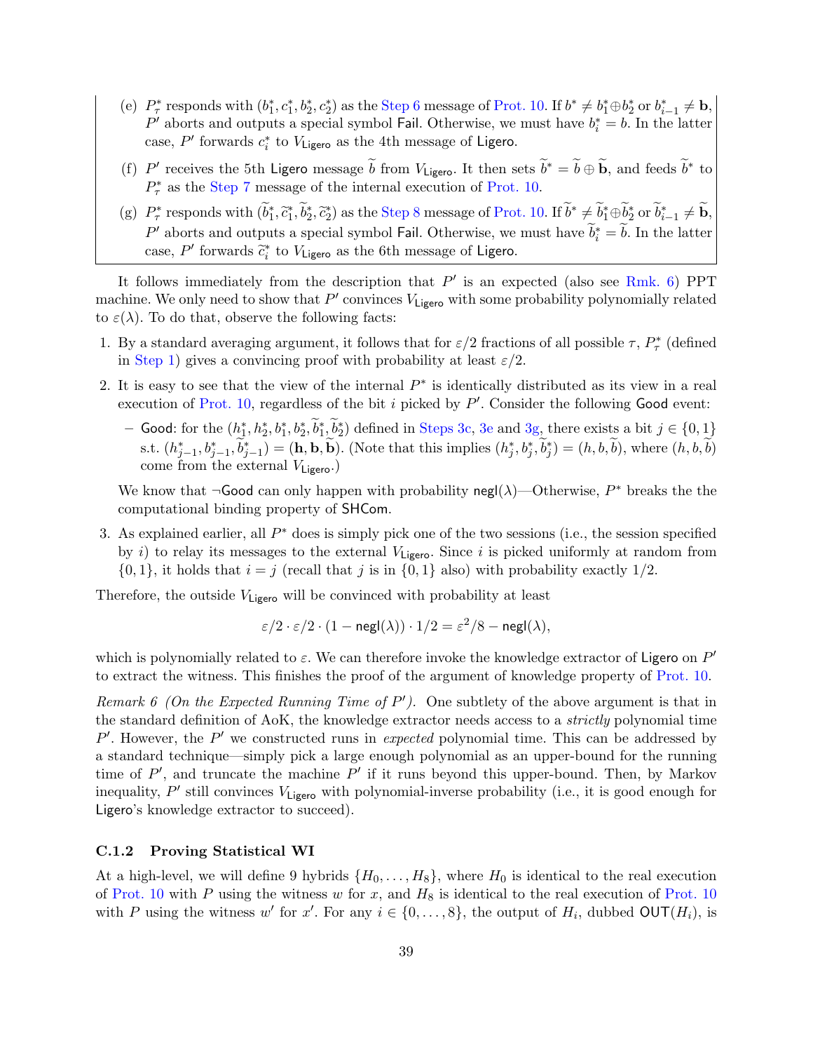(e) $P^*_\tau$ responds with $(b^*_1, c^*_1, b^*_2, c^*_2)$ as the Step 6 message of Prot. 10. If $b^* \neq b^*_1 \oplus b^*_2$ or $b^*_{i-1} \neq \mathbf{b}$, $P'$ aborts and outputs a special symbol $\mathsf{Fail}$. Otherwise, we must have $b^*_i = b$. In the latter case, $P'$ forwards $c^*_i$ to $V_{\mathsf{Ligero}}$ as the 4th message of $\mathsf{Ligero}$.

(f) $P'$ receives the 5th $\mathsf{Ligero}$ message $\widetilde{b}$ from $V_{\mathsf{Ligero}}$. It then sets $\widetilde{b}^* = \widetilde{b} \oplus \widetilde{\mathbf{b}}$, and feeds $\widetilde{b}^*$ to $P^*_\tau$ as the Step 7 message of the internal execution of Prot. 10.

(g) $P^*_\tau$ responds with $(\widetilde{b}^*_1, \widetilde{c}^*_1, \widetilde{b}^*_2, \widetilde{c}^*_2)$ as the Step 8 message of Prot. 10. If $\widetilde{b}^* \neq \widetilde{b}^*_1 \oplus \widetilde{b}^*_2$ or $\widetilde{b}^*_{i-1} \neq \widetilde{\mathbf{b}}$, $P'$ aborts and outputs a special symbol $\mathsf{Fail}$. Otherwise, we must have $\widetilde{b}^*_i = \widetilde{b}$. In the latter case, $P'$ forwards $\widetilde{c}^*_i$ to $V_{\mathsf{Ligero}}$ as the 6th message of $\mathsf{Ligero}$.

It follows immediately from the description that $P'$ is an expected (also see Rmk. 6) PPT machine. We only need to show that $P'$ convinces $V_{\mathsf{Ligero}}$ with some probability polynomially related to $\varepsilon(\lambda)$. To do that, observe the following facts:

1. By a standard averaging argument, it follows that for $\varepsilon/2$ fractions of all possible $\tau$, $P^*_\tau$ (defined in Step 1) gives a convincing proof with probability at least $\varepsilon/2$.

2. It is easy to see that the view of the internal $P^*$ is identically distributed as its view in a real execution of Prot. 10, regardless of the bit $i$ picked by $P'$. Consider the following $\mathsf{Good}$ event:

   – $\mathsf{Good}$: for the $(h^*_1, h^*_2, b^*_1, b^*_2, \widetilde{b}^*_1, \widetilde{b}^*_2)$ defined in Steps 3c, 3e and 3g, there exists a bit $j \in \{0,1\}$ s.t. $(h^*_{j-1}, b^*_{j-1}, \widetilde{b}^*_{j-1}) = (\mathbf{h}, \mathbf{b}, \widetilde{\mathbf{b}})$. (Note that this implies $(h^*_j, b^*_j, \widetilde{b}^*_j) = (h, b, \widetilde{b})$, where $(h, b, \widetilde{b})$ come from the external $V_{\mathsf{Ligero}}$.)

   We know that $\neg\mathsf{Good}$ can only happen with probability $\mathsf{negl}(\lambda)$—Otherwise, $P^*$ breaks the the computational binding property of $\mathsf{SHCom}$.

3. As explained earlier, all $P^*$ does is simply pick one of the two sessions (i.e., the session specified by $i$) to relay its messages to the external $V_{\mathsf{Ligero}}$. Since $i$ is picked uniformly at random from $\{0,1\}$, it holds that $i = j$ (recall that $j$ is in $\{0,1\}$ also) with probability exactly $1/2$.

Therefore, the outside $V_{\mathsf{Ligero}}$ will be convinced with probability at least

$$\varepsilon/2 \cdot \varepsilon/2 \cdot (1 - \mathsf{negl}(\lambda)) \cdot 1/2 = \varepsilon^2/8 - \mathsf{negl}(\lambda),$$

which is polynomially related to $\varepsilon$. We can therefore invoke the knowledge extractor of $\mathsf{Ligero}$ on $P'$ to extract the witness. This finishes the proof of the argument of knowledge property of Prot. 10.

*Remark 6 (On the Expected Running Time of $P'$).* One subtlety of the above argument is that in the standard definition of AoK, the knowledge extractor needs access to a *strictly* polynomial time $P'$. However, the $P'$ we constructed runs in *expected* polynomial time. This can be addressed by a standard technique—simply pick a large enough polynomial as an upper-bound for the running time of $P'$, and truncate the machine $P'$ if it runs beyond this upper-bound. Then, by Markov inequality, $P'$ still convinces $V_{\mathsf{Ligero}}$ with polynomial-inverse probability (i.e., it is good enough for $\mathsf{Ligero}$'s knowledge extractor to succeed).

#### C.1.2 Proving Statistical WI

At a high-level, we will define 9 hybrids $\{H_0, \ldots, H_8\}$, where $H_0$ is identical to the real execution of Prot. 10 with $P$ using the witness $w$ for $x$, and $H_8$ is identical to the real execution of Prot. 10 with $P$ using the witness $w'$ for $x'$. For any $i \in \{0, \ldots, 8\}$, the output of $H_i$, dubbed $\mathsf{OUT}(H_i)$, is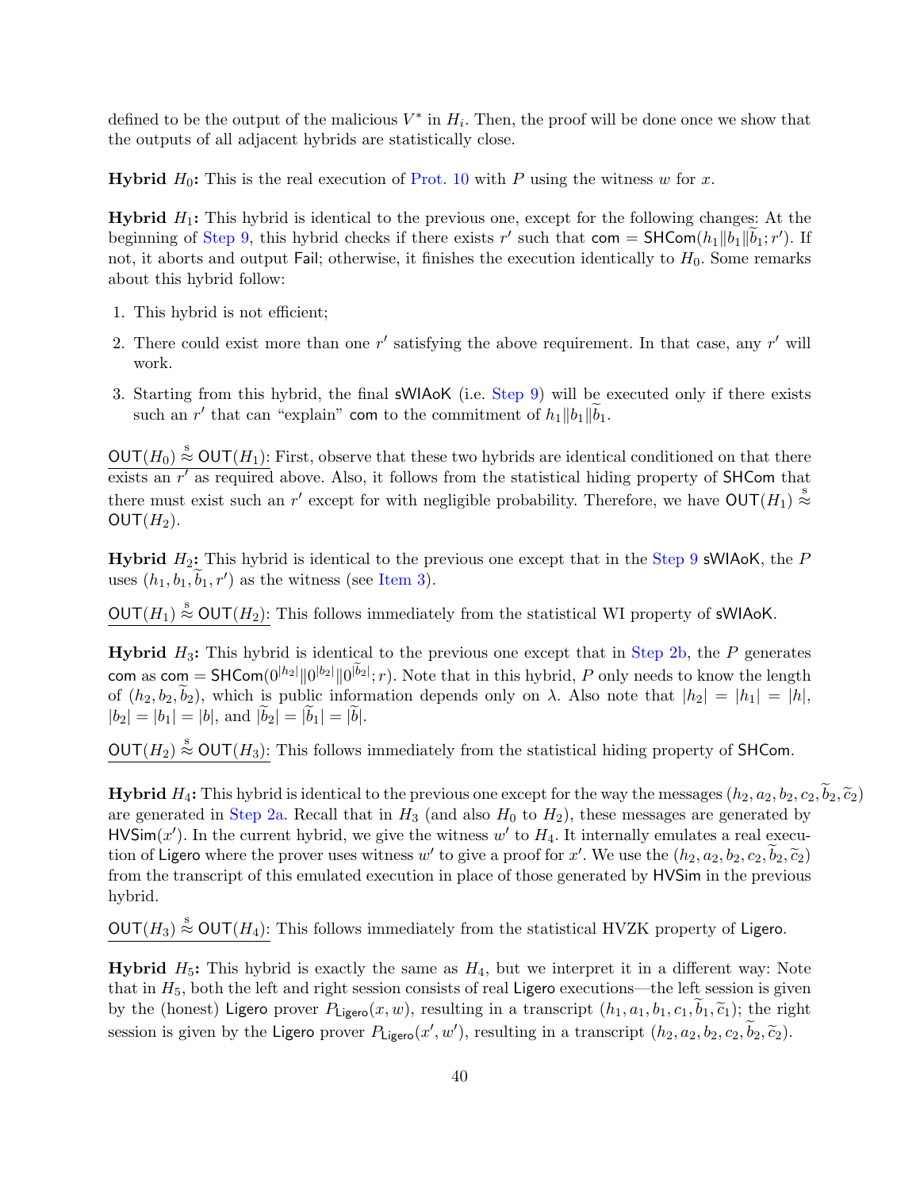defined to be the output of the malicious $V^*$ in $H_i$. Then, the proof will be done once we show that the outputs of all adjacent hybrids are statistically close.

**Hybrid $H_0$:** This is the real execution of Prot. 10 with $P$ using the witness $w$ for $x$.

**Hybrid $H_1$:** This hybrid is identical to the previous one, except for the following changes: At the beginning of Step 9, this hybrid checks if there exists $r'$ such that $\mathsf{com} = \mathsf{SHCom}(h_1 \| b_1 \| \widetilde{b}_1; r')$. If not, it aborts and output $\mathsf{Fail}$; otherwise, it finishes the execution identically to $H_0$. Some remarks about this hybrid follow:

1. This hybrid is not efficient;
2. There could exist more than one $r'$ satisfying the above requirement. In that case, any $r'$ will work.
3. Starting from this hybrid, the final $\mathsf{sWIAoK}$ (i.e. Step 9) will be executed only if there exists such an $r'$ that can "explain" $\mathsf{com}$ to the commitment of $h_1 \| b_1 \| \widetilde{b}_1$.

$\mathsf{OUT}(H_0) \stackrel{\text{s}}{\approx} \mathsf{OUT}(H_1)$: First, observe that these two hybrids are identical conditioned on that there exists an $r'$ as required above. Also, it follows from the statistical hiding property of $\mathsf{SHCom}$ that there must exist such an $r'$ except for with negligible probability. Therefore, we have $\mathsf{OUT}(H_1) \stackrel{\text{s}}{\approx} \mathsf{OUT}(H_2)$.

**Hybrid $H_2$:** This hybrid is identical to the previous one except that in the Step 9 $\mathsf{sWIAoK}$, the $P$ uses $(h_1, b_1, \widetilde{b}_1, r')$ as the witness (see Item 3).

$\mathsf{OUT}(H_1) \stackrel{\text{s}}{\approx} \mathsf{OUT}(H_2)$: This follows immediately from the statistical WI property of $\mathsf{sWIAoK}$.

**Hybrid $H_3$:** This hybrid is identical to the previous one except that in Step 2b, the $P$ generates $\mathsf{com}$ as $\mathsf{com} = \mathsf{SHCom}(0^{|h_2|} \| 0^{|b_2|} \| 0^{|\widetilde{b}_2|}; r)$. Note that in this hybrid, $P$ only needs to know the length of $(h_2, b_2, \widetilde{b}_2)$, which is public information depends only on $\lambda$. Also note that $|h_2| = |h_1| = |h|$, $|b_2| = |b_1| = |b|$, and $|\widetilde{b}_2| = |\widetilde{b}_1| = |\widetilde{b}|$.

$\mathsf{OUT}(H_2) \stackrel{\text{s}}{\approx} \mathsf{OUT}(H_3)$: This follows immediately from the statistical hiding property of $\mathsf{SHCom}$.

**Hybrid $H_4$:** This hybrid is identical to the previous one except for the way the messages $(h_2, a_2, b_2, c_2, \widetilde{b}_2, \widetilde{c}_2)$ are generated in Step 2a. Recall that in $H_3$ (and also $H_0$ to $H_2$), these messages are generated by $\mathsf{HVSim}(x')$. In the current hybrid, we give the witness $w'$ to $H_4$. It internally emulates a real execution of $\mathsf{Ligero}$ where the prover uses witness $w'$ to give a proof for $x'$. We use the $(h_2, a_2, b_2, c_2, \widetilde{b}_2, \widetilde{c}_2)$ from the transcript of this emulated execution in place of those generated by $\mathsf{HVSim}$ in the previous hybrid.

$\mathsf{OUT}(H_3) \stackrel{\text{s}}{\approx} \mathsf{OUT}(H_4)$: This follows immediately from the statistical HVZK property of $\mathsf{Ligero}$.

**Hybrid $H_5$:** This hybrid is exactly the same as $H_4$, but we interpret it in a different way: Note that in $H_5$, both the left and right session consists of real $\mathsf{Ligero}$ executions—the left session is given by the (honest) $\mathsf{Ligero}$ prover $P_{\mathsf{Ligero}}(x, w)$, resulting in a transcript $(h_1, a_1, b_1, c_1, \widetilde{b}_1, \widetilde{c}_1)$; the right session is given by the $\mathsf{Ligero}$ prover $P_{\mathsf{Ligero}}(x', w')$, resulting in a transcript $(h_2, a_2, b_2, c_2, \widetilde{b}_2, \widetilde{c}_2)$.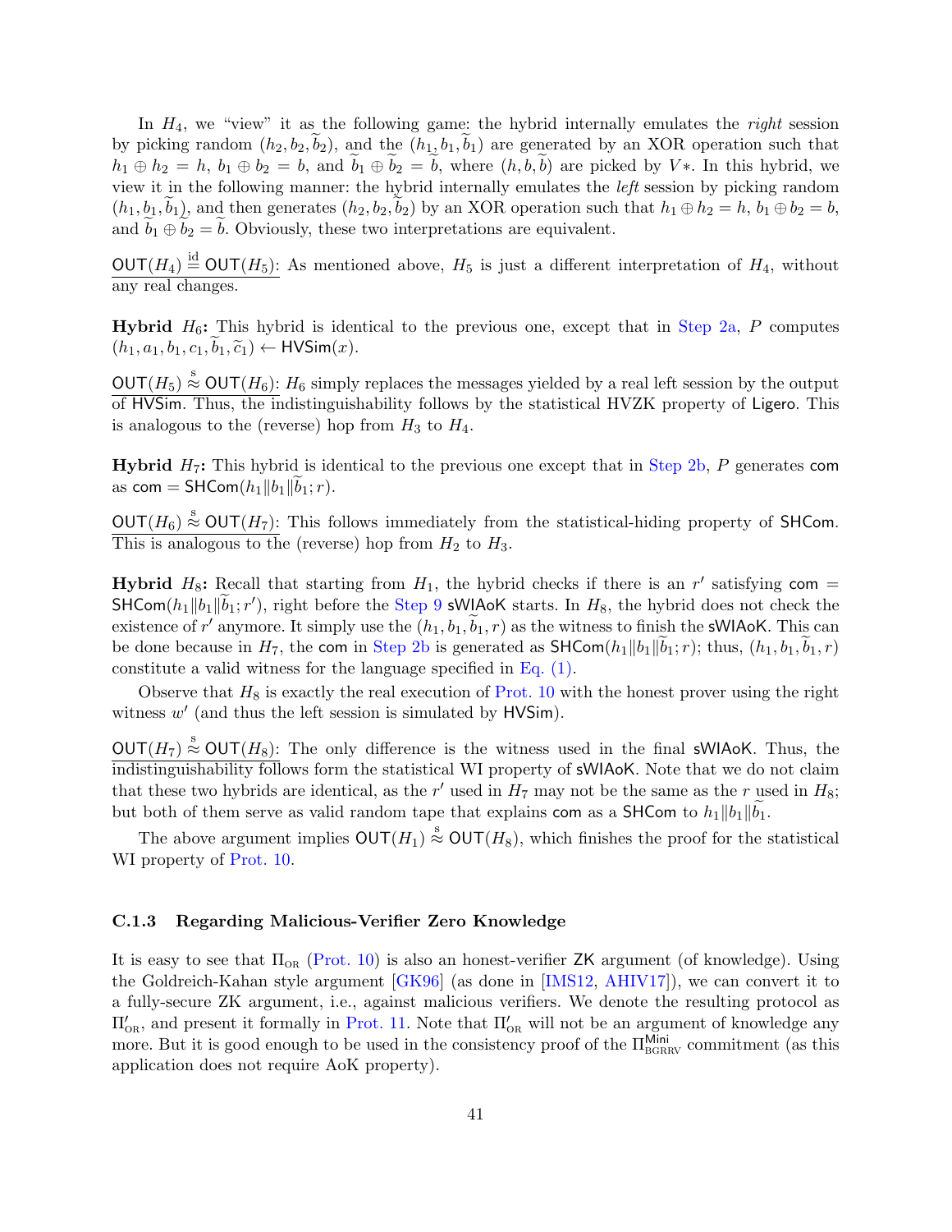In $H_4$, we "view" it as the following game: the hybrid internally emulates the *right* session by picking random $(h_2, b_2, \widetilde{b}_2)$, and the $(h_1, b_1, \widetilde{b}_1)$ are generated by an XOR operation such that $h_1 \oplus h_2 = h$, $b_1 \oplus b_2 = b$, and $\widetilde{b}_1 \oplus \widetilde{b}_2 = \widetilde{b}$, where $(h, b, \widetilde{b})$ are picked by $V*$. In this hybrid, we view it in the following manner: the hybrid internally emulates the *left* session by picking random $(h_1, b_1, \widetilde{b}_1)$, and then generates $(h_2, b_2, \widetilde{b}_2)$ by an XOR operation such that $h_1 \oplus h_2 = h$, $b_1 \oplus b_2 = b$, and $\widetilde{b}_1 \oplus \widetilde{b}_2 = \widetilde{b}$. Obviously, these two interpretations are equivalent.

$\underline{\mathsf{OUT}(H_4) \stackrel{\text{id}}{=} \mathsf{OUT}(H_5)}$: As mentioned above, $H_5$ is just a different interpretation of $H_4$, without any real changes.

**Hybrid $H_6$:** This hybrid is identical to the previous one, except that in Step 2a, $P$ computes $(h_1, a_1, b_1, c_1, \widetilde{b}_1, \widetilde{c}_1) \leftarrow \mathsf{HVSim}(x)$.

$\underline{\mathsf{OUT}(H_5) \stackrel{\text{s}}{\approx} \mathsf{OUT}(H_6)}$: $H_6$ simply replaces the messages yielded by a real left session by the output of $\mathsf{HVSim}$. Thus, the indistinguishability follows by the statistical HVZK property of $\mathsf{Ligero}$. This is analogous to the (reverse) hop from $H_3$ to $H_4$.

**Hybrid $H_7$:** This hybrid is identical to the previous one except that in Step 2b, $P$ generates $\mathsf{com}$ as $\mathsf{com} = \mathsf{SHCom}(h_1 \| b_1 \| \widetilde{b}_1; r)$.

$\underline{\mathsf{OUT}(H_6) \stackrel{\text{s}}{\approx} \mathsf{OUT}(H_7)}$: This follows immediately from the statistical-hiding property of $\mathsf{SHCom}$. This is analogous to the (reverse) hop from $H_2$ to $H_3$.

**Hybrid $H_8$:** Recall that starting from $H_1$, the hybrid checks if there is an $r'$ satisfying $\mathsf{com} = \mathsf{SHCom}(h_1 \| b_1 \| \widetilde{b}_1; r')$, right before the Step 9 $\mathsf{sWIAoK}$ starts. In $H_8$, the hybrid does not check the existence of $r'$ anymore. It simply use the $(h_1, b_1, \widetilde{b}_1, r)$ as the witness to finish the $\mathsf{sWIAoK}$. This can be done because in $H_7$, the $\mathsf{com}$ in Step 2b is generated as $\mathsf{SHCom}(h_1 \| b_1 \| \widetilde{b}_1; r)$; thus, $(h_1, b_1, \widetilde{b}_1, r)$ constitute a valid witness for the language specified in Eq. (1).

Observe that $H_8$ is exactly the real execution of Prot. 10 with the honest prover using the right witness $w'$ (and thus the left session is simulated by $\mathsf{HVSim}$).

$\underline{\mathsf{OUT}(H_7) \stackrel{\text{s}}{\approx} \mathsf{OUT}(H_8)}$: The only difference is the witness used in the final $\mathsf{sWIAoK}$. Thus, the indistinguishability follows form the statistical WI property of $\mathsf{sWIAoK}$. Note that we do not claim that these two hybrids are identical, as the $r'$ used in $H_7$ may not be the same as the $r$ used in $H_8$; but both of them serve as valid random tape that explains $\mathsf{com}$ as a $\mathsf{SHCom}$ to $h_1 \| b_1 \| \widetilde{b}_1$.

The above argument implies $\mathsf{OUT}(H_1) \stackrel{\text{s}}{\approx} \mathsf{OUT}(H_8)$, which finishes the proof for the statistical WI property of Prot. 10.

### C.1.3 Regarding Malicious-Verifier Zero Knowledge

It is easy to see that $\Pi_{\text{OR}}$ (Prot. 10) is also an honest-verifier $\mathsf{ZK}$ argument (of knowledge). Using the Goldreich-Kahan style argument [GK96] (as done in [IMS12, AHIV17]), we can convert it to a fully-secure ZK argument, i.e., against malicious verifiers. We denote the resulting protocol as $\Pi'_{\text{OR}}$, and present it formally in Prot. 11. Note that $\Pi'_{\text{OR}}$ will not be an argument of knowledge any more. But it is good enough to be used in the consistency proof of the $\Pi^{\mathsf{Mini}}_{\text{BGRRV}}$ commitment (as this application does not require AoK property).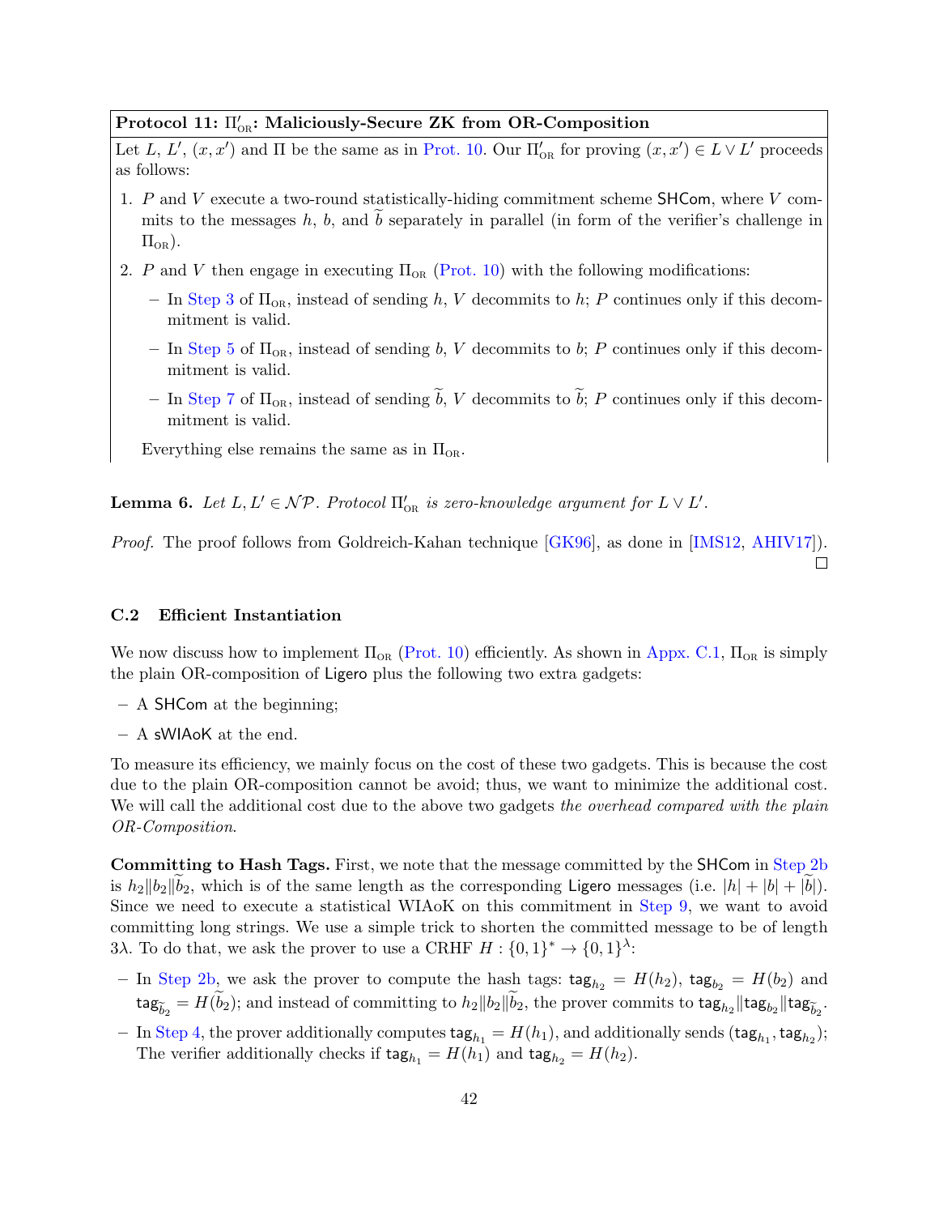**Protocol 11: $\Pi'_{\text{OR}}$: Maliciously-Secure ZK from OR-Composition**

Let $L$, $L'$, $(x, x')$ and $\Pi$ be the same as in Prot. 10. Our $\Pi'_{\text{OR}}$ for proving $(x, x') \in L \vee L'$ proceeds as follows:

1. $P$ and $V$ execute a two-round statistically-hiding commitment scheme $\mathsf{SHCom}$, where $V$ commits to the messages $h$, $b$, and $\widetilde{b}$ separately in parallel (in form of the verifier's challenge in $\Pi_{\text{OR}}$).
2. $P$ and $V$ then engage in executing $\Pi_{\text{OR}}$ (Prot. 10) with the following modifications:
   - In Step 3 of $\Pi_{\text{OR}}$, instead of sending $h$, $V$ decommits to $h$; $P$ continues only if this decommitment is valid.
   - In Step 5 of $\Pi_{\text{OR}}$, instead of sending $b$, $V$ decommits to $b$; $P$ continues only if this decommitment is valid.
   - In Step 7 of $\Pi_{\text{OR}}$, instead of sending $\widetilde{b}$, $V$ decommits to $\widetilde{b}$; $P$ continues only if this decommitment is valid.

   Everything else remains the same as in $\Pi_{\text{OR}}$.

**Lemma 6.** *Let $L, L' \in \mathcal{NP}$. Protocol $\Pi'_{\text{OR}}$ is zero-knowledge argument for $L \vee L'$.*

*Proof.* The proof follows from Goldreich-Kahan technique [GK96], as done in [IMS12, AHIV17]). □

### C.2 Efficient Instantiation

We now discuss how to implement $\Pi_{\text{OR}}$ (Prot. 10) efficiently. As shown in Appx. C.1, $\Pi_{\text{OR}}$ is simply the plain OR-composition of $\mathsf{Ligero}$ plus the following two extra gadgets:

- A $\mathsf{SHCom}$ at the beginning;
- A $\mathsf{sWIAoK}$ at the end.

To measure its efficiency, we mainly focus on the cost of these two gadgets. This is because the cost due to the plain OR-composition cannot be avoid; thus, we want to minimize the additional cost. We will call the additional cost due to the above two gadgets *the overhead compared with the plain OR-Composition*.

**Committing to Hash Tags.** First, we note that the message committed by the $\mathsf{SHCom}$ in Step 2b is $h_2 \| b_2 \| \widetilde{b}_2$, which is of the same length as the corresponding $\mathsf{Ligero}$ messages (i.e. $|h| + |b| + |\widetilde{b}|$). Since we need to execute a statistical WIAoK on this commitment in Step 9, we want to avoid committing long strings. We use a simple trick to shorten the committed message to be of length $3\lambda$. To do that, we ask the prover to use a CRHF $H : \{0,1\}^* \rightarrow \{0,1\}^\lambda$:

- In Step 2b, we ask the prover to compute the hash tags: $\mathsf{tag}_{h_2} = H(h_2)$, $\mathsf{tag}_{b_2} = H(b_2)$ and $\mathsf{tag}_{\widetilde{b}_2} = H(\widetilde{b}_2)$; and instead of committing to $h_2 \| b_2 \| \widetilde{b}_2$, the prover commits to $\mathsf{tag}_{h_2} \| \mathsf{tag}_{b_2} \| \mathsf{tag}_{\widetilde{b}_2}$.
- In Step 4, the prover additionally computes $\mathsf{tag}_{h_1} = H(h_1)$, and additionally sends $(\mathsf{tag}_{h_1}, \mathsf{tag}_{h_2})$; The verifier additionally checks if $\mathsf{tag}_{h_1} = H(h_1)$ and $\mathsf{tag}_{h_2} = H(h_2)$.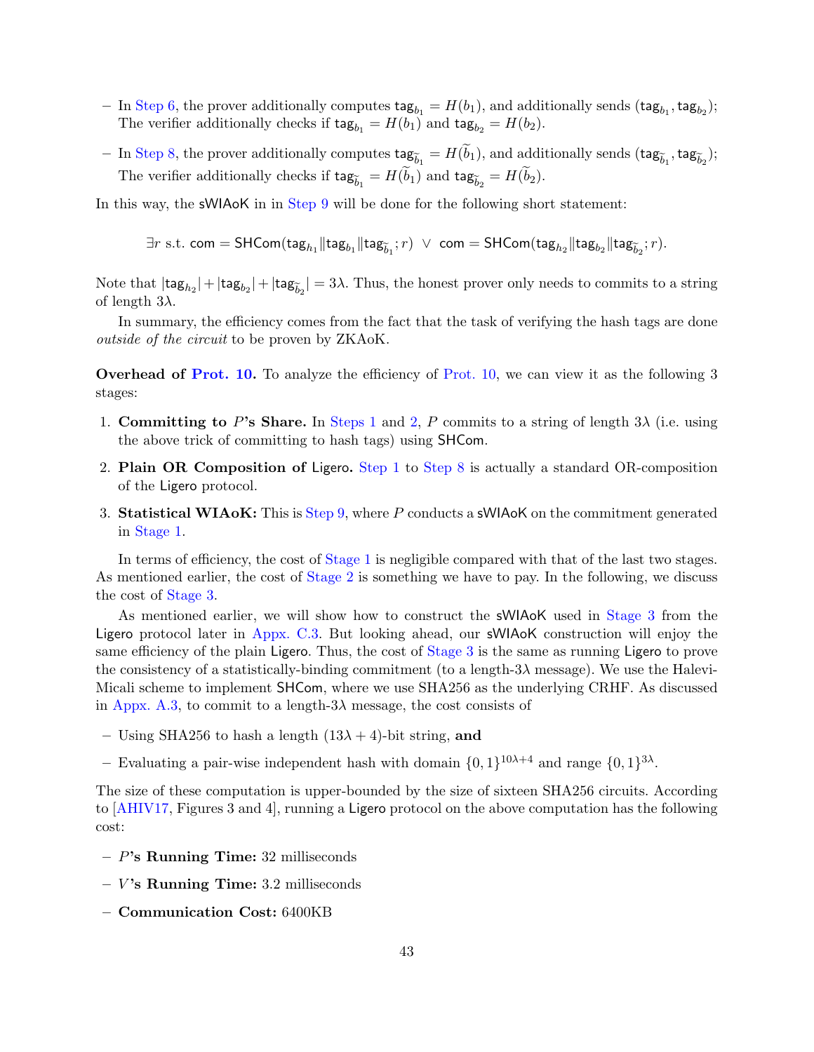– In Step 6, the prover additionally computes $\mathsf{tag}_{b_1} = H(b_1)$, and additionally sends $(\mathsf{tag}_{b_1}, \mathsf{tag}_{b_2})$; The verifier additionally checks if $\mathsf{tag}_{b_1} = H(b_1)$ and $\mathsf{tag}_{b_2} = H(b_2)$.

– In Step 8, the prover additionally computes $\mathsf{tag}_{\widetilde{b}_1} = H(\widetilde{b}_1)$, and additionally sends $(\mathsf{tag}_{\widetilde{b}_1}, \mathsf{tag}_{\widetilde{b}_2})$; The verifier additionally checks if $\mathsf{tag}_{\widetilde{b}_1} = H(\widetilde{b}_1)$ and $\mathsf{tag}_{\widetilde{b}_2} = H(\widetilde{b}_2)$.

In this way, the sWIAoK in in Step 9 will be done for the following short statement:

$$\exists r \text{ s.t. } \mathsf{com} = \mathsf{SHCom}(\mathsf{tag}_{h_1} \| \mathsf{tag}_{b_1} \| \mathsf{tag}_{\widetilde{b}_1}; r) \ \vee \ \mathsf{com} = \mathsf{SHCom}(\mathsf{tag}_{h_2} \| \mathsf{tag}_{b_2} \| \mathsf{tag}_{\widetilde{b}_2}; r).$$

Note that $|\mathsf{tag}_{h_2}| + |\mathsf{tag}_{b_2}| + |\mathsf{tag}_{\widetilde{b}_2}| = 3\lambda$. Thus, the honest prover only needs to commits to a string of length $3\lambda$.

In summary, the efficiency comes from the fact that the task of verifying the hash tags are done *outside of the circuit* to be proven by ZKAoK.

**Overhead of Prot. 10.** To analyze the efficiency of Prot. 10, we can view it as the following 3 stages:

1. **Committing to $P$'s Share.** In Steps 1 and 2, $P$ commits to a string of length $3\lambda$ (i.e. using the above trick of committing to hash tags) using SHCom.
2. **Plain OR Composition of Ligero.** Step 1 to Step 8 is actually a standard OR-composition of the Ligero protocol.
3. **Statistical WIAoK:** This is Step 9, where $P$ conducts a sWIAoK on the commitment generated in Stage 1.

In terms of efficiency, the cost of Stage 1 is negligible compared with that of the last two stages. As mentioned earlier, the cost of Stage 2 is something we have to pay. In the following, we discuss the cost of Stage 3.

As mentioned earlier, we will show how to construct the sWIAoK used in Stage 3 from the Ligero protocol later in Appx. C.3. But looking ahead, our sWIAoK construction will enjoy the same efficiency of the plain Ligero. Thus, the cost of Stage 3 is the same as running Ligero to prove the consistency of a statistically-binding commitment (to a length-$3\lambda$ message). We use the Halevi-Micali scheme to implement SHCom, where we use SHA256 as the underlying CRHF. As discussed in Appx. A.3, to commit to a length-$3\lambda$ message, the cost consists of

– Using SHA256 to hash a length $(13\lambda + 4)$-bit string, **and**

– Evaluating a pair-wise independent hash with domain $\{0,1\}^{10\lambda+4}$ and range $\{0,1\}^{3\lambda}$.

The size of these computation is upper-bounded by the size of sixteen SHA256 circuits. According to [AHIV17, Figures 3 and 4], running a Ligero protocol on the above computation has the following cost:

– **$P$'s Running Time:** 32 milliseconds

– **$V$'s Running Time:** 3.2 milliseconds

– **Communication Cost:** 6400KB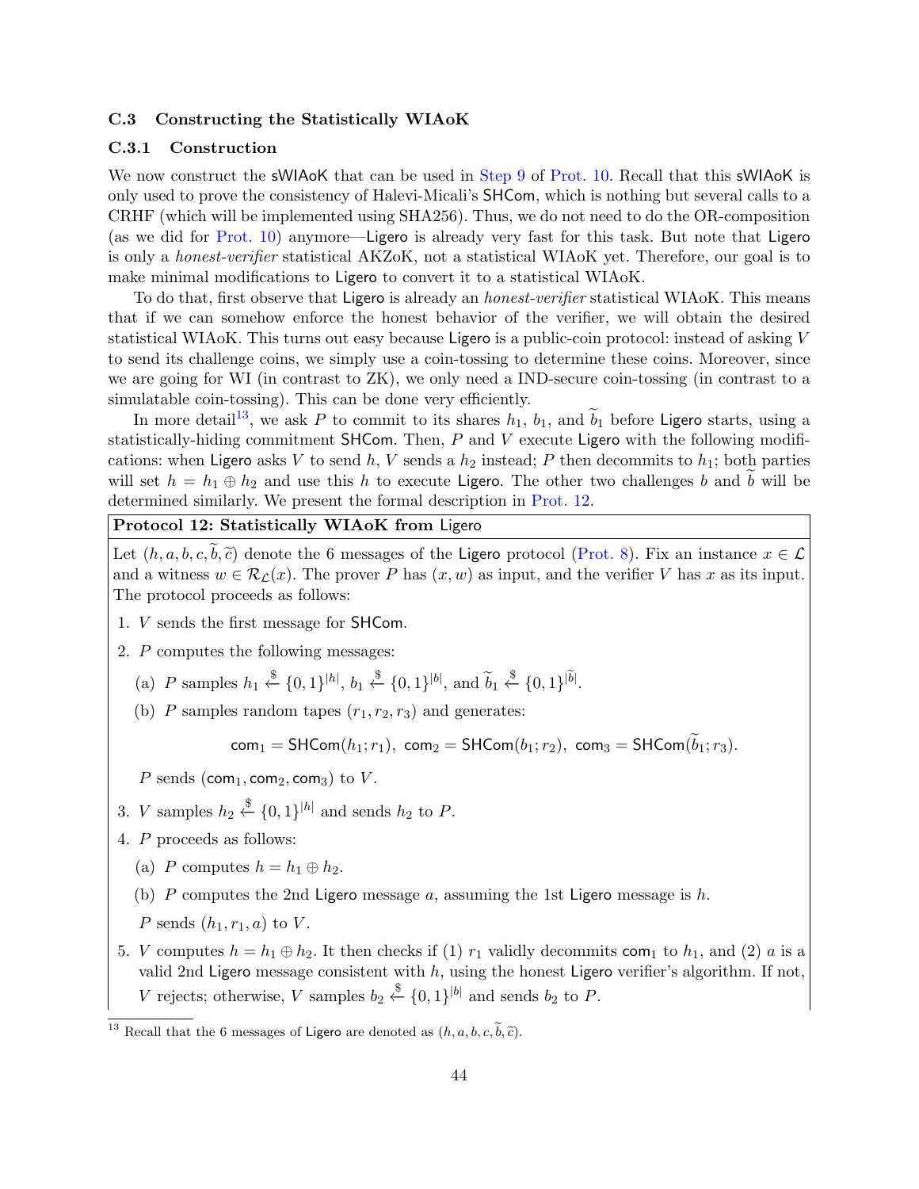### C.3 Constructing the Statistically WIAoK

#### C.3.1 Construction

We now construct the sWIAoK that can be used in Step 9 of Prot. 10. Recall that this sWIAoK is only used to prove the consistency of Halevi-Micali's SHCom, which is nothing but several calls to a CRHF (which will be implemented using SHA256). Thus, we do not need to do the OR-composition (as we did for Prot. 10) anymore—Ligero is already very fast for this task. But note that Ligero is only a *honest-verifier* statistical AKZoK, not a statistical WIAoK yet. Therefore, our goal is to make minimal modifications to Ligero to convert it to a statistical WIAoK.

To do that, first observe that Ligero is already an *honest-verifier* statistical WIAoK. This means that if we can somehow enforce the honest behavior of the verifier, we will obtain the desired statistical WIAoK. This turns out easy because Ligero is a public-coin protocol: instead of asking $V$ to send its challenge coins, we simply use a coin-tossing to determine these coins. Moreover, since we are going for WI (in contrast to ZK), we only need a IND-secure coin-tossing (in contrast to a simulatable coin-tossing). This can be done very efficiently.

In more detail[13], we ask $P$ to commit to its shares $h_1$, $b_1$, and $\widetilde{b}_1$ before Ligero starts, using a statistically-hiding commitment SHCom. Then, $P$ and $V$ execute Ligero with the following modifications: when Ligero asks $V$ to send $h$, $V$ sends a $h_2$ instead; $P$ then decommits to $h_1$; both parties will set $h = h_1 \oplus h_2$ and use this $h$ to execute Ligero. The other two challenges $b$ and $\widetilde{b}$ will be determined similarly. We present the formal description in Prot. 12.

**Protocol 12: Statistically WIAoK from Ligero**

Let $(h, a, b, c, \widetilde{b}, \widetilde{c})$ denote the 6 messages of the Ligero protocol (Prot. 8). Fix an instance $x \in \mathcal{L}$ and a witness $w \in \mathcal{R}_{\mathcal{L}}(x)$. The prover $P$ has $(x, w)$ as input, and the verifier $V$ has $x$ as its input. The protocol proceeds as follows:

1. $V$ sends the first message for SHCom.
2. $P$ computes the following messages:
   (a) $P$ samples $h_1 \xleftarrow{\$} \{0,1\}^{|h|}$, $b_1 \xleftarrow{\$} \{0,1\}^{|b|}$, and $\widetilde{b}_1 \xleftarrow{\$} \{0,1\}^{|\widetilde{b}|}$.
   (b) $P$ samples random tapes $(r_1, r_2, r_3)$ and generates:
   $$\mathsf{com}_1 = \mathsf{SHCom}(h_1; r_1),\ \mathsf{com}_2 = \mathsf{SHCom}(b_1; r_2),\ \mathsf{com}_3 = \mathsf{SHCom}(\widetilde{b}_1; r_3).$$
   $P$ sends $(\mathsf{com}_1, \mathsf{com}_2, \mathsf{com}_3)$ to $V$.
3. $V$ samples $h_2 \xleftarrow{\$} \{0,1\}^{|h|}$ and sends $h_2$ to $P$.
4. $P$ proceeds as follows:
   (a) $P$ computes $h = h_1 \oplus h_2$.
   (b) $P$ computes the 2nd Ligero message $a$, assuming the 1st Ligero message is $h$.
   $P$ sends $(h_1, r_1, a)$ to $V$.
5. $V$ computes $h = h_1 \oplus h_2$. It then checks if (1) $r_1$ validly decommits $\mathsf{com}_1$ to $h_1$, and (2) $a$ is a valid 2nd Ligero message consistent with $h$, using the honest Ligero verifier's algorithm. If not, $V$ rejects; otherwise, $V$ samples $b_2 \xleftarrow{\$} \{0,1\}^{|b|}$ and sends $b_2$ to $P$.

[13] Recall that the 6 messages of Ligero are denoted as $(h, a, b, c, \widetilde{b}, \widetilde{c})$.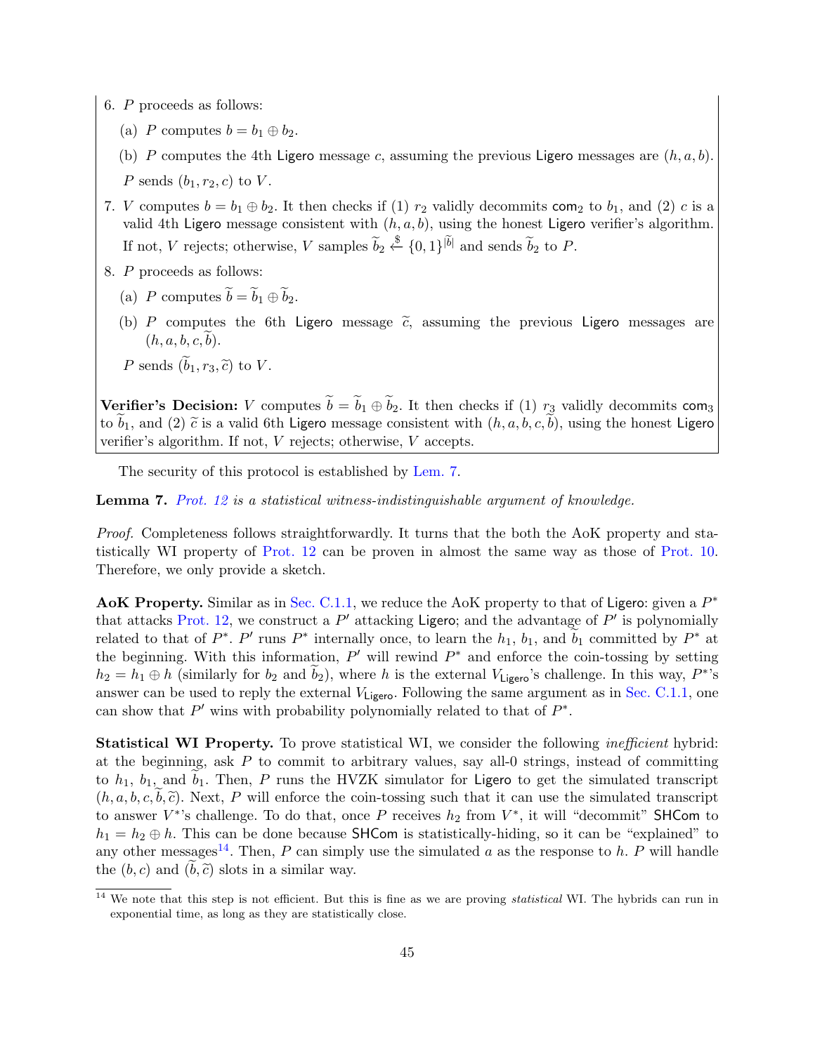6. $P$ proceeds as follows:

   (a) $P$ computes $b = b_1 \oplus b_2$.

   (b) $P$ computes the 4th Ligero message $c$, assuming the previous Ligero messages are $(h, a, b)$.

   $P$ sends $(b_1, r_2, c)$ to $V$.

7. $V$ computes $b = b_1 \oplus b_2$. It then checks if (1) $r_2$ validly decommits $\mathsf{com}_2$ to $b_1$, and (2) $c$ is a valid 4th Ligero message consistent with $(h, a, b)$, using the honest Ligero verifier's algorithm. If not, $V$ rejects; otherwise, $V$ samples $\widetilde{b}_2 \xleftarrow{\$} \{0,1\}^{|\widetilde{b}|}$ and sends $\widetilde{b}_2$ to $P$.

8. $P$ proceeds as follows:

   (a) $P$ computes $\widetilde{b} = \widetilde{b}_1 \oplus \widetilde{b}_2$.

   (b) $P$ computes the 6th Ligero message $\widetilde{c}$, assuming the previous Ligero messages are $(h, a, b, c, \widetilde{b})$.

   $P$ sends $(\widetilde{b}_1, r_3, \widetilde{c})$ to $V$.

**Verifier's Decision:** $V$ computes $\widetilde{b} = \widetilde{b}_1 \oplus \widetilde{b}_2$. It then checks if (1) $r_3$ validly decommits $\mathsf{com}_3$ to $\widetilde{b}_1$, and (2) $\widetilde{c}$ is a valid 6th Ligero message consistent with $(h, a, b, c, \widetilde{b})$, using the honest Ligero verifier's algorithm. If not, $V$ rejects; otherwise, $V$ accepts.

The security of this protocol is established by Lem. 7.

**Lemma 7.** *Prot. 12 is a statistical witness-indistinguishable argument of knowledge.*

*Proof.* Completeness follows straightforwardly. It turns that the both the AoK property and statistically WI property of Prot. 12 can be proven in almost the same way as those of Prot. 10. Therefore, we only provide a sketch.

**AoK Property.** Similar as in Sec. C.1.1, we reduce the AoK property to that of Ligero: given a $P^*$ that attacks Prot. 12, we construct a $P'$ attacking Ligero; and the advantage of $P'$ is polynomially related to that of $P^*$. $P'$ runs $P^*$ internally once, to learn the $h_1$, $b_1$, and $\widetilde{b}_1$ committed by $P^*$ at the beginning. With this information, $P'$ will rewind $P^*$ and enforce the coin-tossing by setting $h_2 = h_1 \oplus h$ (similarly for $b_2$ and $\widetilde{b}_2$), where $h$ is the external $V_{\mathsf{Ligero}}$'s challenge. In this way, $P^*$'s answer can be used to reply the external $V_{\mathsf{Ligero}}$. Following the same argument as in Sec. C.1.1, one can show that $P'$ wins with probability polynomially related to that of $P^*$.

**Statistical WI Property.** To prove statistical WI, we consider the following *inefficient* hybrid: at the beginning, ask $P$ to commit to arbitrary values, say all-0 strings, instead of committing to $h_1$, $b_1$, and $\widetilde{b}_1$. Then, $P$ runs the HVZK simulator for Ligero to get the simulated transcript $(h, a, b, c, \widetilde{b}, \widetilde{c})$. Next, $P$ will enforce the coin-tossing such that it can use the simulated transcript to answer $V^*$'s challenge. To do that, once $P$ receives $h_2$ from $V^*$, it will "decommit" $\mathsf{SHCom}$ to $h_1 = h_2 \oplus h$. This can be done because $\mathsf{SHCom}$ is statistically-hiding, so it can be "explained" to any other messages[14]. Then, $P$ can simply use the simulated $a$ as the response to $h$. $P$ will handle the $(b, c)$ and $(\widetilde{b}, \widetilde{c})$ slots in a similar way.

[14] We note that this step is not efficient. But this is fine as we are proving *statistical* WI. The hybrids can run in exponential time, as long as they are statistically close.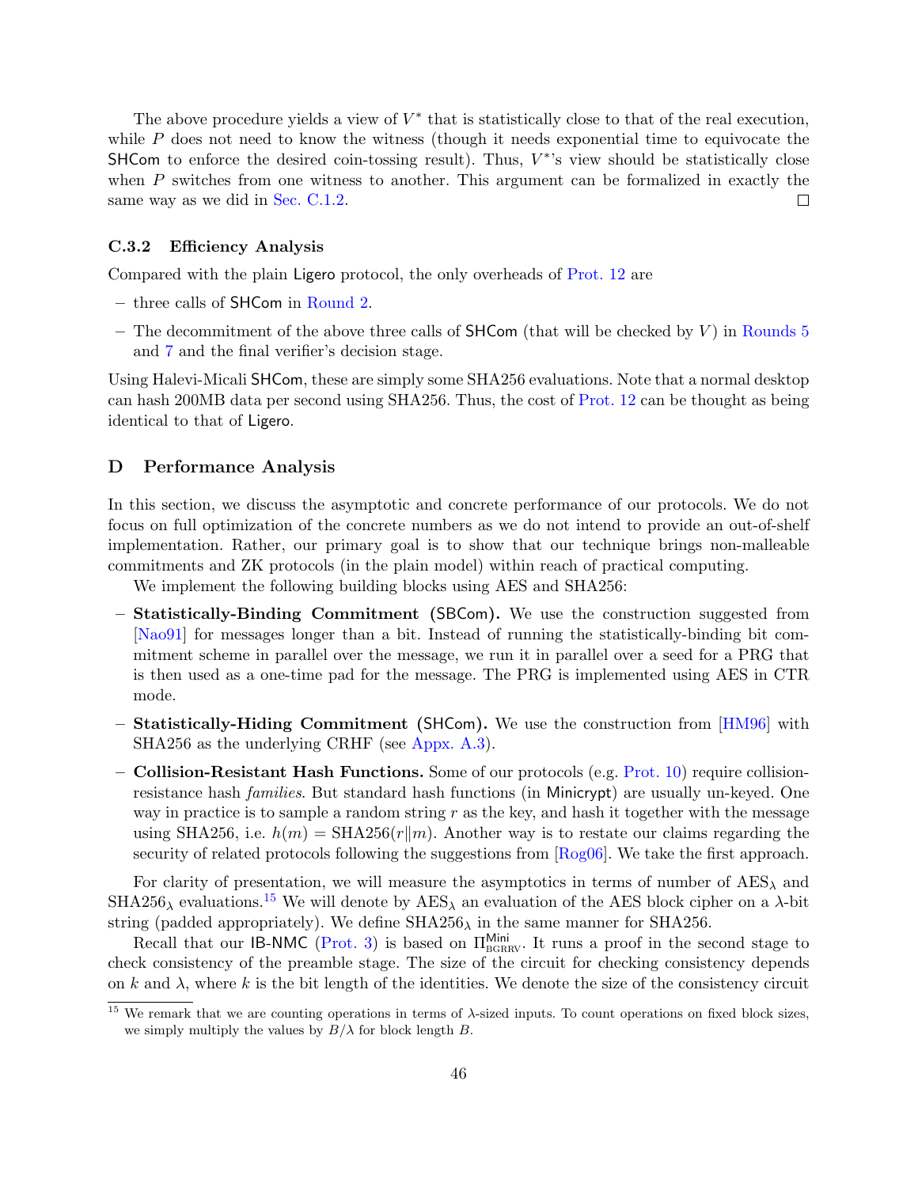The above procedure yields a view of $V^*$ that is statistically close to that of the real execution, while $P$ does not need to know the witness (though it needs exponential time to equivocate the SHCom to enforce the desired coin-tossing result). Thus, $V^*$'s view should be statistically close when $P$ switches from one witness to another. This argument can be formalized in exactly the same way as we did in Sec. C.1.2. □

### C.3.2 Efficiency Analysis

Compared with the plain Ligero protocol, the only overheads of Prot. 12 are

- three calls of SHCom in Round 2.
- The decommitment of the above three calls of SHCom (that will be checked by $V$) in Rounds 5 and 7 and the final verifier's decision stage.

Using Halevi-Micali SHCom, these are simply some SHA256 evaluations. Note that a normal desktop can hash 200MB data per second using SHA256. Thus, the cost of Prot. 12 can be thought as being identical to that of Ligero.

## D Performance Analysis

In this section, we discuss the asymptotic and concrete performance of our protocols. We do not focus on full optimization of the concrete numbers as we do not intend to provide an out-of-shelf implementation. Rather, our primary goal is to show that our technique brings non-malleable commitments and ZK protocols (in the plain model) within reach of practical computing.

We implement the following building blocks using AES and SHA256:

- **Statistically-Binding Commitment (SBCom).** We use the construction suggested from [Nao91] for messages longer than a bit. Instead of running the statistically-binding bit commitment scheme in parallel over the message, we run it in parallel over a seed for a PRG that is then used as a one-time pad for the message. The PRG is implemented using AES in CTR mode.
- **Statistically-Hiding Commitment (SHCom).** We use the construction from [HM96] with SHA256 as the underlying CRHF (see Appx. A.3).
- **Collision-Resistant Hash Functions.** Some of our protocols (e.g. Prot. 10) require collision-resistance hash *families*. But standard hash functions (in Minicrypt) are usually un-keyed. One way in practice is to sample a random string $r$ as the key, and hash it together with the message using SHA256, i.e. $h(m) = \text{SHA256}(r\|m)$. Another way is to restate our claims regarding the security of related protocols following the suggestions from [Rog06]. We take the first approach.

For clarity of presentation, we will measure the asymptotics in terms of number of $\text{AES}_\lambda$ and $\text{SHA256}_\lambda$ evaluations.[15] We will denote by $\text{AES}_\lambda$ an evaluation of the AES block cipher on a $\lambda$-bit string (padded appropriately). We define $\text{SHA256}_\lambda$ in the same manner for SHA256.

Recall that our IB-NMC (Prot. 3) is based on $\Pi^{\mathsf{Mini}}_{\text{BGRRV}}$. It runs a proof in the second stage to check consistency of the preamble stage. The size of the circuit for checking consistency depends on $k$ and $\lambda$, where $k$ is the bit length of the identities. We denote the size of the consistency circuit

[15] We remark that we are counting operations in terms of $\lambda$-sized inputs. To count operations on fixed block sizes, we simply multiply the values by $B/\lambda$ for block length $B$.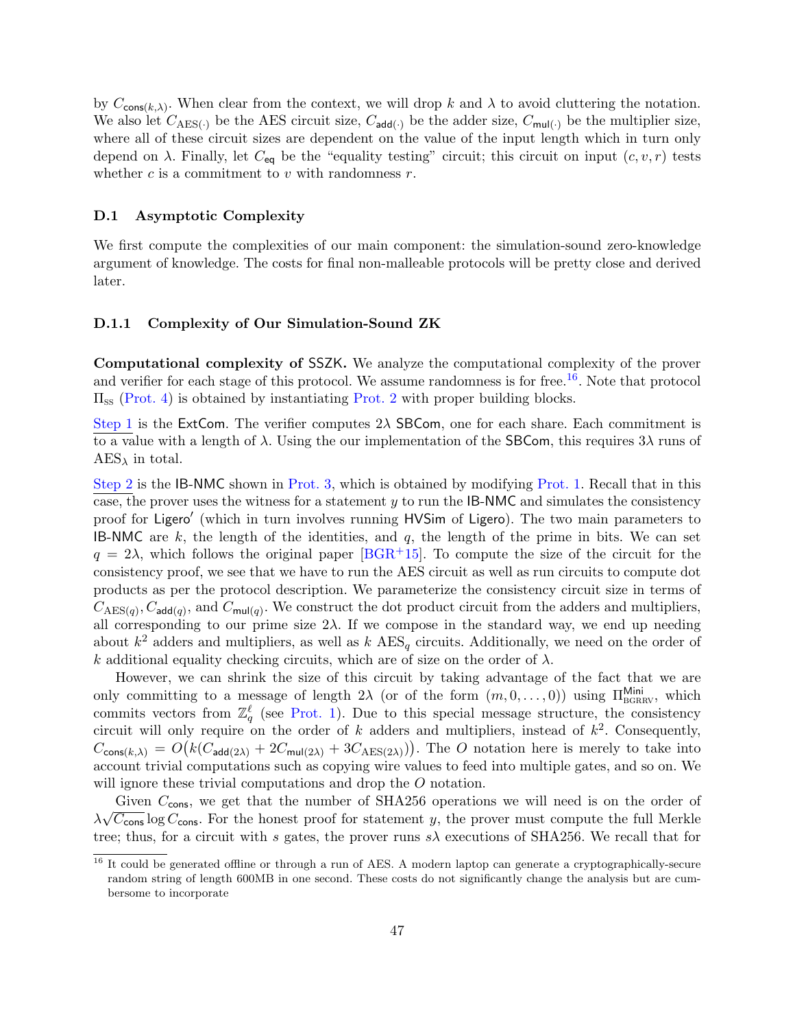by $C_{\mathsf{cons}(k,\lambda)}$. When clear from the context, we will drop $k$ and $\lambda$ to avoid cluttering the notation. We also let $C_{\mathrm{AES}(\cdot)}$ be the AES circuit size, $C_{\mathsf{add}(\cdot)}$ be the adder size, $C_{\mathsf{mul}(\cdot)}$ be the multiplier size, where all of these circuit sizes are dependent on the value of the input length which in turn only depend on $\lambda$. Finally, let $C_{\mathsf{eq}}$ be the "equality testing" circuit; this circuit on input $(c, v, r)$ tests whether $c$ is a commitment to $v$ with randomness $r$.

### D.1 Asymptotic Complexity

We first compute the complexities of our main component: the simulation-sound zero-knowledge argument of knowledge. The costs for final non-malleable protocols will be pretty close and derived later.

#### D.1.1 Complexity of Our Simulation-Sound ZK

**Computational complexity of SSZK.** We analyze the computational complexity of the prover and verifier for each stage of this protocol. We assume randomness is for free.[16]. Note that protocol $\Pi_{\mathrm{SS}}$ (Prot. 4) is obtained by instantiating Prot. 2 with proper building blocks.

Step 1 is the ExtCom. The verifier computes $2\lambda$ SBCom, one for each share. Each commitment is to a value with a length of $\lambda$. Using the our implementation of the SBCom, this requires $3\lambda$ runs of $\mathrm{AES}_\lambda$ in total.

Step 2 is the IB-NMC shown in Prot. 3, which is obtained by modifying Prot. 1. Recall that in this case, the prover uses the witness for a statement $y$ to run the IB-NMC and simulates the consistency proof for Ligero′ (which in turn involves running HVSim of Ligero). The two main parameters to IB-NMC are $k$, the length of the identities, and $q$, the length of the prime in bits. We can set $q = 2\lambda$, which follows the original paper [BGR+15]. To compute the size of the circuit for the consistency proof, we see that we have to run the AES circuit as well as run circuits to compute dot products as per the protocol description. We parameterize the consistency circuit size in terms of $C_{\mathrm{AES}(q)}, C_{\mathsf{add}(q)}$, and $C_{\mathsf{mul}(q)}$. We construct the dot product circuit from the adders and multipliers, all corresponding to our prime size $2\lambda$. If we compose in the standard way, we end up needing about $k^2$ adders and multipliers, as well as $k$ $\mathrm{AES}_q$ circuits. Additionally, we need on the order of $k$ additional equality checking circuits, which are of size on the order of $\lambda$.

However, we can shrink the size of this circuit by taking advantage of the fact that we are only committing to a message of length $2\lambda$ (or of the form $(m, 0, \ldots, 0)$) using $\Pi^{\mathsf{Mini}}_{\mathrm{BGRRV}}$, which commits vectors from $\mathbb{Z}_q^\ell$ (see Prot. 1). Due to this special message structure, the consistency circuit will only require on the order of $k$ adders and multipliers, instead of $k^2$. Consequently, $C_{\mathsf{cons}(k,\lambda)} = O\big(k(C_{\mathsf{add}(2\lambda)} + 2C_{\mathsf{mul}(2\lambda)} + 3C_{\mathrm{AES}(2\lambda)})\big)$. The $O$ notation here is merely to take into account trivial computations such as copying wire values to feed into multiple gates, and so on. We will ignore these trivial computations and drop the $O$ notation.

Given $C_{\mathsf{cons}}$, we get that the number of SHA256 operations we will need is on the order of $\lambda\sqrt{C_{\mathsf{cons}}}\log C_{\mathsf{cons}}$. For the honest proof for statement $y$, the prover must compute the full Merkle tree; thus, for a circuit with $s$ gates, the prover runs $s\lambda$ executions of SHA256. We recall that for

[16] It could be generated offline or through a run of AES. A modern laptop can generate a cryptographically-secure random string of length 600MB in one second. These costs do not significantly change the analysis but are cumbersome to incorporate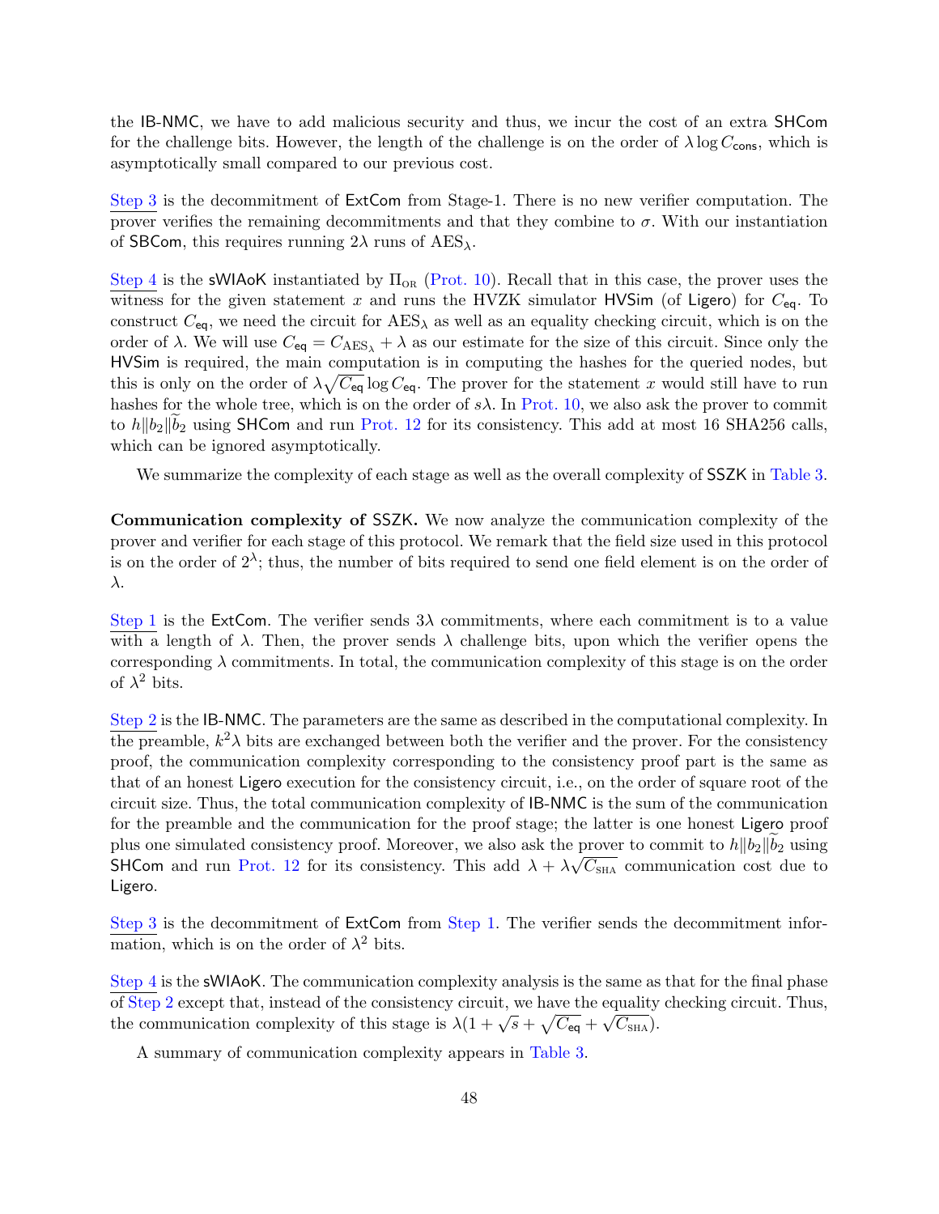the IB-NMC, we have to add malicious security and thus, we incur the cost of an extra SHCom for the challenge bits. However, the length of the challenge is on the order of $\lambda \log C_{\mathsf{cons}}$, which is asymptotically small compared to our previous cost.

Step 3 is the decommitment of ExtCom from Stage-1. There is no new verifier computation. The prover verifies the remaining decommitments and that they combine to $\sigma$. With our instantiation of SBCom, this requires running $2\lambda$ runs of $\mathrm{AES}_\lambda$.

Step 4 is the sWIAoK instantiated by $\Pi_{\mathrm{OR}}$ (Prot. 10). Recall that in this case, the prover uses the witness for the given statement $x$ and runs the HVZK simulator HVSim (of Ligero) for $C_{\mathsf{eq}}$. To construct $C_{\mathsf{eq}}$, we need the circuit for $\mathrm{AES}_\lambda$ as well as an equality checking circuit, which is on the order of $\lambda$. We will use $C_{\mathsf{eq}} = C_{\mathrm{AES}_\lambda} + \lambda$ as our estimate for the size of this circuit. Since only the HVSim is required, the main computation is in computing the hashes for the queried nodes, but this is only on the order of $\lambda\sqrt{C_{\mathsf{eq}}}\log C_{\mathsf{eq}}$. The prover for the statement $x$ would still have to run hashes for the whole tree, which is on the order of $s\lambda$. In Prot. 10, we also ask the prover to commit to $h\|b_2\|\widetilde{b}_2$ using SHCom and run Prot. 12 for its consistency. This add at most 16 SHA256 calls, which can be ignored asymptotically.

We summarize the complexity of each stage as well as the overall complexity of SSZK in Table 3.

**Communication complexity of SSZK.** We now analyze the communication complexity of the prover and verifier for each stage of this protocol. We remark that the field size used in this protocol is on the order of $2^\lambda$; thus, the number of bits required to send one field element is on the order of $\lambda$.

Step 1 is the ExtCom. The verifier sends $3\lambda$ commitments, where each commitment is to a value with a length of $\lambda$. Then, the prover sends $\lambda$ challenge bits, upon which the verifier opens the corresponding $\lambda$ commitments. In total, the communication complexity of this stage is on the order of $\lambda^2$ bits.

Step 2 is the IB-NMC. The parameters are the same as described in the computational complexity. In the preamble, $k^2\lambda$ bits are exchanged between both the verifier and the prover. For the consistency proof, the communication complexity corresponding to the consistency proof part is the same as that of an honest Ligero execution for the consistency circuit, i.e., on the order of square root of the circuit size. Thus, the total communication complexity of IB-NMC is the sum of the communication for the preamble and the communication for the proof stage; the latter is one honest Ligero proof plus one simulated consistency proof. Moreover, we also ask the prover to commit to $h\|b_2\|\widetilde{b}_2$ using SHCom and run Prot. 12 for its consistency. This add $\lambda + \lambda\sqrt{C_{\mathrm{SHA}}}$ communication cost due to Ligero.

Step 3 is the decommitment of ExtCom from Step 1. The verifier sends the decommitment information, which is on the order of $\lambda^2$ bits.

Step 4 is the sWIAoK. The communication complexity analysis is the same as that for the final phase of Step 2 except that, instead of the consistency circuit, we have the equality checking circuit. Thus, the communication complexity of this stage is $\lambda(1 + \sqrt{s} + \sqrt{C_{\mathsf{eq}}} + \sqrt{C_{\mathrm{SHA}}})$.

A summary of communication complexity appears in Table 3.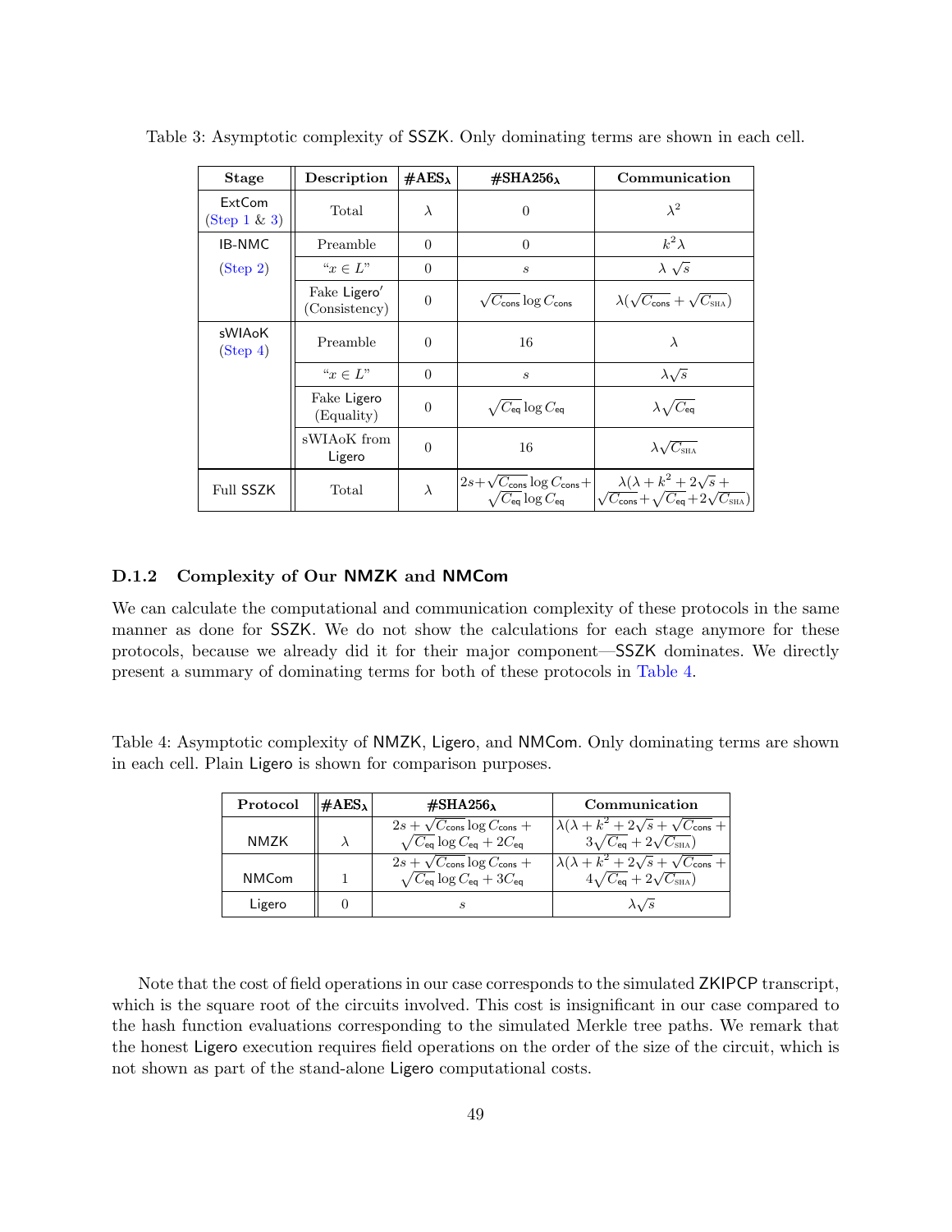Table 3: Asymptotic complexity of SSZK. Only dominating terms are shown in each cell.

| Stage | Description | #AES$_\lambda$ | #SHA256$_\lambda$ | Communication |
|---|---|---|---|---|
| ExtCom (Step 1 & 3) | Total | $\lambda$ | 0 | $\lambda^2$ |
| IB-NMC (Step 2) | Preamble | 0 | 0 | $k^2\lambda$ |
| | "$x \in L$" | 0 | $s$ | $\lambda\sqrt{s}$ |
| | Fake Ligero′ (Consistency) | 0 | $\sqrt{C_{\mathsf{cons}}}\log C_{\mathsf{cons}}$ | $\lambda(\sqrt{C_{\mathsf{cons}}} + \sqrt{C_{\text{SHA}}})$ |
| sWIAoK (Step 4) | Preamble | 0 | 16 | $\lambda$ |
| | "$x \in L$" | 0 | $s$ | $\lambda\sqrt{s}$ |
| | Fake Ligero (Equality) | 0 | $\sqrt{C_{\mathsf{eq}}}\log C_{\mathsf{eq}}$ | $\lambda\sqrt{C_{\mathsf{eq}}}$ |
| | sWIAoK from Ligero | 0 | 16 | $\lambda\sqrt{C_{\text{SHA}}}$ |
| Full SSZK | Total | $\lambda$ | $2s+\sqrt{C_{\mathsf{cons}}}\log C_{\mathsf{cons}}+\sqrt{C_{\mathsf{eq}}}\log C_{\mathsf{eq}}$ | $\lambda(\lambda + k^2 + 2\sqrt{s} + \sqrt{C_{\mathsf{cons}}}+\sqrt{C_{\mathsf{eq}}}+2\sqrt{C_{\text{SHA}}})$ |

### D.1.2 Complexity of Our NMZK and NMCom

We can calculate the computational and communication complexity of these protocols in the same manner as done for SSZK. We do not show the calculations for each stage anymore for these protocols, because we already did it for their major component—SSZK dominates. We directly present a summary of dominating terms for both of these protocols in Table 4.

Table 4: Asymptotic complexity of NMZK, Ligero, and NMCom. Only dominating terms are shown in each cell. Plain Ligero is shown for comparison purposes.

| Protocol | #AES$_\lambda$ | #SHA256$_\lambda$ | Communication |
|---|---|---|---|
| NMZK | $\lambda$ | $2s + \sqrt{C_{\mathsf{cons}}}\log C_{\mathsf{cons}} + \sqrt{C_{\mathsf{eq}}}\log C_{\mathsf{eq}} + 2C_{\mathsf{eq}}$ | $\lambda(\lambda + k^2 + 2\sqrt{s} + \sqrt{C_{\mathsf{cons}}} + 3\sqrt{C_{\mathsf{eq}}} + 2\sqrt{C_{\text{SHA}}})$ |
| NMCom | 1 | $2s + \sqrt{C_{\mathsf{cons}}}\log C_{\mathsf{cons}} + \sqrt{C_{\mathsf{eq}}}\log C_{\mathsf{eq}} + 3C_{\mathsf{eq}}$ | $\lambda(\lambda + k^2 + 2\sqrt{s} + \sqrt{C_{\mathsf{cons}}} + 4\sqrt{C_{\mathsf{eq}}} + 2\sqrt{C_{\text{SHA}}})$ |
| Ligero | 0 | $s$ | $\lambda\sqrt{s}$ |

Note that the cost of field operations in our case corresponds to the simulated ZKIPCP transcript, which is the square root of the circuits involved. This cost is insignificant in our case compared to the hash function evaluations corresponding to the simulated Merkle tree paths. We remark that the honest Ligero execution requires field operations on the order of the size of the circuit, which is not shown as part of the stand-alone Ligero computational costs.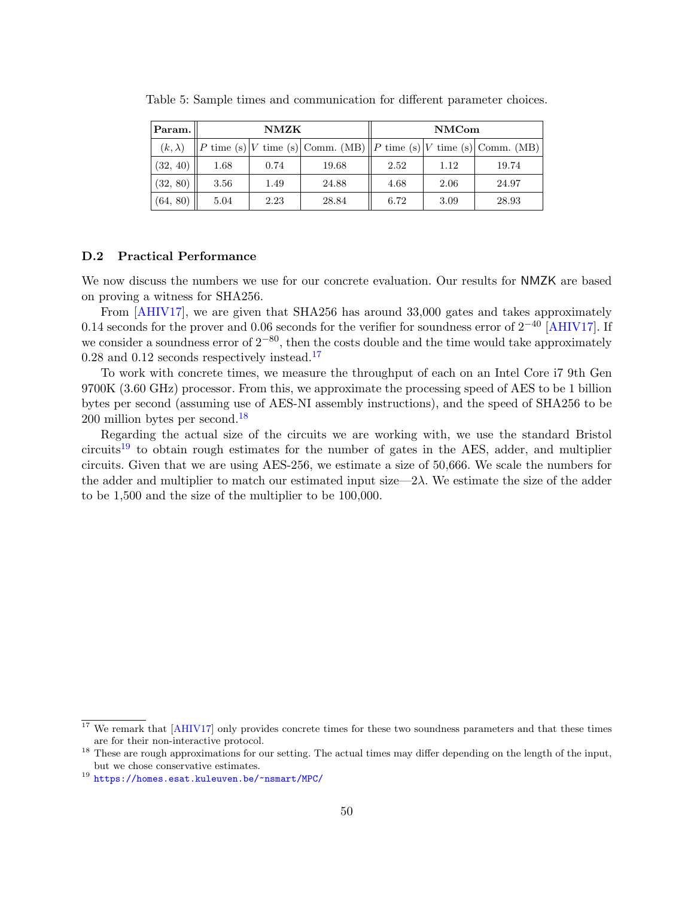Table 5: Sample times and communication for different parameter choices.

| Param. | NMZK | | | NMCom | | |
|---|---|---|---|---|---|---|
| $(k, \lambda)$ | $P$ time (s) | $V$ time (s) | Comm. (MB) | $P$ time (s) | $V$ time (s) | Comm. (MB) |
| (32, 40) | 1.68 | 0.74 | 19.68 | 2.52 | 1.12 | 19.74 |
| (32, 80) | 3.56 | 1.49 | 24.88 | 4.68 | 2.06 | 24.97 |
| (64, 80) | 5.04 | 2.23 | 28.84 | 6.72 | 3.09 | 28.93 |

### D.2 Practical Performance

We now discuss the numbers we use for our concrete evaluation. Our results for NMZK are based on proving a witness for SHA256.

From [AHIV17], we are given that SHA256 has around 33,000 gates and takes approximately 0.14 seconds for the prover and 0.06 seconds for the verifier for soundness error of $2^{-40}$ [AHIV17]. If we consider a soundness error of $2^{-80}$, then the costs double and the time would take approximately 0.28 and 0.12 seconds respectively instead.[17]

To work with concrete times, we measure the throughput of each on an Intel Core i7 9th Gen 9700K (3.60 GHz) processor. From this, we approximate the processing speed of AES to be 1 billion bytes per second (assuming use of AES-NI assembly instructions), and the speed of SHA256 to be 200 million bytes per second.[18]

Regarding the actual size of the circuits we are working with, we use the standard Bristol circuits[19] to obtain rough estimates for the number of gates in the AES, adder, and multiplier circuits. Given that we are using AES-256, we estimate a size of 50,666. We scale the numbers for the adder and multiplier to match our estimated input size—$2\lambda$. We estimate the size of the adder to be 1,500 and the size of the multiplier to be 100,000.

[17] We remark that [AHIV17] only provides concrete times for these two soundness parameters and that these times are for their non-interactive protocol.

[18] These are rough approximations for our setting. The actual times may differ depending on the length of the input, but we chose conservative estimates.

[19] https://homes.esat.kuleuven.be/~nsmart/MPC/